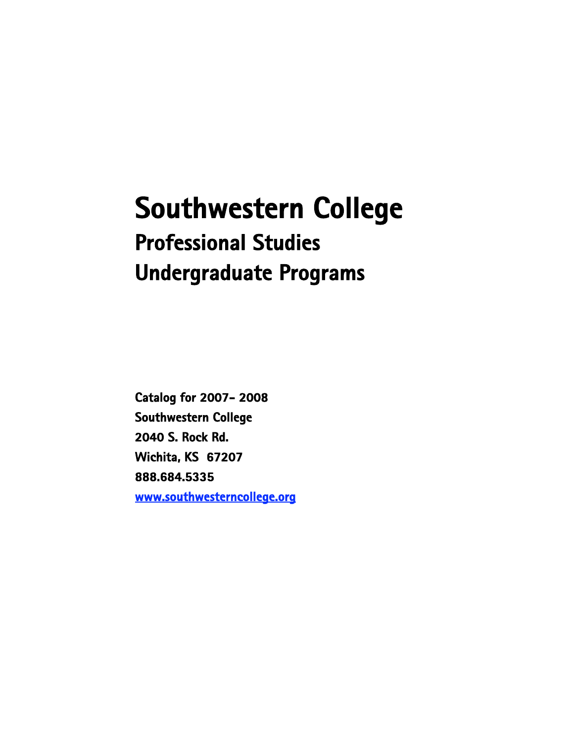# Southwestern College

## Professional Studies

## Undergraduate Programs

**Catalog for 2007- 2008**
**Southwestern College**
**2040 S. Rock Rd.**
**Wichita, KS 67207**
**888.684.5335**
**[www.southwesterncollege.org](http://www.southwesterncollege.org)**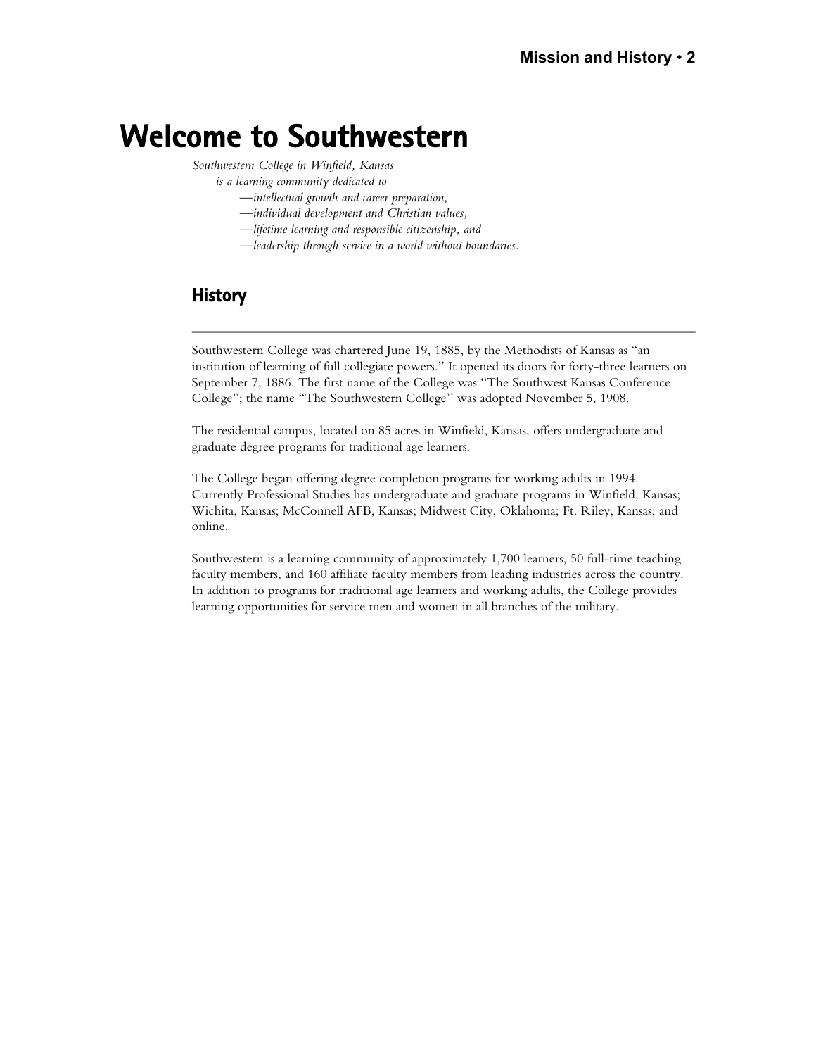# Welcome to Southwestern

*Southwestern College in Winfield, Kansas*
*is a learning community dedicated to*
*—intellectual growth and career preparation,*
*—individual development and Christian values,*
*—lifetime learning and responsible citizenship, and*
*—leadership through service in a world without boundaries.*

## History

Southwestern College was chartered June 19, 1885, by the Methodists of Kansas as "an institution of learning of full collegiate powers." It opened its doors for forty-three learners on September 7, 1886. The first name of the College was "The Southwest Kansas Conference College"; the name "The Southwestern College" was adopted November 5, 1908.

The residential campus, located on 85 acres in Winfield, Kansas, offers undergraduate and graduate degree programs for traditional age learners.

The College began offering degree completion programs for working adults in 1994. Currently Professional Studies has undergraduate and graduate programs in Winfield, Kansas; Wichita, Kansas; McConnell AFB, Kansas; Midwest City, Oklahoma; Ft. Riley, Kansas; and online.

Southwestern is a learning community of approximately 1,700 learners, 50 full-time teaching faculty members, and 160 affiliate faculty members from leading industries across the country. In addition to programs for traditional age learners and working adults, the College provides learning opportunities for service men and women in all branches of the military.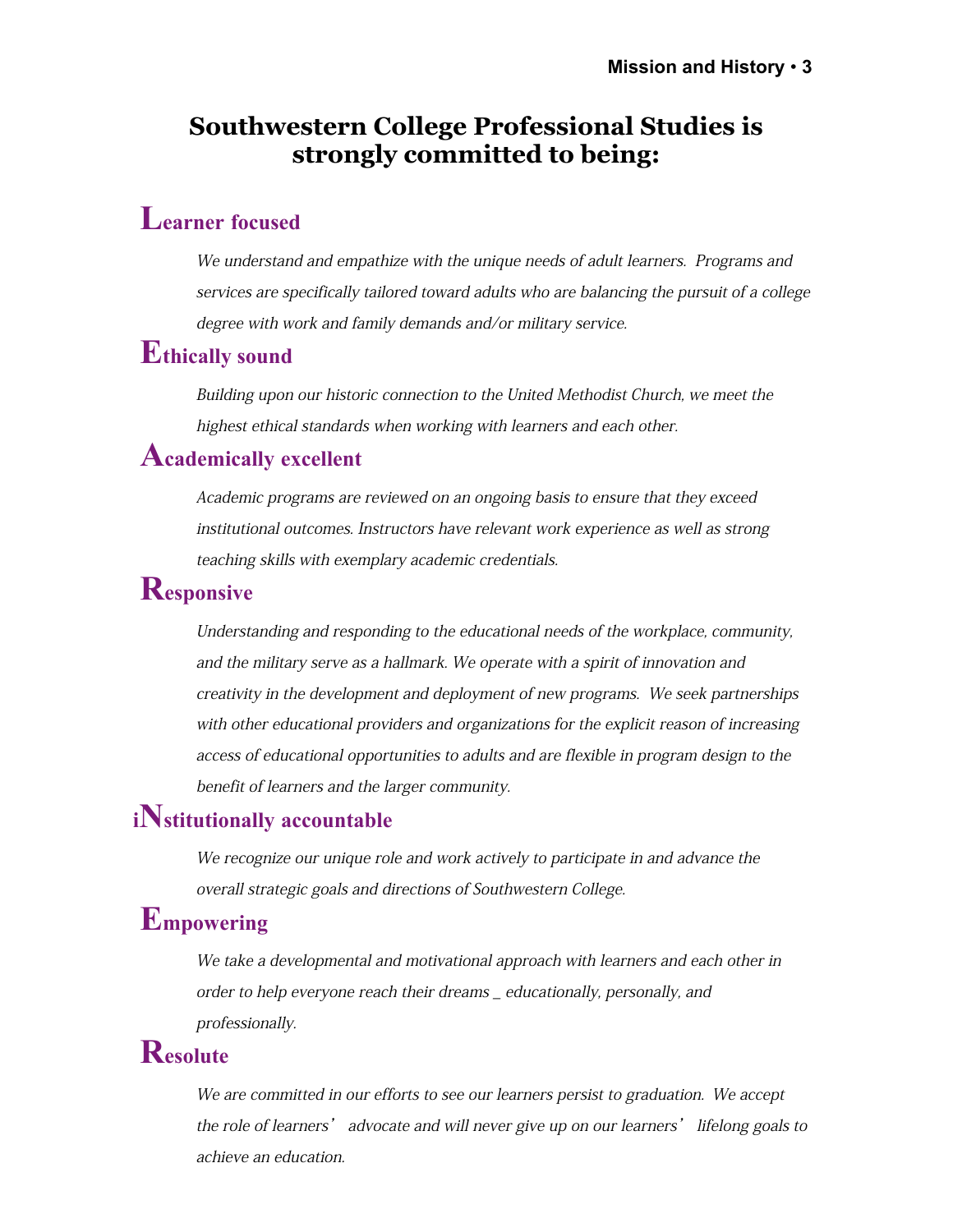# Southwestern College Professional Studies is strongly committed to being:

## Learner focused

*We understand and empathize with the unique needs of adult learners. Programs and services are specifically tailored toward adults who are balancing the pursuit of a college degree with work and family demands and/or military service.*

## Ethically sound

*Building upon our historic connection to the United Methodist Church, we meet the highest ethical standards when working with learners and each other.*

## Academically excellent

*Academic programs are reviewed on an ongoing basis to ensure that they exceed institutional outcomes. Instructors have relevant work experience as well as strong teaching skills with exemplary academic credentials.*

## Responsive

*Understanding and responding to the educational needs of the workplace, community, and the military serve as a hallmark. We operate with a spirit of innovation and creativity in the development and deployment of new programs. We seek partnerships with other educational providers and organizations for the explicit reason of increasing access of educational opportunities to adults and are flexible in program design to the benefit of learners and the larger community.*

## iNstitutionally accountable

*We recognize our unique role and work actively to participate in and advance the overall strategic goals and directions of Southwestern College.*

## Empowering

*We take a developmental and motivational approach with learners and each other in order to help everyone reach their dreams _ educationally, personally, and professionally.*

## Resolute

*We are committed in our efforts to see our learners persist to graduation. We accept the role of learners' advocate and will never give up on our learners' lifelong goals to achieve an education.*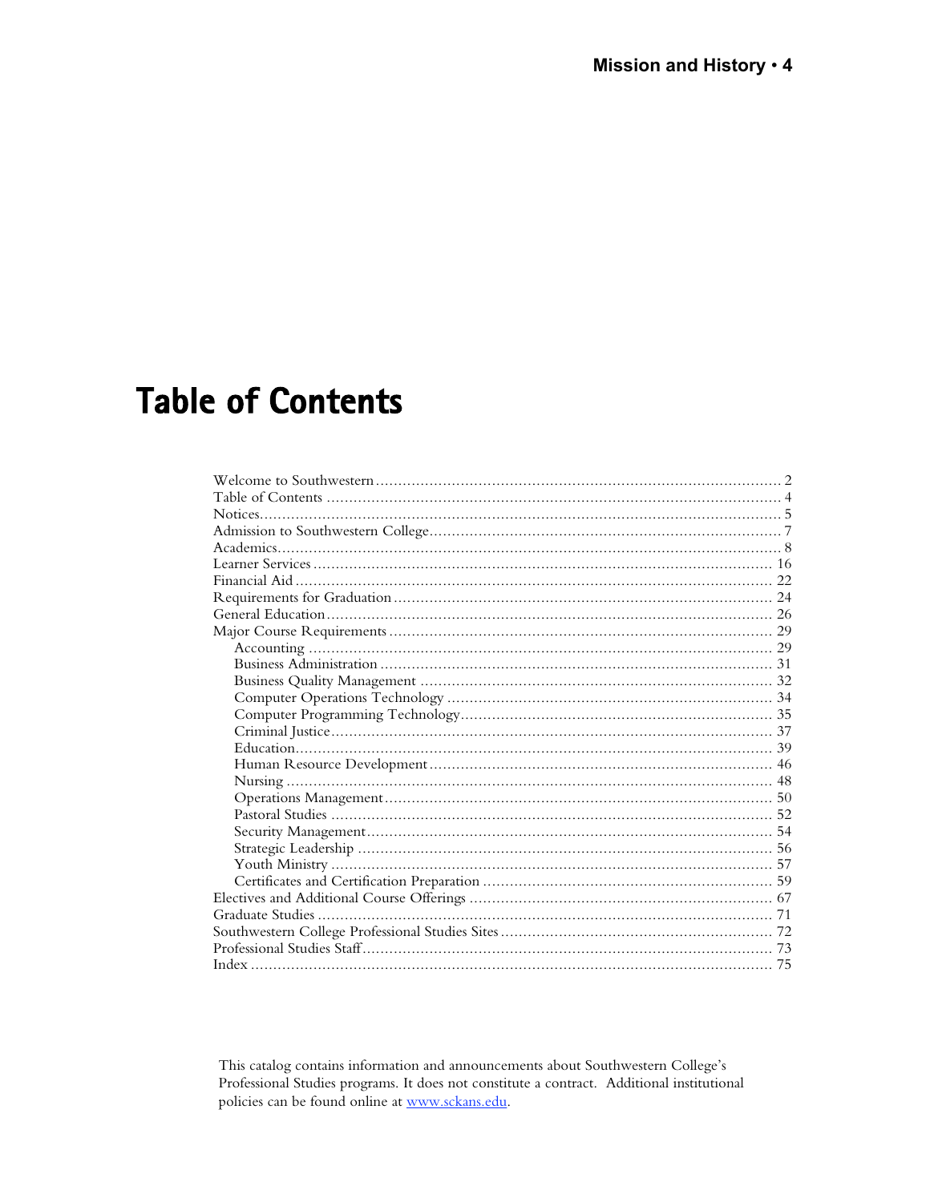# Table of Contents

- Welcome to Southwestern .......... 2
- Table of Contents .......... 4
- Notices .......... 5
- Admission to Southwestern College .......... 7
- Academics .......... 8
- Learner Services .......... 16
- Financial Aid .......... 22
- Requirements for Graduation .......... 24
- General Education .......... 26
- Major Course Requirements .......... 29
  - Accounting .......... 29
  - Business Administration .......... 31
  - Business Quality Management .......... 32
  - Computer Operations Technology .......... 34
  - Computer Programming Technology .......... 35
  - Criminal Justice .......... 37
  - Education .......... 39
  - Human Resource Development .......... 46
  - Nursing .......... 48
  - Operations Management .......... 50
  - Pastoral Studies .......... 52
  - Security Management .......... 54
  - Strategic Leadership .......... 56
  - Youth Ministry .......... 57
  - Certificates and Certification Preparation .......... 59
- Electives and Additional Course Offerings .......... 67
- Graduate Studies .......... 71
- Southwestern College Professional Studies Sites .......... 72
- Professional Studies Staff .......... 73
- Index .......... 75

This catalog contains information and announcements about Southwestern College's Professional Studies programs. It does not constitute a contract. Additional institutional policies can be found online at www.sckans.edu.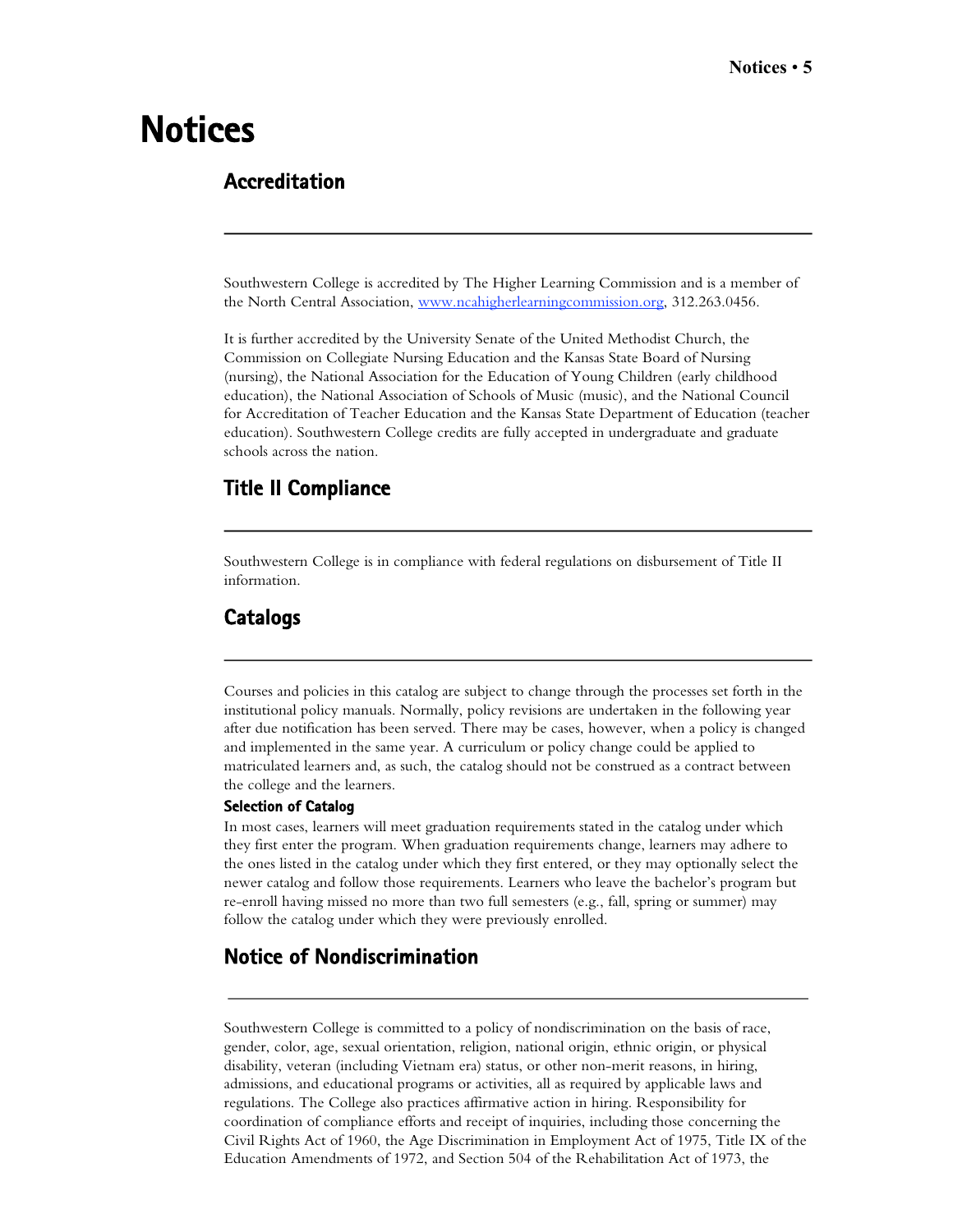# Notices

## Accreditation

Southwestern College is accredited by The Higher Learning Commission and is a member of the North Central Association, www.ncahigherlearningcommission.org, 312.263.0456.

It is further accredited by the University Senate of the United Methodist Church, the Commission on Collegiate Nursing Education and the Kansas State Board of Nursing (nursing), the National Association for the Education of Young Children (early childhood education), the National Association of Schools of Music (music), and the National Council for Accreditation of Teacher Education and the Kansas State Department of Education (teacher education). Southwestern College credits are fully accepted in undergraduate and graduate schools across the nation.

## Title II Compliance

Southwestern College is in compliance with federal regulations on disbursement of Title II information.

## Catalogs

Courses and policies in this catalog are subject to change through the processes set forth in the institutional policy manuals. Normally, policy revisions are undertaken in the following year after due notification has been served. There may be cases, however, when a policy is changed and implemented in the same year. A curriculum or policy change could be applied to matriculated learners and, as such, the catalog should not be construed as a contract between the college and the learners.

### Selection of Catalog

In most cases, learners will meet graduation requirements stated in the catalog under which they first enter the program. When graduation requirements change, learners may adhere to the ones listed in the catalog under which they first entered, or they may optionally select the newer catalog and follow those requirements. Learners who leave the bachelor's program but re-enroll having missed no more than two full semesters (e.g., fall, spring or summer) may follow the catalog under which they were previously enrolled.

## Notice of Nondiscrimination

Southwestern College is committed to a policy of nondiscrimination on the basis of race, gender, color, age, sexual orientation, religion, national origin, ethnic origin, or physical disability, veteran (including Vietnam era) status, or other non-merit reasons, in hiring, admissions, and educational programs or activities, all as required by applicable laws and regulations. The College also practices affirmative action in hiring. Responsibility for coordination of compliance efforts and receipt of inquiries, including those concerning the Civil Rights Act of 1960, the Age Discrimination in Employment Act of 1975, Title IX of the Education Amendments of 1972, and Section 504 of the Rehabilitation Act of 1973, the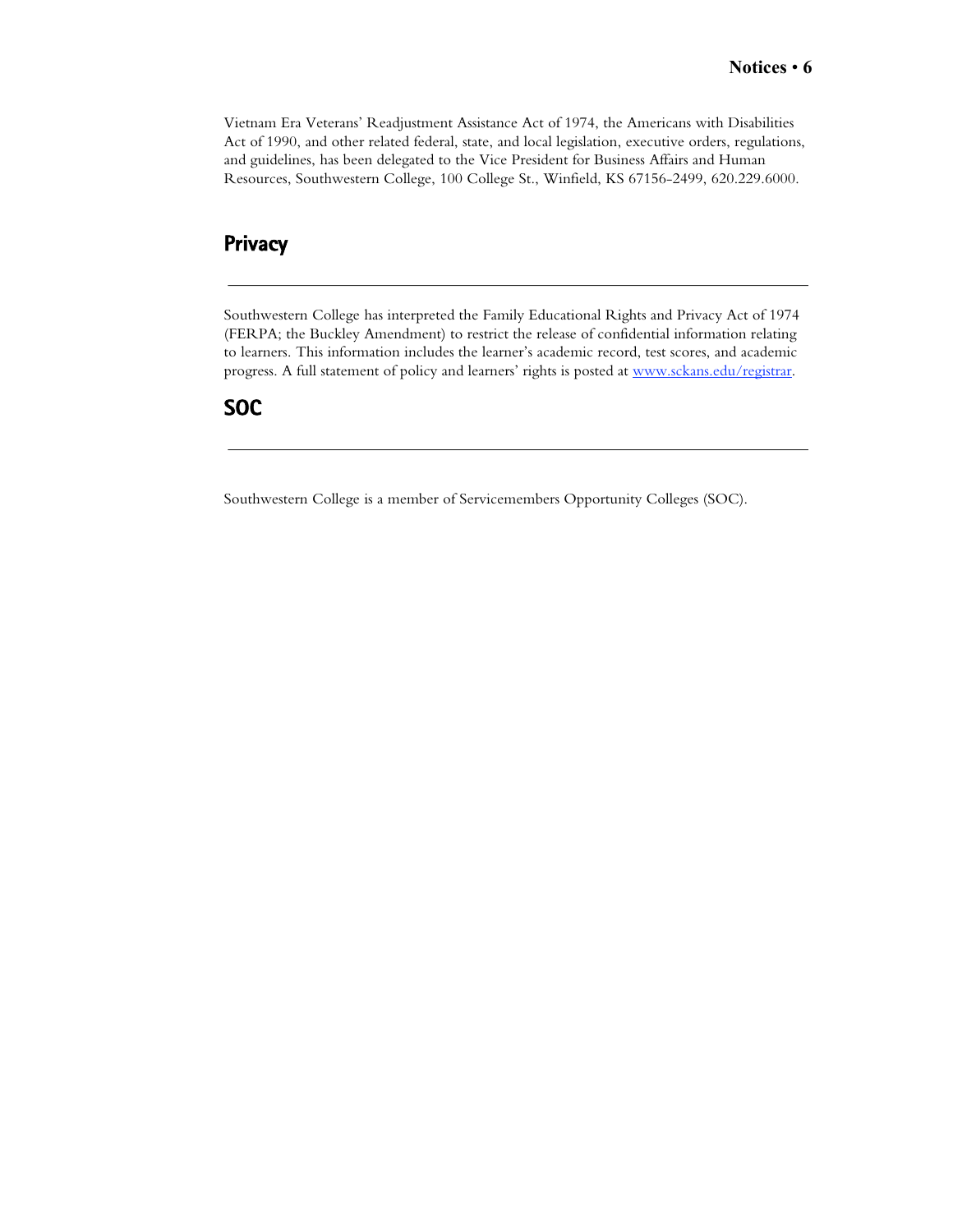Vietnam Era Veterans' Readjustment Assistance Act of 1974, the Americans with Disabilities Act of 1990, and other related federal, state, and local legislation, executive orders, regulations, and guidelines, has been delegated to the Vice President for Business Affairs and Human Resources, Southwestern College, 100 College St., Winfield, KS 67156-2499, 620.229.6000.

## Privacy

Southwestern College has interpreted the Family Educational Rights and Privacy Act of 1974 (FERPA; the Buckley Amendment) to restrict the release of confidential information relating to learners. This information includes the learner's academic record, test scores, and academic progress. A full statement of policy and learners' rights is posted at [www.sckans.edu/registrar](www.sckans.edu/registrar).

## SOC

Southwestern College is a member of Servicemembers Opportunity Colleges (SOC).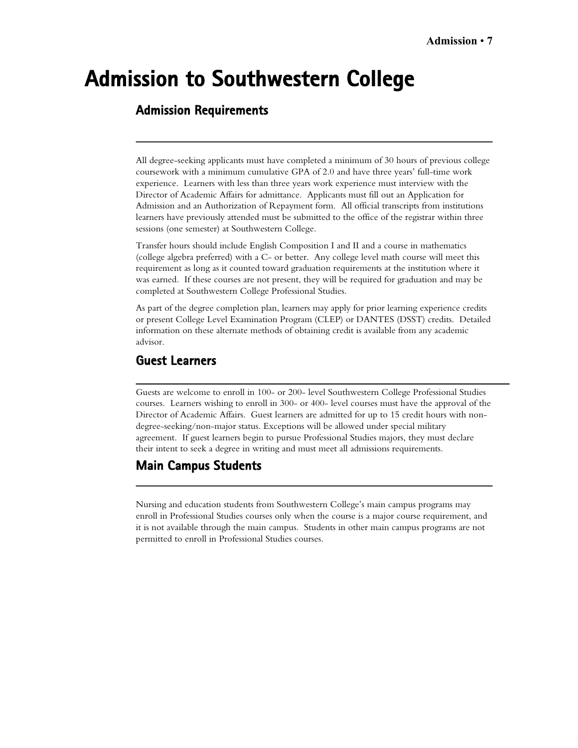# Admission to Southwestern College

## Admission Requirements

All degree-seeking applicants must have completed a minimum of 30 hours of previous college coursework with a minimum cumulative GPA of 2.0 and have three years' full-time work experience. Learners with less than three years work experience must interview with the Director of Academic Affairs for admittance. Applicants must fill out an Application for Admission and an Authorization of Repayment form. All official transcripts from institutions learners have previously attended must be submitted to the office of the registrar within three sessions (one semester) at Southwestern College.

Transfer hours should include English Composition I and II and a course in mathematics (college algebra preferred) with a C- or better. Any college level math course will meet this requirement as long as it counted toward graduation requirements at the institution where it was earned. If these courses are not present, they will be required for graduation and may be completed at Southwestern College Professional Studies.

As part of the degree completion plan, learners may apply for prior learning experience credits or present College Level Examination Program (CLEP) or DANTES (DSST) credits. Detailed information on these alternate methods of obtaining credit is available from any academic advisor.

## Guest Learners

Guests are welcome to enroll in 100- or 200- level Southwestern College Professional Studies courses. Learners wishing to enroll in 300- or 400- level courses must have the approval of the Director of Academic Affairs. Guest learners are admitted for up to 15 credit hours with non-degree-seeking/non-major status. Exceptions will be allowed under special military agreement. If guest learners begin to pursue Professional Studies majors, they must declare their intent to seek a degree in writing and must meet all admissions requirements.

## Main Campus Students

Nursing and education students from Southwestern College's main campus programs may enroll in Professional Studies courses only when the course is a major course requirement, and it is not available through the main campus. Students in other main campus programs are not permitted to enroll in Professional Studies courses.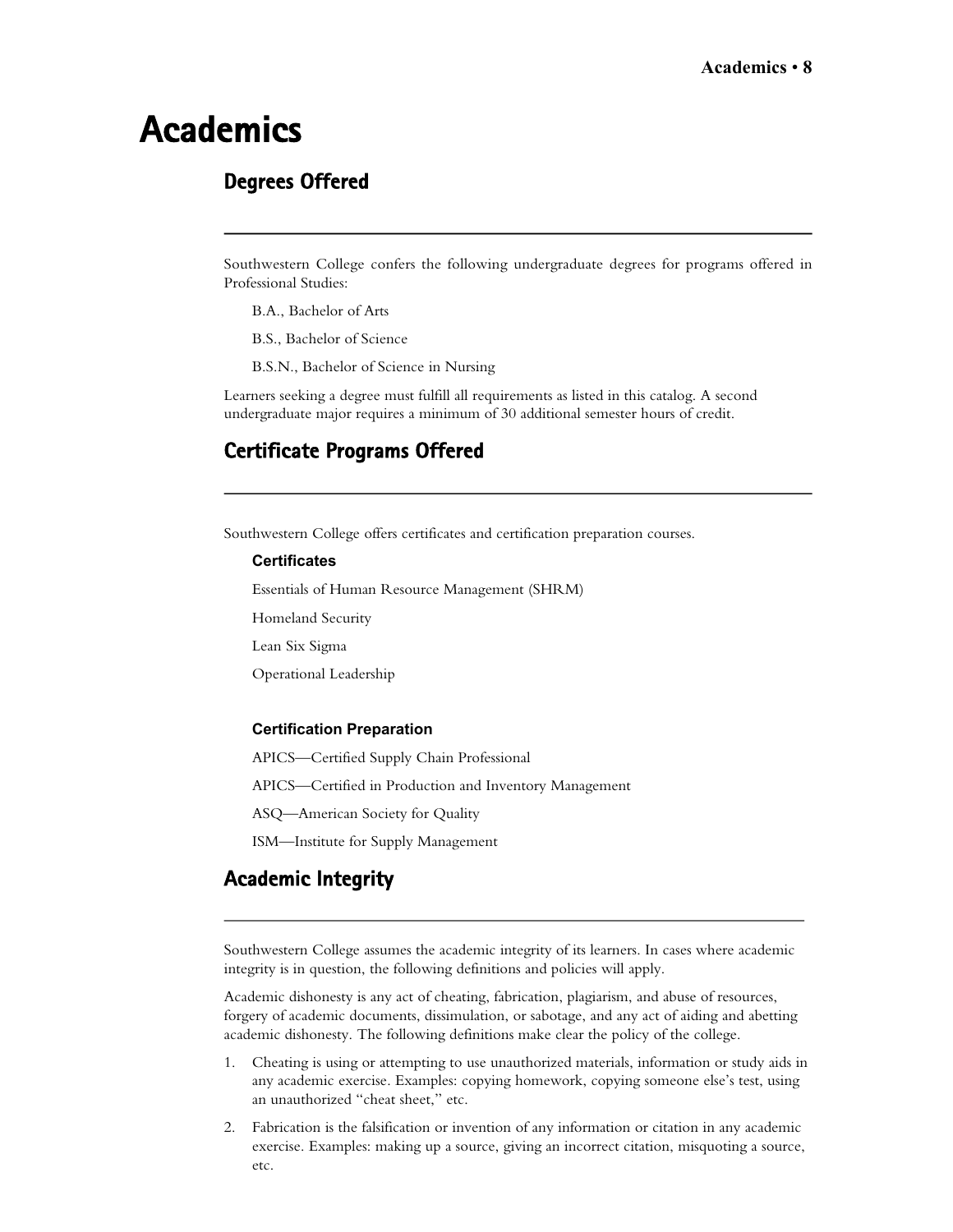# Academics

## Degrees Offered

Southwestern College confers the following undergraduate degrees for programs offered in Professional Studies:

B.A., Bachelor of Arts

B.S., Bachelor of Science

B.S.N., Bachelor of Science in Nursing

Learners seeking a degree must fulfill all requirements as listed in this catalog. A second undergraduate major requires a minimum of 30 additional semester hours of credit.

## Certificate Programs Offered

Southwestern College offers certificates and certification preparation courses.

### Certificates

Essentials of Human Resource Management (SHRM)

Homeland Security

Lean Six Sigma

Operational Leadership

### Certification Preparation

APICS—Certified Supply Chain Professional

APICS—Certified in Production and Inventory Management

ASQ—American Society for Quality

ISM—Institute for Supply Management

## Academic Integrity

Southwestern College assumes the academic integrity of its learners. In cases where academic integrity is in question, the following definitions and policies will apply.

Academic dishonesty is any act of cheating, fabrication, plagiarism, and abuse of resources, forgery of academic documents, dissimulation, or sabotage, and any act of aiding and abetting academic dishonesty. The following definitions make clear the policy of the college.

1. Cheating is using or attempting to use unauthorized materials, information or study aids in any academic exercise. Examples: copying homework, copying someone else's test, using an unauthorized "cheat sheet," etc.
2. Fabrication is the falsification or invention of any information or citation in any academic exercise. Examples: making up a source, giving an incorrect citation, misquoting a source, etc.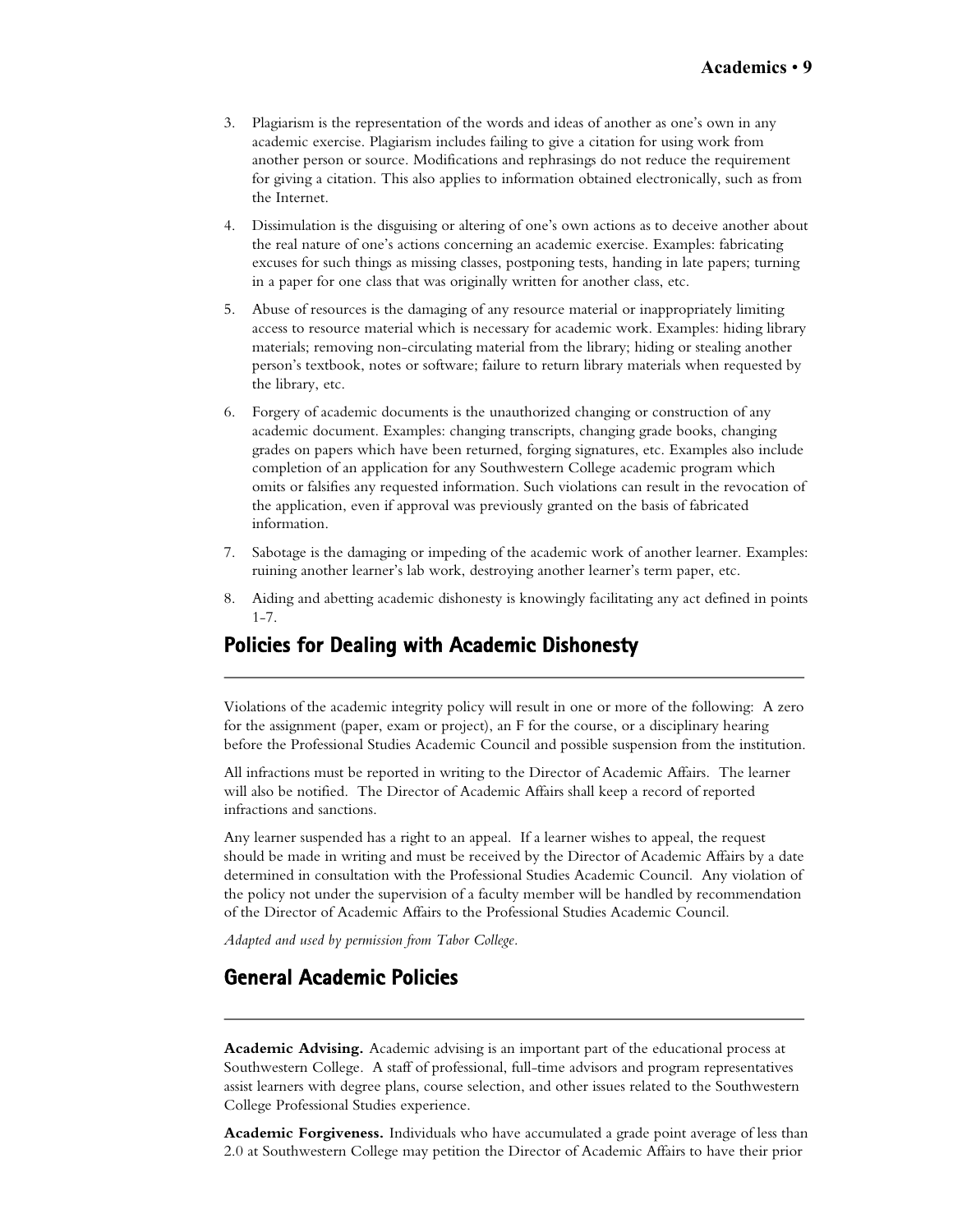3. Plagiarism is the representation of the words and ideas of another as one's own in any academic exercise. Plagiarism includes failing to give a citation for using work from another person or source. Modifications and rephrasings do not reduce the requirement for giving a citation. This also applies to information obtained electronically, such as from the Internet.
4. Dissimulation is the disguising or altering of one's own actions as to deceive another about the real nature of one's actions concerning an academic exercise. Examples: fabricating excuses for such things as missing classes, postponing tests, handing in late papers; turning in a paper for one class that was originally written for another class, etc.
5. Abuse of resources is the damaging of any resource material or inappropriately limiting access to resource material which is necessary for academic work. Examples: hiding library materials; removing non-circulating material from the library; hiding or stealing another person's textbook, notes or software; failure to return library materials when requested by the library, etc.
6. Forgery of academic documents is the unauthorized changing or construction of any academic document. Examples: changing transcripts, changing grade books, changing grades on papers which have been returned, forging signatures, etc. Examples also include completion of an application for any Southwestern College academic program which omits or falsifies any requested information. Such violations can result in the revocation of the application, even if approval was previously granted on the basis of fabricated information.
7. Sabotage is the damaging or impeding of the academic work of another learner. Examples: ruining another learner's lab work, destroying another learner's term paper, etc.
8. Aiding and abetting academic dishonesty is knowingly facilitating any act defined in points 1-7.

## Policies for Dealing with Academic Dishonesty

Violations of the academic integrity policy will result in one or more of the following: A zero for the assignment (paper, exam or project), an F for the course, or a disciplinary hearing before the Professional Studies Academic Council and possible suspension from the institution.

All infractions must be reported in writing to the Director of Academic Affairs. The learner will also be notified. The Director of Academic Affairs shall keep a record of reported infractions and sanctions.

Any learner suspended has a right to an appeal. If a learner wishes to appeal, the request should be made in writing and must be received by the Director of Academic Affairs by a date determined in consultation with the Professional Studies Academic Council. Any violation of the policy not under the supervision of a faculty member will be handled by recommendation of the Director of Academic Affairs to the Professional Studies Academic Council.

*Adapted and used by permission from Tabor College.*

## General Academic Policies

**Academic Advising.** Academic advising is an important part of the educational process at Southwestern College. A staff of professional, full-time advisors and program representatives assist learners with degree plans, course selection, and other issues related to the Southwestern College Professional Studies experience.

**Academic Forgiveness.** Individuals who have accumulated a grade point average of less than 2.0 at Southwestern College may petition the Director of Academic Affairs to have their prior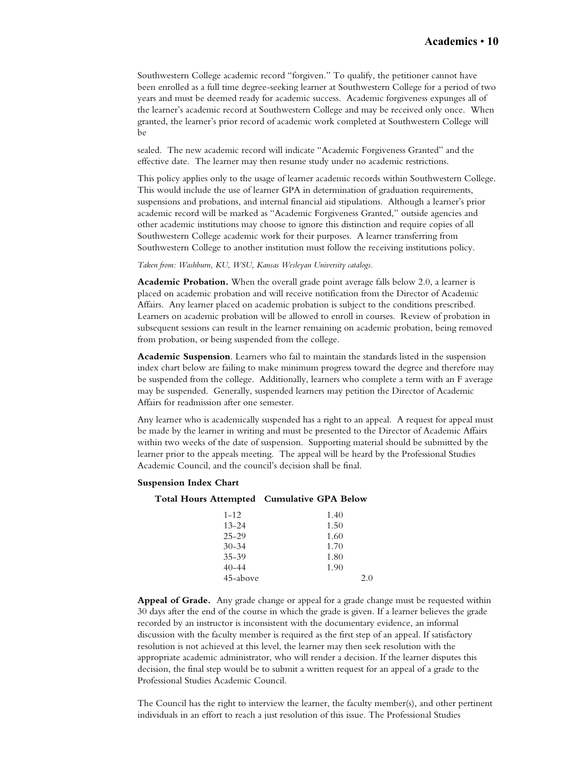Southwestern College academic record "forgiven." To qualify, the petitioner cannot have been enrolled as a full time degree-seeking learner at Southwestern College for a period of two years and must be deemed ready for academic success. Academic forgiveness expunges all of the learner's academic record at Southwestern College and may be received only once. When granted, the learner's prior record of academic work completed at Southwestern College will be

sealed. The new academic record will indicate "Academic Forgiveness Granted" and the effective date. The learner may then resume study under no academic restrictions.

This policy applies only to the usage of learner academic records within Southwestern College. This would include the use of learner GPA in determination of graduation requirements, suspensions and probations, and internal financial aid stipulations. Although a learner's prior academic record will be marked as "Academic Forgiveness Granted," outside agencies and other academic institutions may choose to ignore this distinction and require copies of all Southwestern College academic work for their purposes. A learner transferring from Southwestern College to another institution must follow the receiving institutions policy.

*Taken from: Washburn, KU, WSU, Kansas Wesleyan University catalogs.*

**Academic Probation.** When the overall grade point average falls below 2.0, a learner is placed on academic probation and will receive notification from the Director of Academic Affairs. Any learner placed on academic probation is subject to the conditions prescribed. Learners on academic probation will be allowed to enroll in courses. Review of probation in subsequent sessions can result in the learner remaining on academic probation, being removed from probation, or being suspended from the college.

**Academic Suspension**. Learners who fail to maintain the standards listed in the suspension index chart below are failing to make minimum progress toward the degree and therefore may be suspended from the college. Additionally, learners who complete a term with an F average may be suspended. Generally, suspended learners may petition the Director of Academic Affairs for readmission after one semester.

Any learner who is academically suspended has a right to an appeal. A request for appeal must be made by the learner in writing and must be presented to the Director of Academic Affairs within two weeks of the date of suspension. Supporting material should be submitted by the learner prior to the appeals meeting. The appeal will be heard by the Professional Studies Academic Council, and the council's decision shall be final.

**Suspension Index Chart**

| Total Hours Attempted | Cumulative GPA Below |
|---|---|
| 1-12 | 1.40 |
| 13-24 | 1.50 |
| 25-29 | 1.60 |
| 30-34 | 1.70 |
| 35-39 | 1.80 |
| 40-44 | 1.90 |
| 45-above | 2.0 |

**Appeal of Grade.** Any grade change or appeal for a grade change must be requested within 30 days after the end of the course in which the grade is given. If a learner believes the grade recorded by an instructor is inconsistent with the documentary evidence, an informal discussion with the faculty member is required as the first step of an appeal. If satisfactory resolution is not achieved at this level, the learner may then seek resolution with the appropriate academic administrator, who will render a decision. If the learner disputes this decision, the final step would be to submit a written request for an appeal of a grade to the Professional Studies Academic Council.

The Council has the right to interview the learner, the faculty member(s), and other pertinent individuals in an effort to reach a just resolution of this issue. The Professional Studies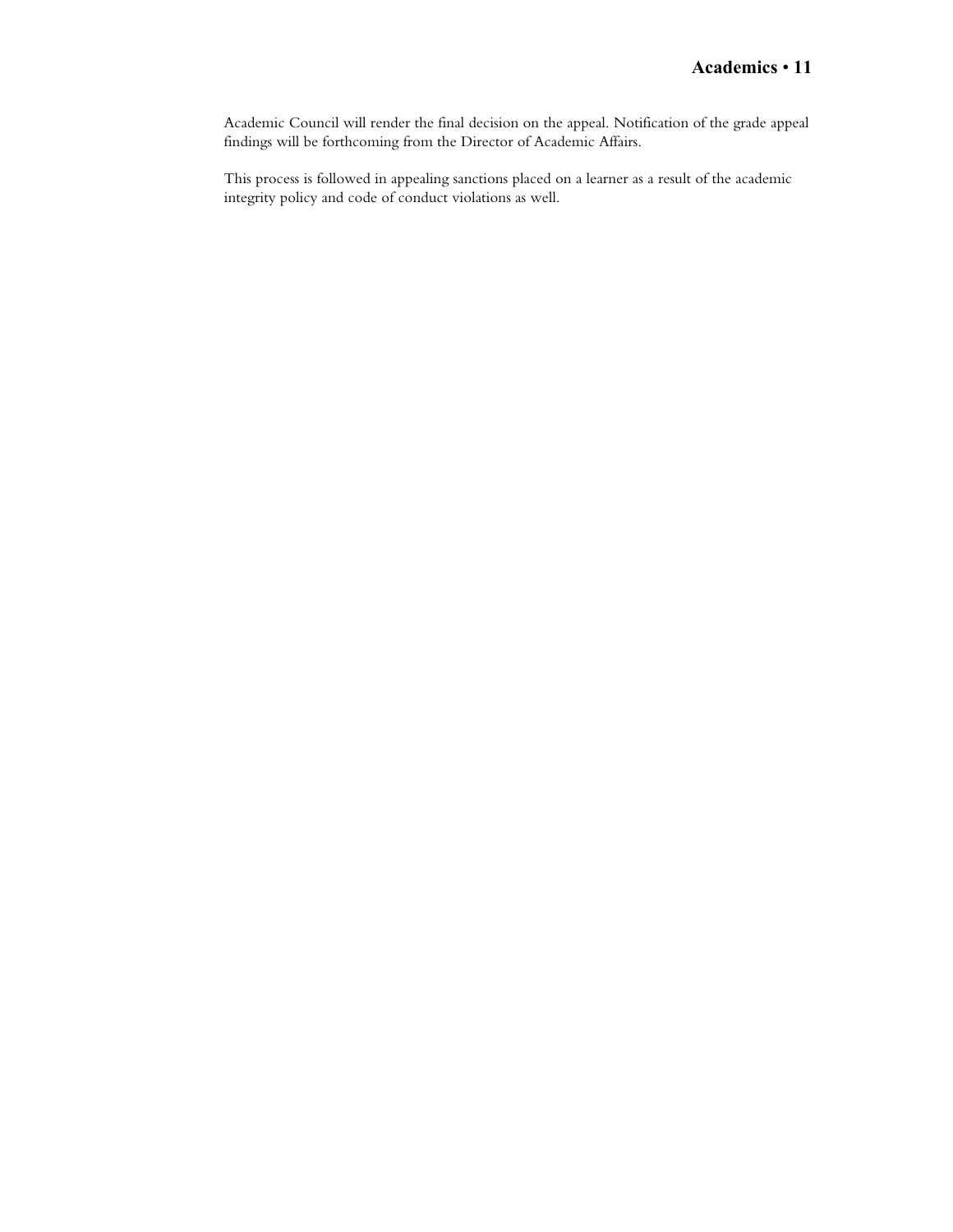Academic Council will render the final decision on the appeal. Notification of the grade appeal findings will be forthcoming from the Director of Academic Affairs.

This process is followed in appealing sanctions placed on a learner as a result of the academic integrity policy and code of conduct violations as well.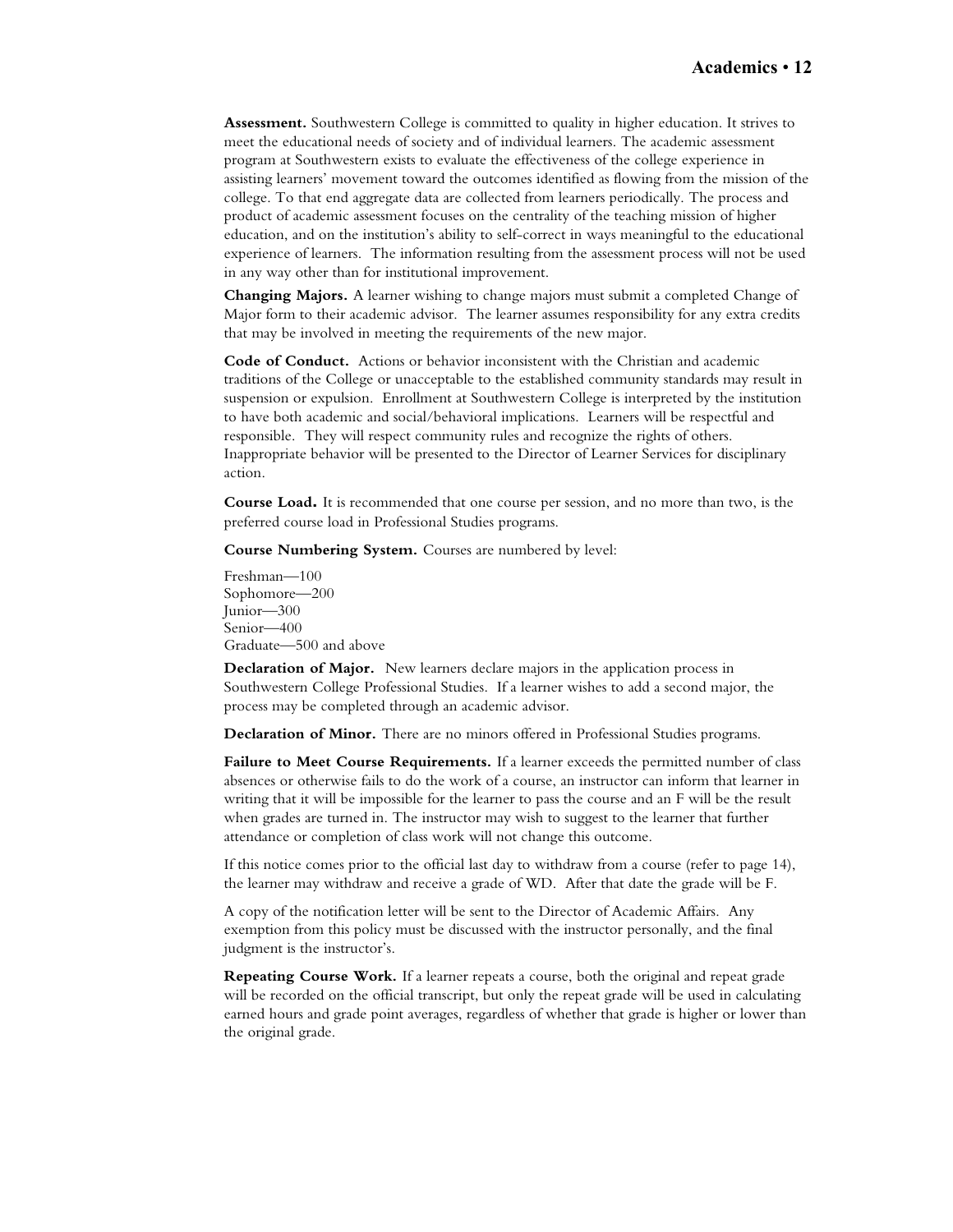**Assessment.** Southwestern College is committed to quality in higher education. It strives to meet the educational needs of society and of individual learners. The academic assessment program at Southwestern exists to evaluate the effectiveness of the college experience in assisting learners' movement toward the outcomes identified as flowing from the mission of the college. To that end aggregate data are collected from learners periodically. The process and product of academic assessment focuses on the centrality of the teaching mission of higher education, and on the institution's ability to self-correct in ways meaningful to the educational experience of learners. The information resulting from the assessment process will not be used in any way other than for institutional improvement.

**Changing Majors.** A learner wishing to change majors must submit a completed Change of Major form to their academic advisor. The learner assumes responsibility for any extra credits that may be involved in meeting the requirements of the new major.

**Code of Conduct.** Actions or behavior inconsistent with the Christian and academic traditions of the College or unacceptable to the established community standards may result in suspension or expulsion. Enrollment at Southwestern College is interpreted by the institution to have both academic and social/behavioral implications. Learners will be respectful and responsible. They will respect community rules and recognize the rights of others. Inappropriate behavior will be presented to the Director of Learner Services for disciplinary action.

**Course Load.** It is recommended that one course per session, and no more than two, is the preferred course load in Professional Studies programs.

**Course Numbering System.** Courses are numbered by level:

Freshman—100
Sophomore—200
Junior—300
Senior—400
Graduate—500 and above

**Declaration of Major.** New learners declare majors in the application process in Southwestern College Professional Studies. If a learner wishes to add a second major, the process may be completed through an academic advisor.

**Declaration of Minor.** There are no minors offered in Professional Studies programs.

**Failure to Meet Course Requirements.** If a learner exceeds the permitted number of class absences or otherwise fails to do the work of a course, an instructor can inform that learner in writing that it will be impossible for the learner to pass the course and an F will be the result when grades are turned in. The instructor may wish to suggest to the learner that further attendance or completion of class work will not change this outcome.

If this notice comes prior to the official last day to withdraw from a course (refer to page 14), the learner may withdraw and receive a grade of WD. After that date the grade will be F.

A copy of the notification letter will be sent to the Director of Academic Affairs. Any exemption from this policy must be discussed with the instructor personally, and the final judgment is the instructor's.

**Repeating Course Work.** If a learner repeats a course, both the original and repeat grade will be recorded on the official transcript, but only the repeat grade will be used in calculating earned hours and grade point averages, regardless of whether that grade is higher or lower than the original grade.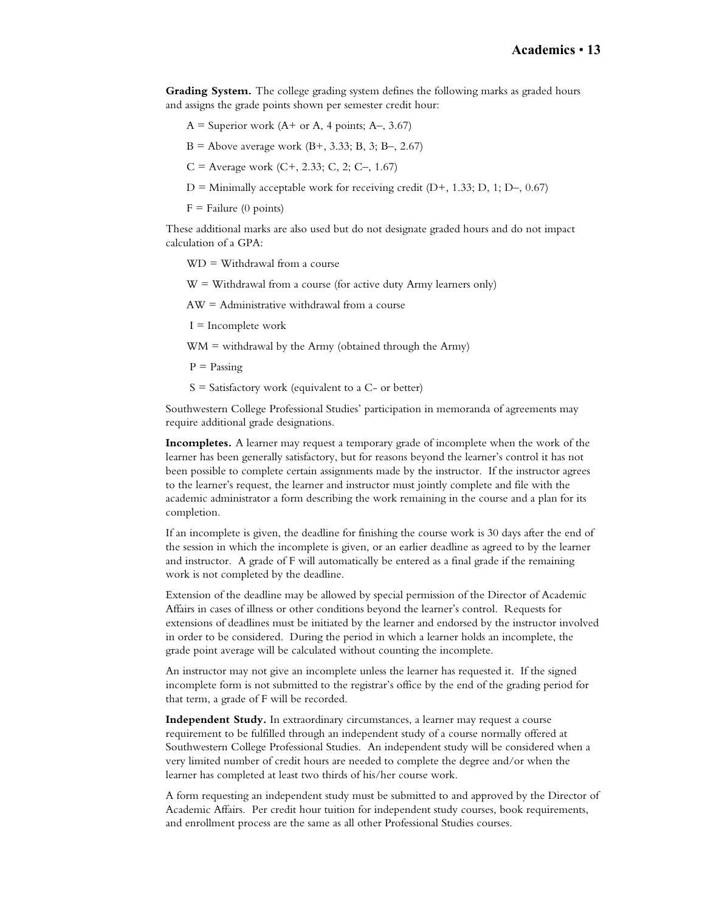**Grading System.** The college grading system defines the following marks as graded hours and assigns the grade points shown per semester credit hour:

A = Superior work (A+ or A, 4 points; A–, 3.67)

B = Above average work (B+, 3.33; B, 3; B–, 2.67)

C = Average work (C+, 2.33; C, 2; C–, 1.67)

D = Minimally acceptable work for receiving credit (D+, 1.33; D, 1; D–, 0.67)

F = Failure (0 points)

These additional marks are also used but do not designate graded hours and do not impact calculation of a GPA:

WD = Withdrawal from a course

W = Withdrawal from a course (for active duty Army learners only)

AW = Administrative withdrawal from a course

I = Incomplete work

WM = withdrawal by the Army (obtained through the Army)

P = Passing

S = Satisfactory work (equivalent to a C- or better)

Southwestern College Professional Studies' participation in memoranda of agreements may require additional grade designations.

**Incompletes.** A learner may request a temporary grade of incomplete when the work of the learner has been generally satisfactory, but for reasons beyond the learner's control it has not been possible to complete certain assignments made by the instructor. If the instructor agrees to the learner's request, the learner and instructor must jointly complete and file with the academic administrator a form describing the work remaining in the course and a plan for its completion.

If an incomplete is given, the deadline for finishing the course work is 30 days after the end of the session in which the incomplete is given, or an earlier deadline as agreed to by the learner and instructor. A grade of F will automatically be entered as a final grade if the remaining work is not completed by the deadline.

Extension of the deadline may be allowed by special permission of the Director of Academic Affairs in cases of illness or other conditions beyond the learner's control. Requests for extensions of deadlines must be initiated by the learner and endorsed by the instructor involved in order to be considered. During the period in which a learner holds an incomplete, the grade point average will be calculated without counting the incomplete.

An instructor may not give an incomplete unless the learner has requested it. If the signed incomplete form is not submitted to the registrar's office by the end of the grading period for that term, a grade of F will be recorded.

**Independent Study.** In extraordinary circumstances, a learner may request a course requirement to be fulfilled through an independent study of a course normally offered at Southwestern College Professional Studies. An independent study will be considered when a very limited number of credit hours are needed to complete the degree and/or when the learner has completed at least two thirds of his/her course work.

A form requesting an independent study must be submitted to and approved by the Director of Academic Affairs. Per credit hour tuition for independent study courses, book requirements, and enrollment process are the same as all other Professional Studies courses.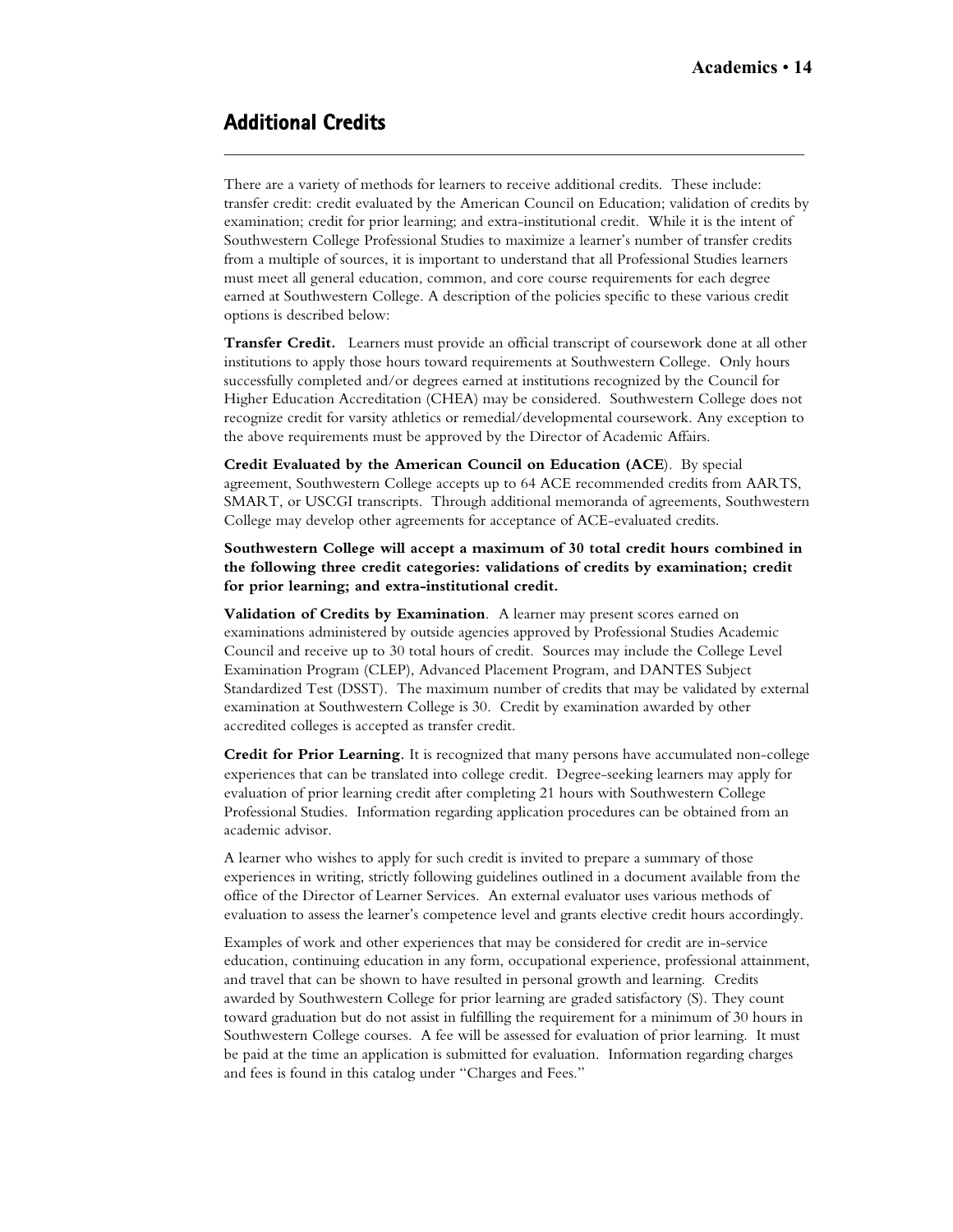## Additional Credits

There are a variety of methods for learners to receive additional credits. These include: transfer credit: credit evaluated by the American Council on Education; validation of credits by examination; credit for prior learning; and extra-institutional credit. While it is the intent of Southwestern College Professional Studies to maximize a learner's number of transfer credits from a multiple of sources, it is important to understand that all Professional Studies learners must meet all general education, common, and core course requirements for each degree earned at Southwestern College. A description of the policies specific to these various credit options is described below:

**Transfer Credit.** Learners must provide an official transcript of coursework done at all other institutions to apply those hours toward requirements at Southwestern College. Only hours successfully completed and/or degrees earned at institutions recognized by the Council for Higher Education Accreditation (CHEA) may be considered. Southwestern College does not recognize credit for varsity athletics or remedial/developmental coursework. Any exception to the above requirements must be approved by the Director of Academic Affairs.

**Credit Evaluated by the American Council on Education (ACE**). By special agreement, Southwestern College accepts up to 64 ACE recommended credits from AARTS, SMART, or USCGI transcripts. Through additional memoranda of agreements, Southwestern College may develop other agreements for acceptance of ACE-evaluated credits.

**Southwestern College will accept a maximum of 30 total credit hours combined in the following three credit categories: validations of credits by examination; credit for prior learning; and extra-institutional credit.**

**Validation of Credits by Examination**. A learner may present scores earned on examinations administered by outside agencies approved by Professional Studies Academic Council and receive up to 30 total hours of credit. Sources may include the College Level Examination Program (CLEP), Advanced Placement Program, and DANTES Subject Standardized Test (DSST). The maximum number of credits that may be validated by external examination at Southwestern College is 30. Credit by examination awarded by other accredited colleges is accepted as transfer credit.

**Credit for Prior Learning.** It is recognized that many persons have accumulated non-college experiences that can be translated into college credit. Degree-seeking learners may apply for evaluation of prior learning credit after completing 21 hours with Southwestern College Professional Studies. Information regarding application procedures can be obtained from an academic advisor.

A learner who wishes to apply for such credit is invited to prepare a summary of those experiences in writing, strictly following guidelines outlined in a document available from the office of the Director of Learner Services. An external evaluator uses various methods of evaluation to assess the learner's competence level and grants elective credit hours accordingly.

Examples of work and other experiences that may be considered for credit are in-service education, continuing education in any form, occupational experience, professional attainment, and travel that can be shown to have resulted in personal growth and learning. Credits awarded by Southwestern College for prior learning are graded satisfactory (S). They count toward graduation but do not assist in fulfilling the requirement for a minimum of 30 hours in Southwestern College courses. A fee will be assessed for evaluation of prior learning. It must be paid at the time an application is submitted for evaluation. Information regarding charges and fees is found in this catalog under "Charges and Fees."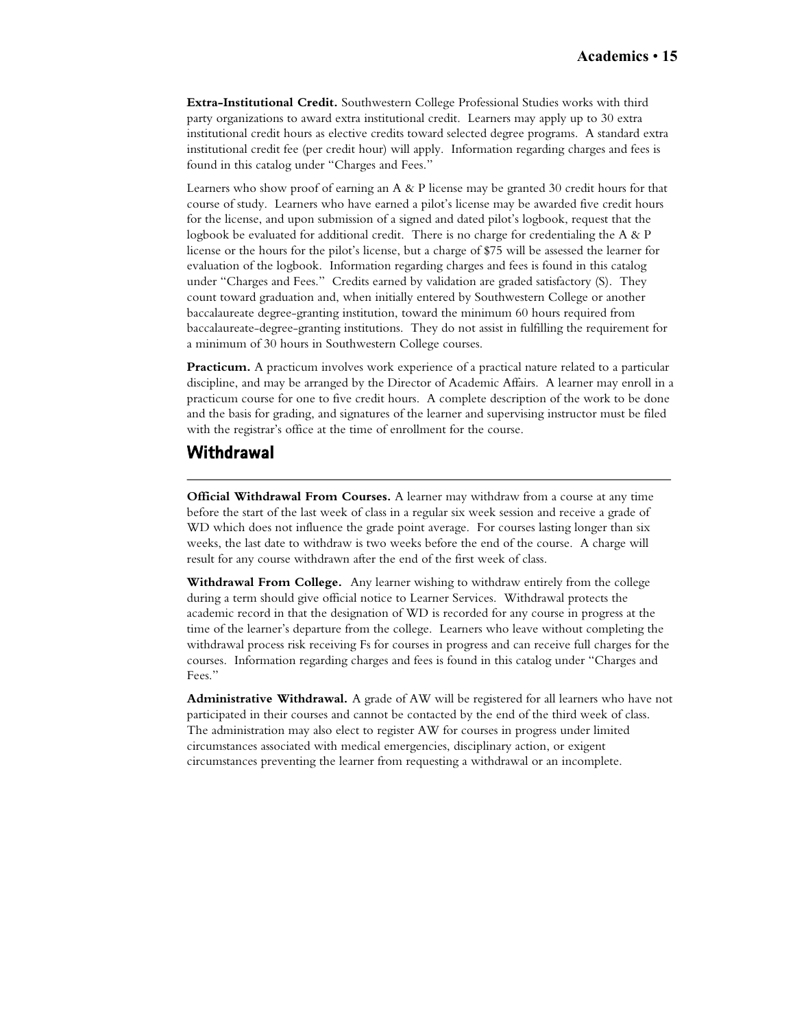**Extra-Institutional Credit.** Southwestern College Professional Studies works with third party organizations to award extra institutional credit. Learners may apply up to 30 extra institutional credit hours as elective credits toward selected degree programs. A standard extra institutional credit fee (per credit hour) will apply. Information regarding charges and fees is found in this catalog under "Charges and Fees."

Learners who show proof of earning an A & P license may be granted 30 credit hours for that course of study. Learners who have earned a pilot's license may be awarded five credit hours for the license, and upon submission of a signed and dated pilot's logbook, request that the logbook be evaluated for additional credit. There is no charge for credentialing the A & P license or the hours for the pilot's license, but a charge of $75 will be assessed the learner for evaluation of the logbook. Information regarding charges and fees is found in this catalog under "Charges and Fees." Credits earned by validation are graded satisfactory (S). They count toward graduation and, when initially entered by Southwestern College or another baccalaureate degree-granting institution, toward the minimum 60 hours required from baccalaureate-degree-granting institutions. They do not assist in fulfilling the requirement for a minimum of 30 hours in Southwestern College courses.

**Practicum.** A practicum involves work experience of a practical nature related to a particular discipline, and may be arranged by the Director of Academic Affairs. A learner may enroll in a practicum course for one to five credit hours. A complete description of the work to be done and the basis for grading, and signatures of the learner and supervising instructor must be filed with the registrar's office at the time of enrollment for the course.

## Withdrawal

**Official Withdrawal From Courses.** A learner may withdraw from a course at any time before the start of the last week of class in a regular six week session and receive a grade of WD which does not influence the grade point average. For courses lasting longer than six weeks, the last date to withdraw is two weeks before the end of the course. A charge will result for any course withdrawn after the end of the first week of class.

**Withdrawal From College.** Any learner wishing to withdraw entirely from the college during a term should give official notice to Learner Services. Withdrawal protects the academic record in that the designation of WD is recorded for any course in progress at the time of the learner's departure from the college. Learners who leave without completing the withdrawal process risk receiving Fs for courses in progress and can receive full charges for the courses. Information regarding charges and fees is found in this catalog under "Charges and Fees."

**Administrative Withdrawal.** A grade of AW will be registered for all learners who have not participated in their courses and cannot be contacted by the end of the third week of class. The administration may also elect to register AW for courses in progress under limited circumstances associated with medical emergencies, disciplinary action, or exigent circumstances preventing the learner from requesting a withdrawal or an incomplete.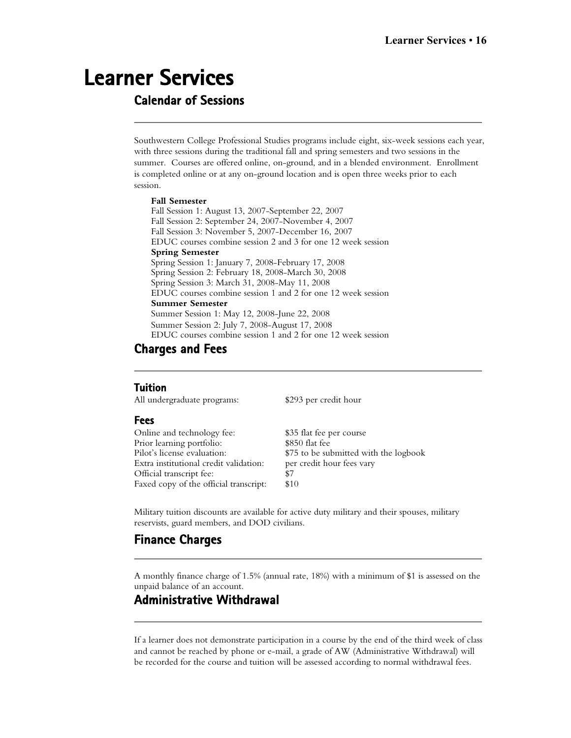# Learner Services

## Calendar of Sessions

Southwestern College Professional Studies programs include eight, six-week sessions each year, with three sessions during the traditional fall and spring semesters and two sessions in the summer. Courses are offered online, on-ground, and in a blended environment. Enrollment is completed online or at any on-ground location and is open three weeks prior to each session.

**Fall Semester**
Fall Session 1: August 13, 2007-September 22, 2007
Fall Session 2: September 24, 2007-November 4, 2007
Fall Session 3: November 5, 2007-December 16, 2007
EDUC courses combine session 2 and 3 for one 12 week session

**Spring Semester**
Spring Session 1: January 7, 2008-February 17, 2008
Spring Session 2: February 18, 2008-March 30, 2008
Spring Session 3: March 31, 2008-May 11, 2008
EDUC courses combine session 1 and 2 for one 12 week session

**Summer Semester**
Summer Session 1: May 12, 2008-June 22, 2008
Summer Session 2: July 7, 2008-August 17, 2008
EDUC courses combine session 1 and 2 for one 12 week session

## Charges and Fees

### Tuition

| | |
|---|---|
| All undergraduate programs: | $293 per credit hour |

### Fees

| | |
|---|---|
| Online and technology fee: | $35 flat fee per course |
| Prior learning portfolio: | $850 flat fee |
| Pilot's license evaluation: | $75 to be submitted with the logbook |
| Extra institutional credit validation: | per credit hour fees vary |
| Official transcript fee: | $7 |
| Faxed copy of the official transcript: | $10 |

Military tuition discounts are available for active duty military and their spouses, military reservists, guard members, and DOD civilians.

## Finance Charges

A monthly finance charge of 1.5% (annual rate, 18%) with a minimum of $1 is assessed on the unpaid balance of an account.

## Administrative Withdrawal

If a learner does not demonstrate participation in a course by the end of the third week of class and cannot be reached by phone or e-mail, a grade of AW (Administrative Withdrawal) will be recorded for the course and tuition will be assessed according to normal withdrawal fees.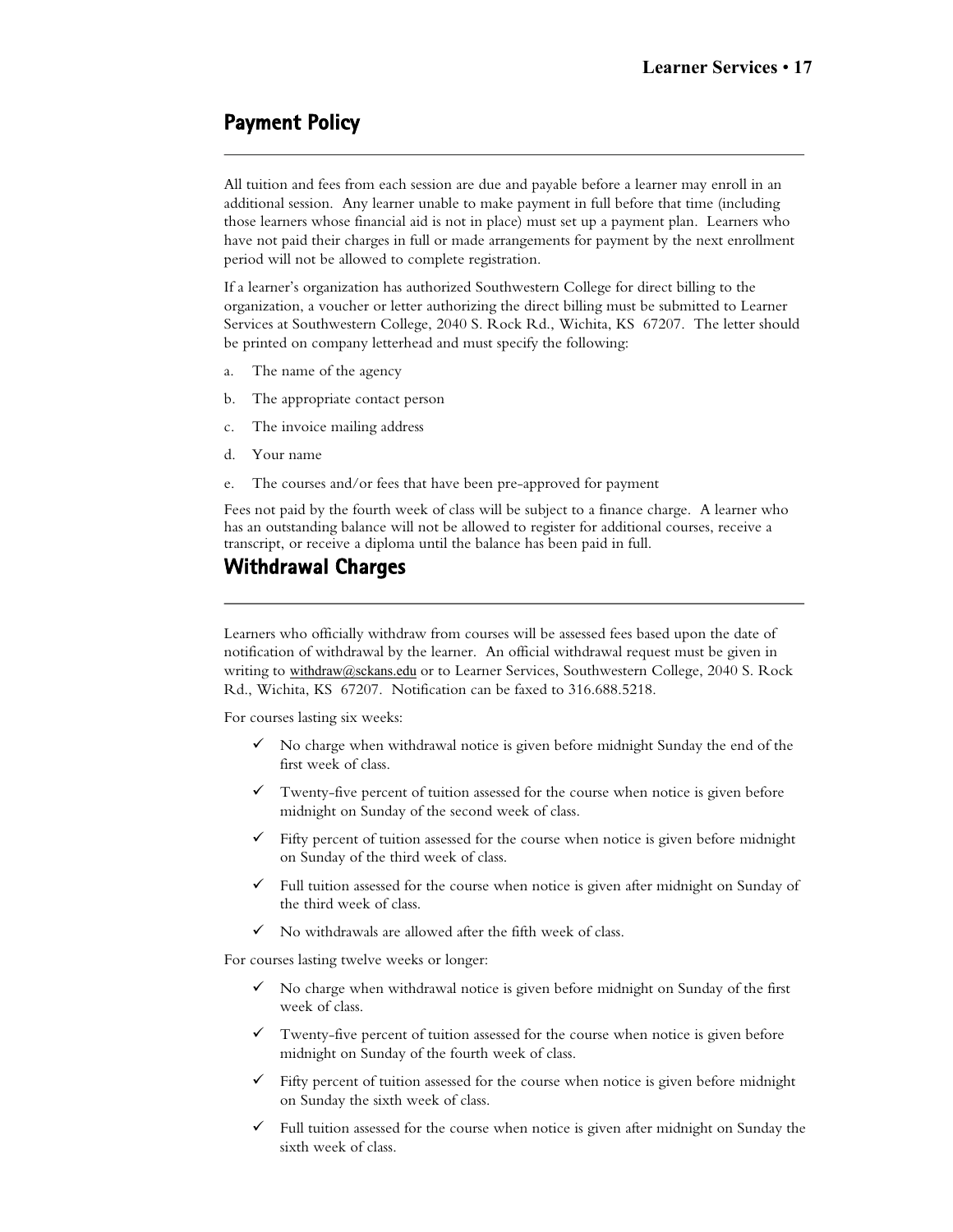## Payment Policy

All tuition and fees from each session are due and payable before a learner may enroll in an additional session. Any learner unable to make payment in full before that time (including those learners whose financial aid is not in place) must set up a payment plan. Learners who have not paid their charges in full or made arrangements for payment by the next enrollment period will not be allowed to complete registration.

If a learner's organization has authorized Southwestern College for direct billing to the organization, a voucher or letter authorizing the direct billing must be submitted to Learner Services at Southwestern College, 2040 S. Rock Rd., Wichita, KS 67207. The letter should be printed on company letterhead and must specify the following:

a. The name of the agency

b. The appropriate contact person

c. The invoice mailing address

d. Your name

e. The courses and/or fees that have been pre-approved for payment

Fees not paid by the fourth week of class will be subject to a finance charge. A learner who has an outstanding balance will not be allowed to register for additional courses, receive a transcript, or receive a diploma until the balance has been paid in full.

## Withdrawal Charges

Learners who officially withdraw from courses will be assessed fees based upon the date of notification of withdrawal by the learner. An official withdrawal request must be given in writing to withdraw@sckans.edu or to Learner Services, Southwestern College, 2040 S. Rock Rd., Wichita, KS 67207. Notification can be faxed to 316.688.5218.

For courses lasting six weeks:

- ✓ No charge when withdrawal notice is given before midnight Sunday the end of the first week of class.
- ✓ Twenty-five percent of tuition assessed for the course when notice is given before midnight on Sunday of the second week of class.
- ✓ Fifty percent of tuition assessed for the course when notice is given before midnight on Sunday of the third week of class.
- ✓ Full tuition assessed for the course when notice is given after midnight on Sunday of the third week of class.
- ✓ No withdrawals are allowed after the fifth week of class.

For courses lasting twelve weeks or longer:

- ✓ No charge when withdrawal notice is given before midnight on Sunday of the first week of class.
- ✓ Twenty-five percent of tuition assessed for the course when notice is given before midnight on Sunday of the fourth week of class.
- ✓ Fifty percent of tuition assessed for the course when notice is given before midnight on Sunday the sixth week of class.
- ✓ Full tuition assessed for the course when notice is given after midnight on Sunday the sixth week of class.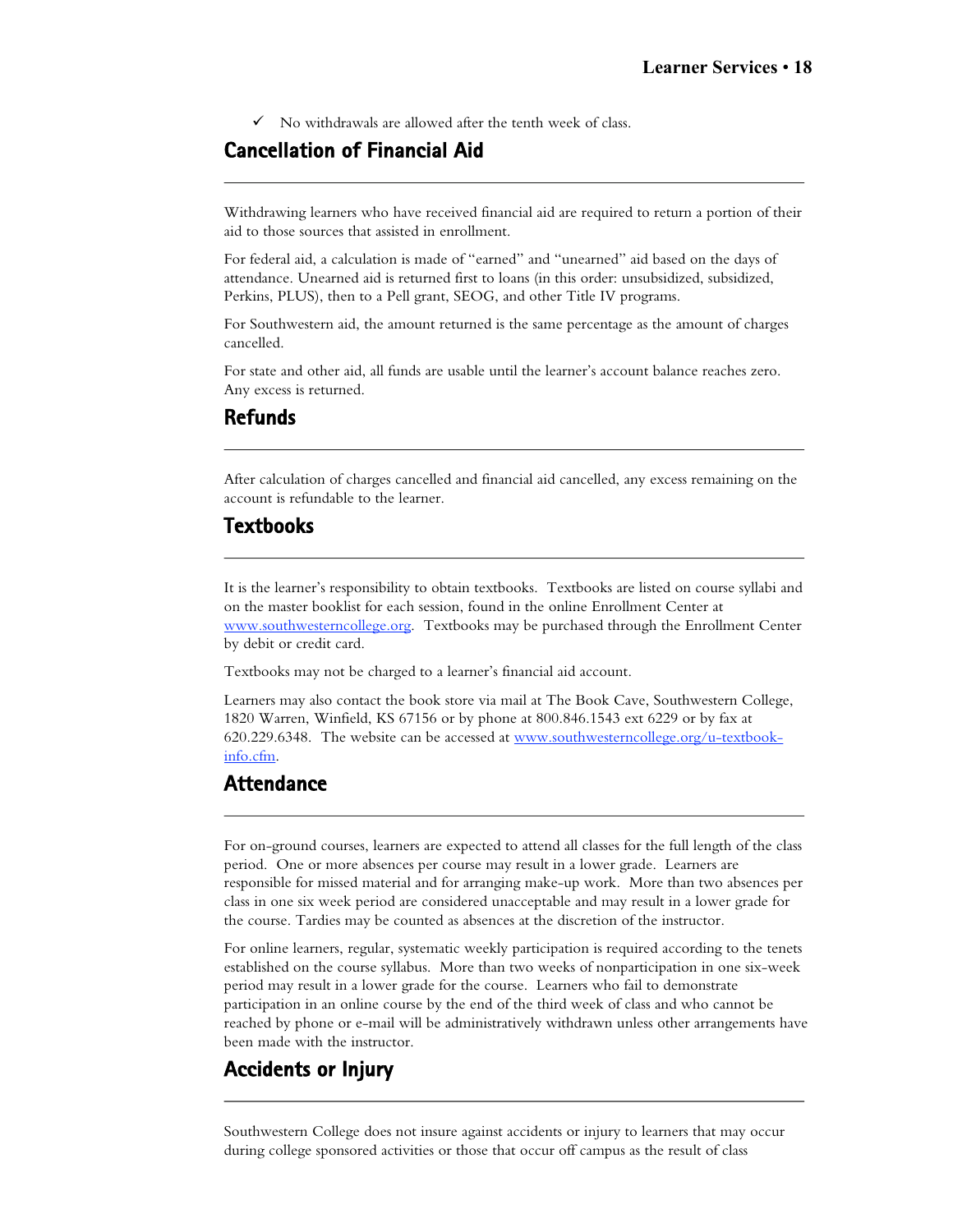- ✓ No withdrawals are allowed after the tenth week of class.

## Cancellation of Financial Aid

Withdrawing learners who have received financial aid are required to return a portion of their aid to those sources that assisted in enrollment.

For federal aid, a calculation is made of "earned" and "unearned" aid based on the days of attendance. Unearned aid is returned first to loans (in this order: unsubsidized, subsidized, Perkins, PLUS), then to a Pell grant, SEOG, and other Title IV programs.

For Southwestern aid, the amount returned is the same percentage as the amount of charges cancelled.

For state and other aid, all funds are usable until the learner's account balance reaches zero. Any excess is returned.

## Refunds

After calculation of charges cancelled and financial aid cancelled, any excess remaining on the account is refundable to the learner.

## Textbooks

It is the learner's responsibility to obtain textbooks. Textbooks are listed on course syllabi and on the master booklist for each session, found in the online Enrollment Center at [www.southwesterncollege.org](www.southwesterncollege.org). Textbooks may be purchased through the Enrollment Center by debit or credit card.

Textbooks may not be charged to a learner's financial aid account.

Learners may also contact the book store via mail at The Book Cave, Southwestern College, 1820 Warren, Winfield, KS 67156 or by phone at 800.846.1543 ext 6229 or by fax at 620.229.6348. The website can be accessed at [www.southwesterncollege.org/u-textbook-info.cfm](www.southwesterncollege.org/u-textbook-info.cfm).

## Attendance

For on-ground courses, learners are expected to attend all classes for the full length of the class period. One or more absences per course may result in a lower grade. Learners are responsible for missed material and for arranging make-up work. More than two absences per class in one six week period are considered unacceptable and may result in a lower grade for the course. Tardies may be counted as absences at the discretion of the instructor.

For online learners, regular, systematic weekly participation is required according to the tenets established on the course syllabus. More than two weeks of nonparticipation in one six-week period may result in a lower grade for the course. Learners who fail to demonstrate participation in an online course by the end of the third week of class and who cannot be reached by phone or e-mail will be administratively withdrawn unless other arrangements have been made with the instructor.

## Accidents or Injury

Southwestern College does not insure against accidents or injury to learners that may occur during college sponsored activities or those that occur off campus as the result of class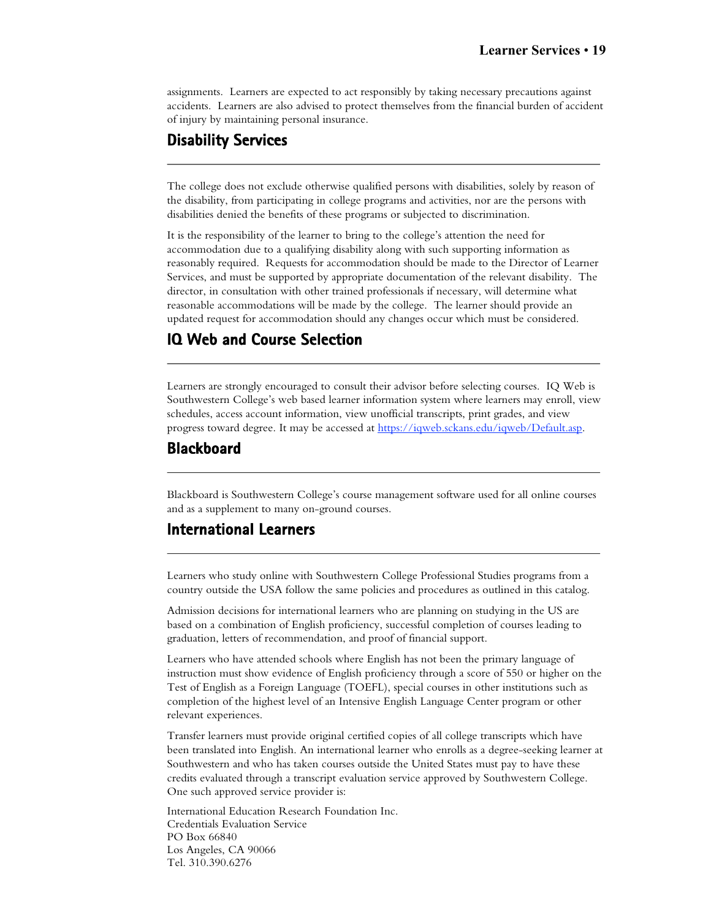assignments. Learners are expected to act responsibly by taking necessary precautions against accidents. Learners are also advised to protect themselves from the financial burden of accident of injury by maintaining personal insurance.

## Disability Services

The college does not exclude otherwise qualified persons with disabilities, solely by reason of the disability, from participating in college programs and activities, nor are the persons with disabilities denied the benefits of these programs or subjected to discrimination.

It is the responsibility of the learner to bring to the college's attention the need for accommodation due to a qualifying disability along with such supporting information as reasonably required. Requests for accommodation should be made to the Director of Learner Services, and must be supported by appropriate documentation of the relevant disability. The director, in consultation with other trained professionals if necessary, will determine what reasonable accommodations will be made by the college. The learner should provide an updated request for accommodation should any changes occur which must be considered.

## IQ Web and Course Selection

Learners are strongly encouraged to consult their advisor before selecting courses. IQ Web is Southwestern College's web based learner information system where learners may enroll, view schedules, access account information, view unofficial transcripts, print grades, and view progress toward degree. It may be accessed at [https://iqweb.sckans.edu/iqweb/Default.asp](https://iqweb.sckans.edu/iqweb/Default.asp).

## Blackboard

Blackboard is Southwestern College's course management software used for all online courses and as a supplement to many on-ground courses.

## International Learners

Learners who study online with Southwestern College Professional Studies programs from a country outside the USA follow the same policies and procedures as outlined in this catalog.

Admission decisions for international learners who are planning on studying in the US are based on a combination of English proficiency, successful completion of courses leading to graduation, letters of recommendation, and proof of financial support.

Learners who have attended schools where English has not been the primary language of instruction must show evidence of English proficiency through a score of 550 or higher on the Test of English as a Foreign Language (TOEFL), special courses in other institutions such as completion of the highest level of an Intensive English Language Center program or other relevant experiences.

Transfer learners must provide original certified copies of all college transcripts which have been translated into English. An international learner who enrolls as a degree-seeking learner at Southwestern and who has taken courses outside the United States must pay to have these credits evaluated through a transcript evaluation service approved by Southwestern College. One such approved service provider is:

International Education Research Foundation Inc.
Credentials Evaluation Service
PO Box 66840
Los Angeles, CA 90066
Tel. 310.390.6276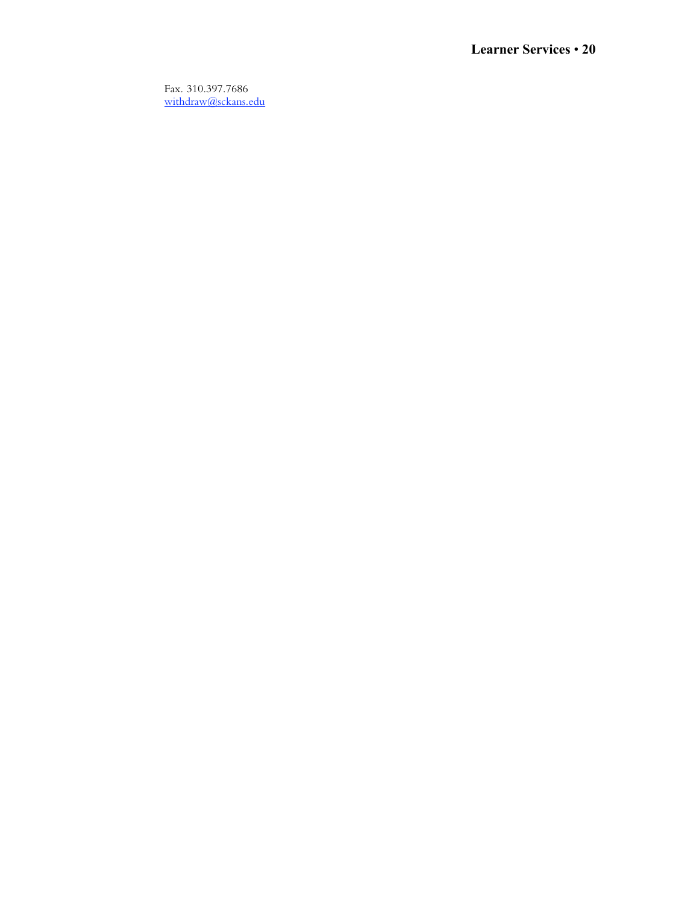Fax. 310.397.7686
withdraw@sckans.edu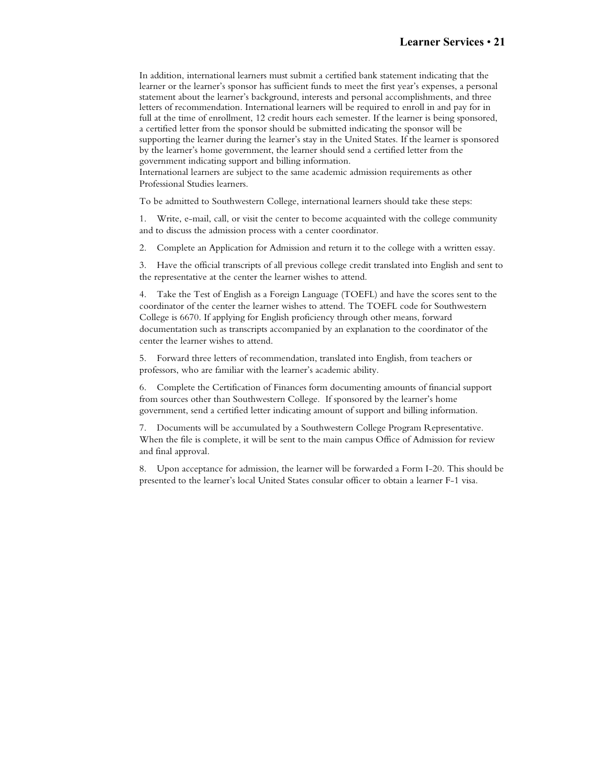In addition, international learners must submit a certified bank statement indicating that the learner or the learner's sponsor has sufficient funds to meet the first year's expenses, a personal statement about the learner's background, interests and personal accomplishments, and three letters of recommendation. International learners will be required to enroll in and pay for in full at the time of enrollment, 12 credit hours each semester. If the learner is being sponsored, a certified letter from the sponsor should be submitted indicating the sponsor will be supporting the learner during the learner's stay in the United States. If the learner is sponsored by the learner's home government, the learner should send a certified letter from the government indicating support and billing information.

International learners are subject to the same academic admission requirements as other Professional Studies learners.

To be admitted to Southwestern College, international learners should take these steps:

1. Write, e-mail, call, or visit the center to become acquainted with the college community and to discuss the admission process with a center coordinator.

2. Complete an Application for Admission and return it to the college with a written essay.

3. Have the official transcripts of all previous college credit translated into English and sent to the representative at the center the learner wishes to attend.

4. Take the Test of English as a Foreign Language (TOEFL) and have the scores sent to the coordinator of the center the learner wishes to attend. The TOEFL code for Southwestern College is 6670. If applying for English proficiency through other means, forward documentation such as transcripts accompanied by an explanation to the coordinator of the center the learner wishes to attend.

5. Forward three letters of recommendation, translated into English, from teachers or professors, who are familiar with the learner's academic ability.

6. Complete the Certification of Finances form documenting amounts of financial support from sources other than Southwestern College. If sponsored by the learner's home government, send a certified letter indicating amount of support and billing information.

7. Documents will be accumulated by a Southwestern College Program Representative. When the file is complete, it will be sent to the main campus Office of Admission for review and final approval.

8. Upon acceptance for admission, the learner will be forwarded a Form I-20. This should be presented to the learner's local United States consular officer to obtain a learner F-1 visa.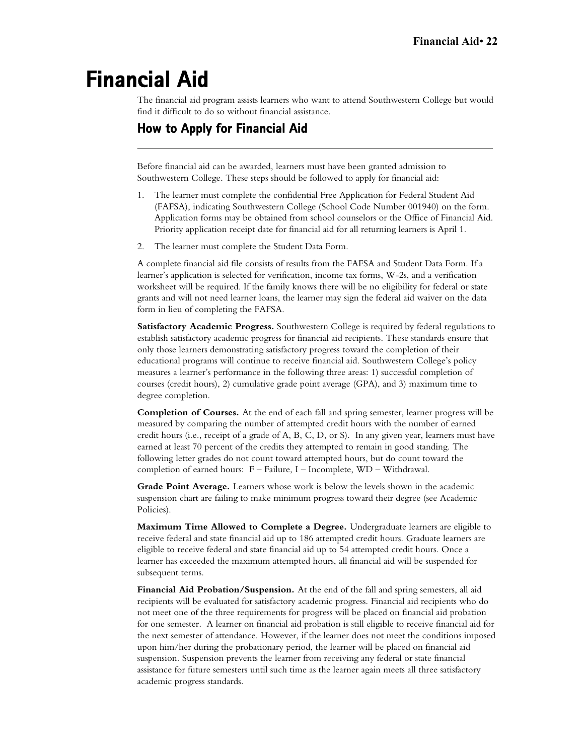# Financial Aid

The financial aid program assists learners who want to attend Southwestern College but would find it difficult to do so without financial assistance.

## How to Apply for Financial Aid

Before financial aid can be awarded, learners must have been granted admission to Southwestern College. These steps should be followed to apply for financial aid:

1. The learner must complete the confidential Free Application for Federal Student Aid (FAFSA), indicating Southwestern College (School Code Number 001940) on the form. Application forms may be obtained from school counselors or the Office of Financial Aid. Priority application receipt date for financial aid for all returning learners is April 1.
2. The learner must complete the Student Data Form.

A complete financial aid file consists of results from the FAFSA and Student Data Form. If a learner's application is selected for verification, income tax forms, W-2s, and a verification worksheet will be required. If the family knows there will be no eligibility for federal or state grants and will not need learner loans, the learner may sign the federal aid waiver on the data form in lieu of completing the FAFSA.

**Satisfactory Academic Progress.** Southwestern College is required by federal regulations to establish satisfactory academic progress for financial aid recipients. These standards ensure that only those learners demonstrating satisfactory progress toward the completion of their educational programs will continue to receive financial aid. Southwestern College's policy measures a learner's performance in the following three areas: 1) successful completion of courses (credit hours), 2) cumulative grade point average (GPA), and 3) maximum time to degree completion.

**Completion of Courses.** At the end of each fall and spring semester, learner progress will be measured by comparing the number of attempted credit hours with the number of earned credit hours (i.e., receipt of a grade of A, B, C, D, or S). In any given year, learners must have earned at least 70 percent of the credits they attempted to remain in good standing. The following letter grades do not count toward attempted hours, but do count toward the completion of earned hours: F – Failure, I – Incomplete, WD – Withdrawal.

**Grade Point Average.** Learners whose work is below the levels shown in the academic suspension chart are failing to make minimum progress toward their degree (see Academic Policies).

**Maximum Time Allowed to Complete a Degree.** Undergraduate learners are eligible to receive federal and state financial aid up to 186 attempted credit hours. Graduate learners are eligible to receive federal and state financial aid up to 54 attempted credit hours. Once a learner has exceeded the maximum attempted hours, all financial aid will be suspended for subsequent terms.

**Financial Aid Probation/Suspension.** At the end of the fall and spring semesters, all aid recipients will be evaluated for satisfactory academic progress. Financial aid recipients who do not meet one of the three requirements for progress will be placed on financial aid probation for one semester. A learner on financial aid probation is still eligible to receive financial aid for the next semester of attendance. However, if the learner does not meet the conditions imposed upon him/her during the probationary period, the learner will be placed on financial aid suspension. Suspension prevents the learner from receiving any federal or state financial assistance for future semesters until such time as the learner again meets all three satisfactory academic progress standards.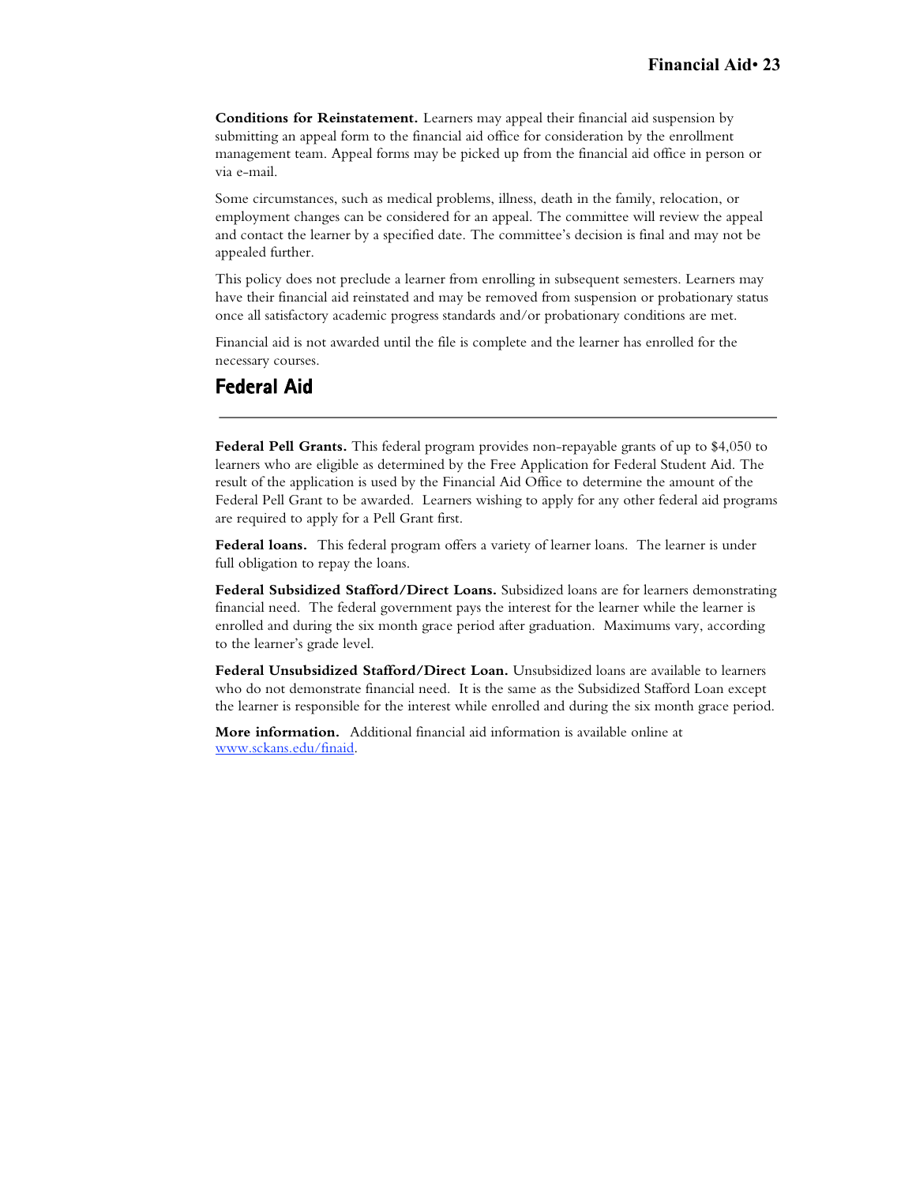**Conditions for Reinstatement.** Learners may appeal their financial aid suspension by submitting an appeal form to the financial aid office for consideration by the enrollment management team. Appeal forms may be picked up from the financial aid office in person or via e-mail.

Some circumstances, such as medical problems, illness, death in the family, relocation, or employment changes can be considered for an appeal. The committee will review the appeal and contact the learner by a specified date. The committee's decision is final and may not be appealed further.

This policy does not preclude a learner from enrolling in subsequent semesters. Learners may have their financial aid reinstated and may be removed from suspension or probationary status once all satisfactory academic progress standards and/or probationary conditions are met.

Financial aid is not awarded until the file is complete and the learner has enrolled for the necessary courses.

## Federal Aid

**Federal Pell Grants.** This federal program provides non-repayable grants of up to $4,050 to learners who are eligible as determined by the Free Application for Federal Student Aid. The result of the application is used by the Financial Aid Office to determine the amount of the Federal Pell Grant to be awarded. Learners wishing to apply for any other federal aid programs are required to apply for a Pell Grant first.

**Federal loans.** This federal program offers a variety of learner loans. The learner is under full obligation to repay the loans.

**Federal Subsidized Stafford/Direct Loans.** Subsidized loans are for learners demonstrating financial need. The federal government pays the interest for the learner while the learner is enrolled and during the six month grace period after graduation. Maximums vary, according to the learner's grade level.

**Federal Unsubsidized Stafford/Direct Loan.** Unsubsidized loans are available to learners who do not demonstrate financial need. It is the same as the Subsidized Stafford Loan except the learner is responsible for the interest while enrolled and during the six month grace period.

**More information.** Additional financial aid information is available online at [www.sckans.edu/finaid](www.sckans.edu/finaid).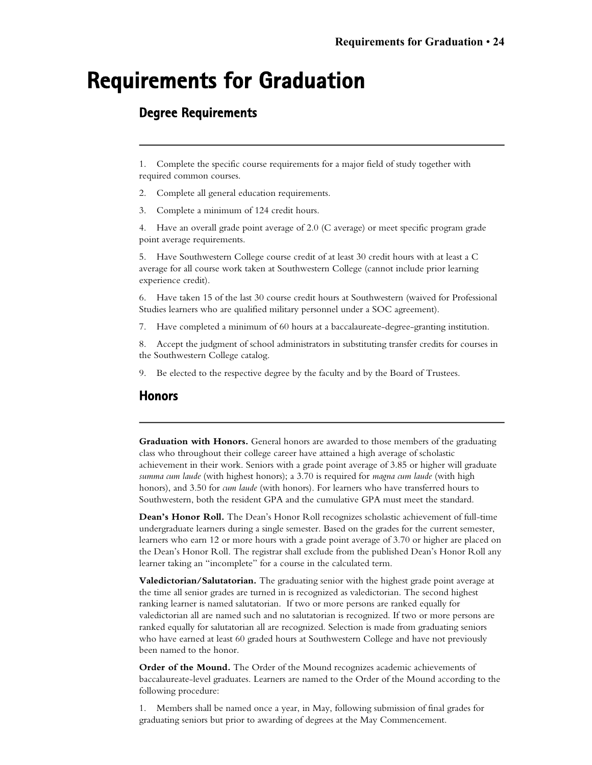# Requirements for Graduation

## Degree Requirements

1. Complete the specific course requirements for a major field of study together with required common courses.
2. Complete all general education requirements.
3. Complete a minimum of 124 credit hours.
4. Have an overall grade point average of 2.0 (C average) or meet specific program grade point average requirements.
5. Have Southwestern College course credit of at least 30 credit hours with at least a C average for all course work taken at Southwestern College (cannot include prior learning experience credit).
6. Have taken 15 of the last 30 course credit hours at Southwestern (waived for Professional Studies learners who are qualified military personnel under a SOC agreement).
7. Have completed a minimum of 60 hours at a baccalaureate-degree-granting institution.
8. Accept the judgment of school administrators in substituting transfer credits for courses in the Southwestern College catalog.
9. Be elected to the respective degree by the faculty and by the Board of Trustees.

## Honors

**Graduation with Honors.** General honors are awarded to those members of the graduating class who throughout their college career have attained a high average of scholastic achievement in their work. Seniors with a grade point average of 3.85 or higher will graduate *summa cum laude* (with highest honors); a 3.70 is required for *magna cum laude* (with high honors), and 3.50 for *cum laude* (with honors). For learners who have transferred hours to Southwestern, both the resident GPA and the cumulative GPA must meet the standard.

**Dean's Honor Roll.** The Dean's Honor Roll recognizes scholastic achievement of full-time undergraduate learners during a single semester. Based on the grades for the current semester, learners who earn 12 or more hours with a grade point average of 3.70 or higher are placed on the Dean's Honor Roll. The registrar shall exclude from the published Dean's Honor Roll any learner taking an "incomplete" for a course in the calculated term.

**Valedictorian/Salutatorian.** The graduating senior with the highest grade point average at the time all senior grades are turned in is recognized as valedictorian. The second highest ranking learner is named salutatorian. If two or more persons are ranked equally for valedictorian all are named such and no salutatorian is recognized. If two or more persons are ranked equally for salutatorian all are recognized. Selection is made from graduating seniors who have earned at least 60 graded hours at Southwestern College and have not previously been named to the honor.

**Order of the Mound.** The Order of the Mound recognizes academic achievements of baccalaureate-level graduates. Learners are named to the Order of the Mound according to the following procedure:

1. Members shall be named once a year, in May, following submission of final grades for graduating seniors but prior to awarding of degrees at the May Commencement.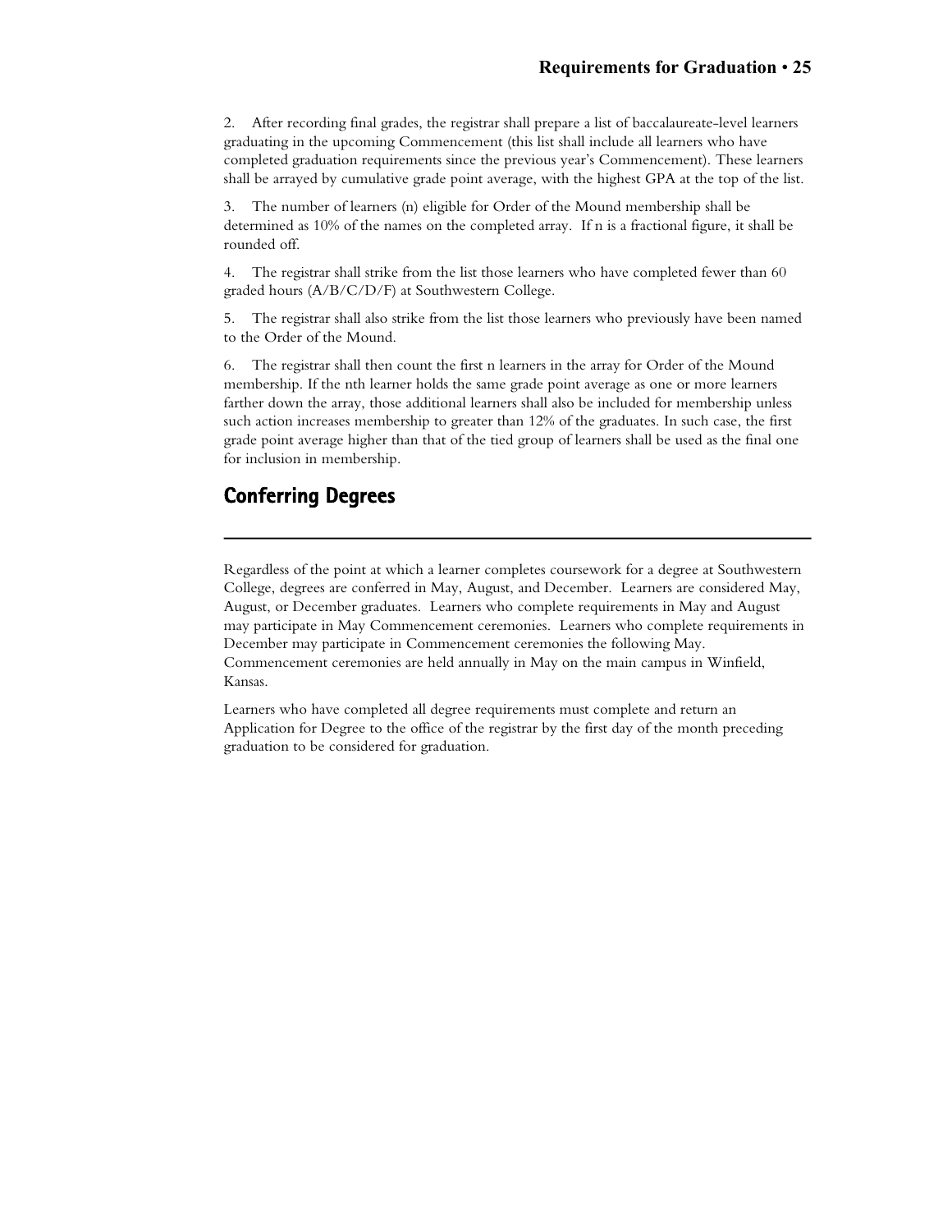2. After recording final grades, the registrar shall prepare a list of baccalaureate-level learners graduating in the upcoming Commencement (this list shall include all learners who have completed graduation requirements since the previous year's Commencement). These learners shall be arrayed by cumulative grade point average, with the highest GPA at the top of the list.

3. The number of learners (n) eligible for Order of the Mound membership shall be determined as 10% of the names on the completed array. If n is a fractional figure, it shall be rounded off.

4. The registrar shall strike from the list those learners who have completed fewer than 60 graded hours (A/B/C/D/F) at Southwestern College.

5. The registrar shall also strike from the list those learners who previously have been named to the Order of the Mound.

6. The registrar shall then count the first n learners in the array for Order of the Mound membership. If the nth learner holds the same grade point average as one or more learners farther down the array, those additional learners shall also be included for membership unless such action increases membership to greater than 12% of the graduates. In such case, the first grade point average higher than that of the tied group of learners shall be used as the final one for inclusion in membership.

## Conferring Degrees

Regardless of the point at which a learner completes coursework for a degree at Southwestern College, degrees are conferred in May, August, and December. Learners are considered May, August, or December graduates. Learners who complete requirements in May and August may participate in May Commencement ceremonies. Learners who complete requirements in December may participate in Commencement ceremonies the following May. Commencement ceremonies are held annually in May on the main campus in Winfield, Kansas.

Learners who have completed all degree requirements must complete and return an Application for Degree to the office of the registrar by the first day of the month preceding graduation to be considered for graduation.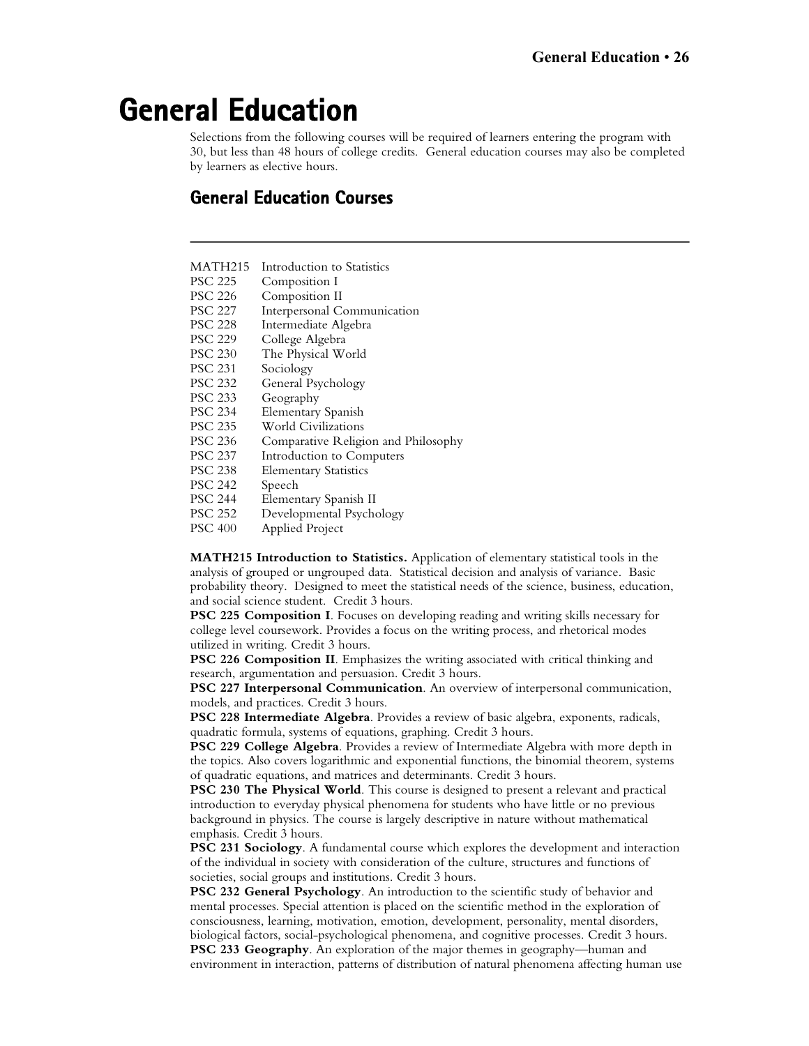# General Education

Selections from the following courses will be required of learners entering the program with 30, but less than 48 hours of college credits. General education courses may also be completed by learners as elective hours.

## General Education Courses

---

| | |
|---|---|
| MATH215 | Introduction to Statistics |
| PSC 225 | Composition I |
| PSC 226 | Composition II |
| PSC 227 | Interpersonal Communication |
| PSC 228 | Intermediate Algebra |
| PSC 229 | College Algebra |
| PSC 230 | The Physical World |
| PSC 231 | Sociology |
| PSC 232 | General Psychology |
| PSC 233 | Geography |
| PSC 234 | Elementary Spanish |
| PSC 235 | World Civilizations |
| PSC 236 | Comparative Religion and Philosophy |
| PSC 237 | Introduction to Computers |
| PSC 238 | Elementary Statistics |
| PSC 242 | Speech |
| PSC 244 | Elementary Spanish II |
| PSC 252 | Developmental Psychology |
| PSC 400 | Applied Project |

**MATH215 Introduction to Statistics.** Application of elementary statistical tools in the analysis of grouped or ungrouped data. Statistical decision and analysis of variance. Basic probability theory. Designed to meet the statistical needs of the science, business, education, and social science student. Credit 3 hours.

**PSC 225 Composition I**. Focuses on developing reading and writing skills necessary for college level coursework. Provides a focus on the writing process, and rhetorical modes utilized in writing. Credit 3 hours.

**PSC 226 Composition II**. Emphasizes the writing associated with critical thinking and research, argumentation and persuasion. Credit 3 hours.

**PSC 227 Interpersonal Communication**. An overview of interpersonal communication, models, and practices. Credit 3 hours.

**PSC 228 Intermediate Algebra**. Provides a review of basic algebra, exponents, radicals, quadratic formula, systems of equations, graphing. Credit 3 hours.

**PSC 229 College Algebra**. Provides a review of Intermediate Algebra with more depth in the topics. Also covers logarithmic and exponential functions, the binomial theorem, systems of quadratic equations, and matrices and determinants. Credit 3 hours.

**PSC 230 The Physical World**. This course is designed to present a relevant and practical introduction to everyday physical phenomena for students who have little or no previous background in physics. The course is largely descriptive in nature without mathematical emphasis. Credit 3 hours.

**PSC 231 Sociology**. A fundamental course which explores the development and interaction of the individual in society with consideration of the culture, structures and functions of societies, social groups and institutions. Credit 3 hours.

**PSC 232 General Psychology**. An introduction to the scientific study of behavior and mental processes. Special attention is placed on the scientific method in the exploration of consciousness, learning, motivation, emotion, development, personality, mental disorders, biological factors, social-psychological phenomena, and cognitive processes. Credit 3 hours.

**PSC 233 Geography**. An exploration of the major themes in geography—human and environment in interaction, patterns of distribution of natural phenomena affecting human use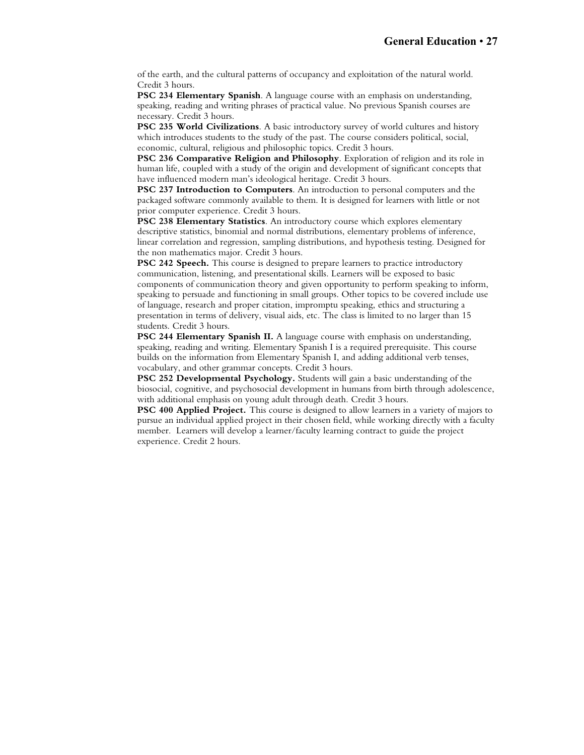of the earth, and the cultural patterns of occupancy and exploitation of the natural world. Credit 3 hours.

**PSC 234 Elementary Spanish**. A language course with an emphasis on understanding, speaking, reading and writing phrases of practical value. No previous Spanish courses are necessary. Credit 3 hours.

**PSC 235 World Civilizations**. A basic introductory survey of world cultures and history which introduces students to the study of the past. The course considers political, social, economic, cultural, religious and philosophic topics. Credit 3 hours.

**PSC 236 Comparative Religion and Philosophy**. Exploration of religion and its role in human life, coupled with a study of the origin and development of significant concepts that have influenced modern man's ideological heritage. Credit 3 hours.

**PSC 237 Introduction to Computers**. An introduction to personal computers and the packaged software commonly available to them. It is designed for learners with little or not prior computer experience. Credit 3 hours.

**PSC 238 Elementary Statistics**. An introductory course which explores elementary descriptive statistics, binomial and normal distributions, elementary problems of inference, linear correlation and regression, sampling distributions, and hypothesis testing. Designed for the non mathematics major. Credit 3 hours.

**PSC 242 Speech.** This course is designed to prepare learners to practice introductory communication, listening, and presentational skills. Learners will be exposed to basic components of communication theory and given opportunity to perform speaking to inform, speaking to persuade and functioning in small groups. Other topics to be covered include use of language, research and proper citation, impromptu speaking, ethics and structuring a presentation in terms of delivery, visual aids, etc. The class is limited to no larger than 15 students. Credit 3 hours.

**PSC 244 Elementary Spanish II.** A language course with emphasis on understanding, speaking, reading and writing. Elementary Spanish I is a required prerequisite. This course builds on the information from Elementary Spanish I, and adding additional verb tenses, vocabulary, and other grammar concepts. Credit 3 hours.

**PSC 252 Developmental Psychology.** Students will gain a basic understanding of the biosocial, cognitive, and psychosocial development in humans from birth through adolescence, with additional emphasis on young adult through death. Credit 3 hours.

**PSC 400 Applied Project.** This course is designed to allow learners in a variety of majors to pursue an individual applied project in their chosen field, while working directly with a faculty member. Learners will develop a learner/faculty learning contract to guide the project experience. Credit 2 hours.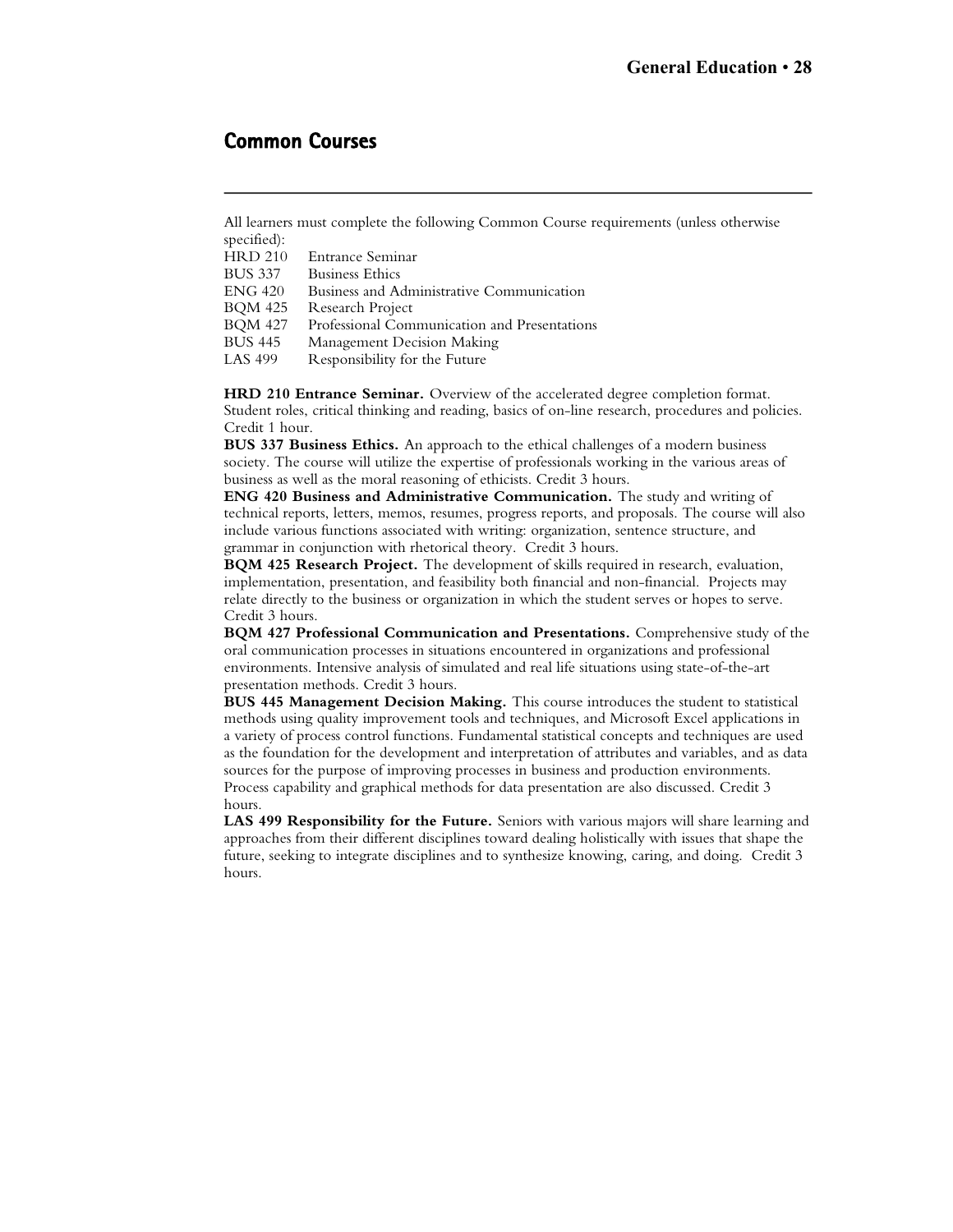## Common Courses

All learners must complete the following Common Course requirements (unless otherwise specified):

| | |
|---|---|
| HRD 210 | Entrance Seminar |
| BUS 337 | Business Ethics |
| ENG 420 | Business and Administrative Communication |
| BQM 425 | Research Project |
| BQM 427 | Professional Communication and Presentations |
| BUS 445 | Management Decision Making |
| LAS 499 | Responsibility for the Future |

**HRD 210 Entrance Seminar.** Overview of the accelerated degree completion format. Student roles, critical thinking and reading, basics of on-line research, procedures and policies. Credit 1 hour.

**BUS 337 Business Ethics.** An approach to the ethical challenges of a modern business society. The course will utilize the expertise of professionals working in the various areas of business as well as the moral reasoning of ethicists. Credit 3 hours.

**ENG 420 Business and Administrative Communication.** The study and writing of technical reports, letters, memos, resumes, progress reports, and proposals. The course will also include various functions associated with writing: organization, sentence structure, and grammar in conjunction with rhetorical theory. Credit 3 hours.

**BQM 425 Research Project.** The development of skills required in research, evaluation, implementation, presentation, and feasibility both financial and non-financial. Projects may relate directly to the business or organization in which the student serves or hopes to serve. Credit 3 hours.

**BQM 427 Professional Communication and Presentations.** Comprehensive study of the oral communication processes in situations encountered in organizations and professional environments. Intensive analysis of simulated and real life situations using state-of-the-art presentation methods. Credit 3 hours.

**BUS 445 Management Decision Making.** This course introduces the student to statistical methods using quality improvement tools and techniques, and Microsoft Excel applications in a variety of process control functions. Fundamental statistical concepts and techniques are used as the foundation for the development and interpretation of attributes and variables, and as data sources for the purpose of improving processes in business and production environments. Process capability and graphical methods for data presentation are also discussed. Credit 3 hours.

**LAS 499 Responsibility for the Future.** Seniors with various majors will share learning and approaches from their different disciplines toward dealing holistically with issues that shape the future, seeking to integrate disciplines and to synthesize knowing, caring, and doing. Credit 3 hours.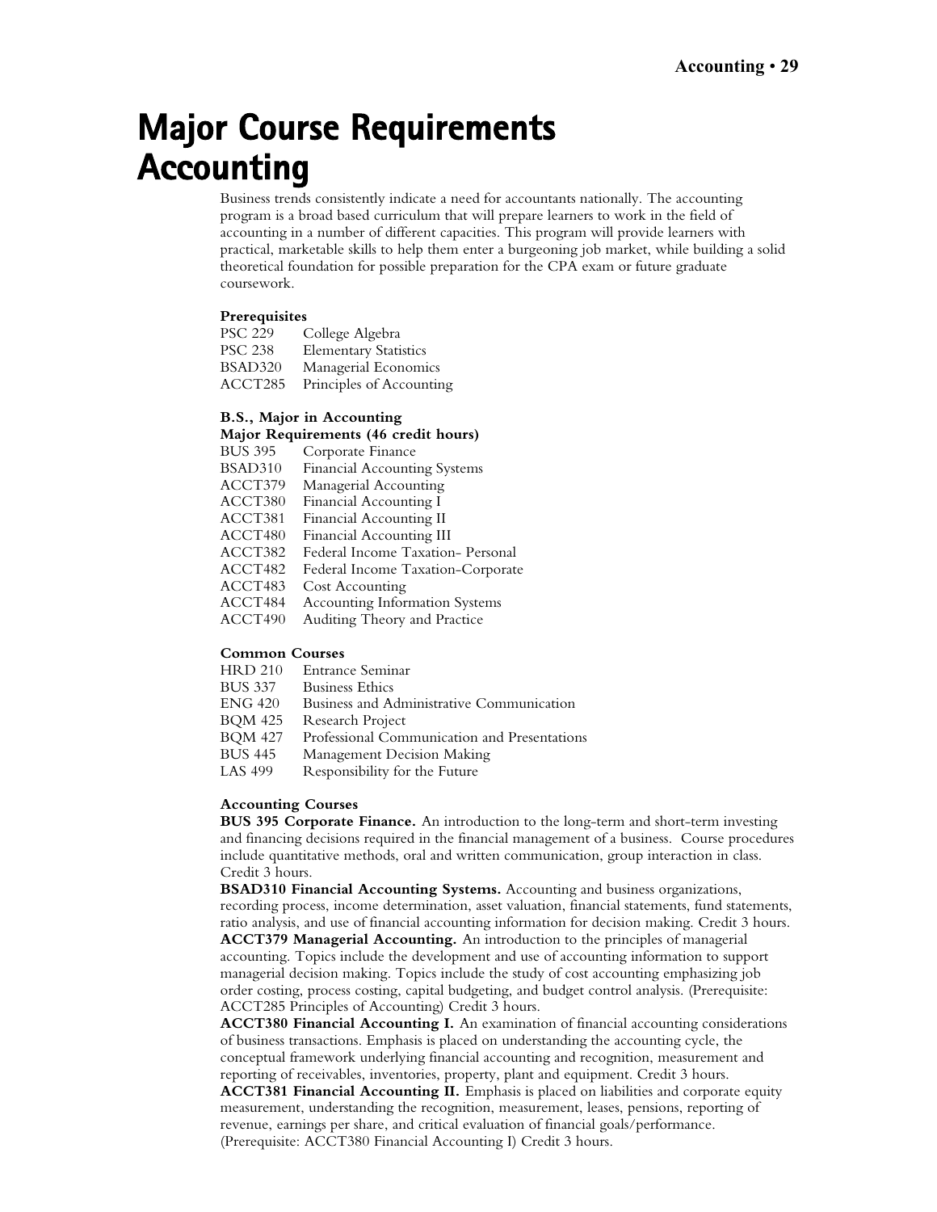# Major Course Requirements Accounting

Business trends consistently indicate a need for accountants nationally. The accounting program is a broad based curriculum that will prepare learners to work in the field of accounting in a number of different capacities. This program will provide learners with practical, marketable skills to help them enter a burgeoning job market, while building a solid theoretical foundation for possible preparation for the CPA exam or future graduate coursework.

**Prerequisites**

PSC 229 College Algebra
PSC 238 Elementary Statistics
BSAD320 Managerial Economics
ACCT285 Principles of Accounting

**B.S., Major in Accounting**
**Major Requirements (46 credit hours)**

BUS 395 Corporate Finance
BSAD310 Financial Accounting Systems
ACCT379 Managerial Accounting
ACCT380 Financial Accounting I
ACCT381 Financial Accounting II
ACCT480 Financial Accounting III
ACCT382 Federal Income Taxation- Personal
ACCT482 Federal Income Taxation-Corporate
ACCT483 Cost Accounting
ACCT484 Accounting Information Systems
ACCT490 Auditing Theory and Practice

**Common Courses**

HRD 210 Entrance Seminar
BUS 337 Business Ethics
ENG 420 Business and Administrative Communication
BQM 425 Research Project
BQM 427 Professional Communication and Presentations
BUS 445 Management Decision Making
LAS 499 Responsibility for the Future

**Accounting Courses**

**BUS 395 Corporate Finance.** An introduction to the long-term and short-term investing and financing decisions required in the financial management of a business. Course procedures include quantitative methods, oral and written communication, group interaction in class. Credit 3 hours.

**BSAD310 Financial Accounting Systems.** Accounting and business organizations, recording process, income determination, asset valuation, financial statements, fund statements, ratio analysis, and use of financial accounting information for decision making. Credit 3 hours.

**ACCT379 Managerial Accounting.** An introduction to the principles of managerial accounting. Topics include the development and use of accounting information to support managerial decision making. Topics include the study of cost accounting emphasizing job order costing, process costing, capital budgeting, and budget control analysis. (Prerequisite: ACCT285 Principles of Accounting) Credit 3 hours.

**ACCT380 Financial Accounting I.** An examination of financial accounting considerations of business transactions. Emphasis is placed on understanding the accounting cycle, the conceptual framework underlying financial accounting and recognition, measurement and reporting of receivables, inventories, property, plant and equipment. Credit 3 hours.

**ACCT381 Financial Accounting II.** Emphasis is placed on liabilities and corporate equity measurement, understanding the recognition, measurement, leases, pensions, reporting of revenue, earnings per share, and critical evaluation of financial goals/performance. (Prerequisite: ACCT380 Financial Accounting I) Credit 3 hours.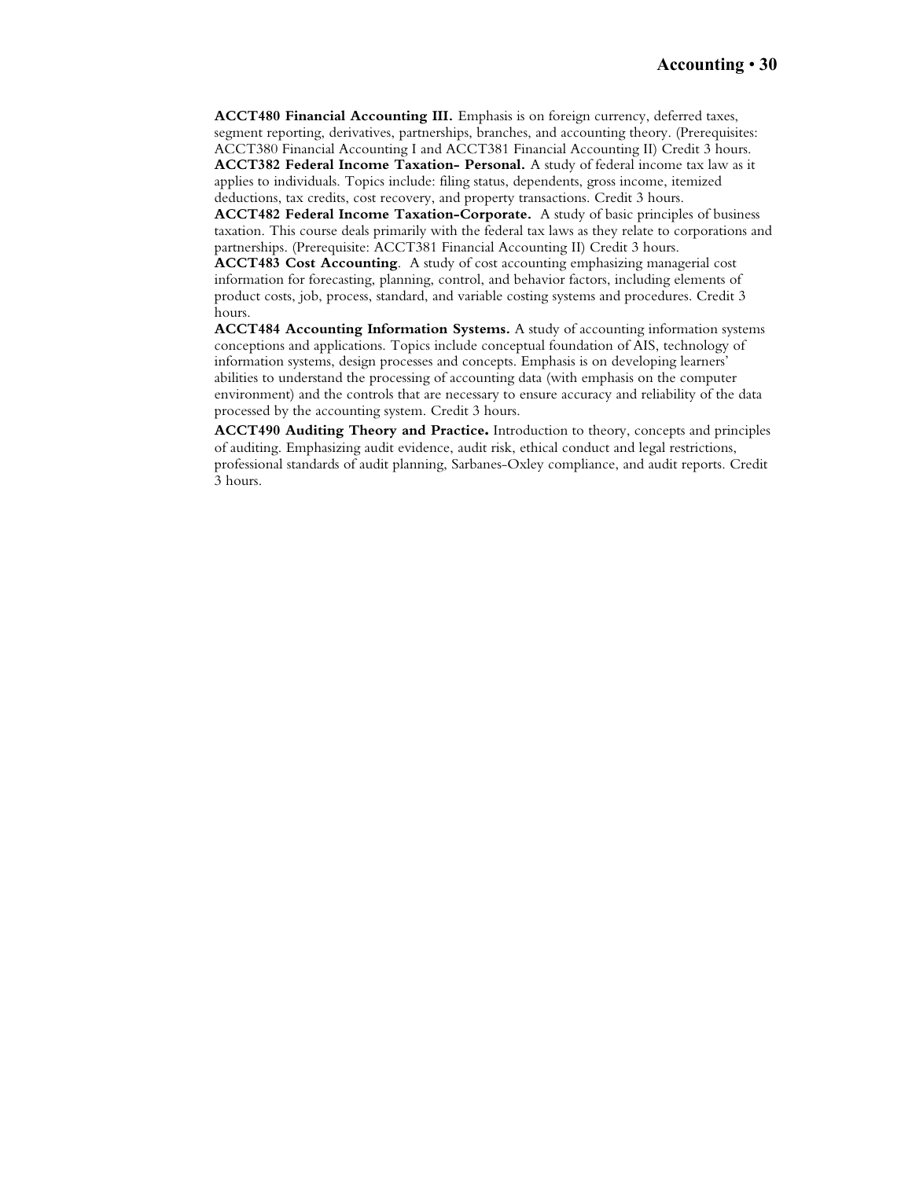**ACCT480 Financial Accounting III.** Emphasis is on foreign currency, deferred taxes, segment reporting, derivatives, partnerships, branches, and accounting theory. (Prerequisites: ACCT380 Financial Accounting I and ACCT381 Financial Accounting II) Credit 3 hours.

**ACCT382 Federal Income Taxation- Personal.** A study of federal income tax law as it applies to individuals. Topics include: filing status, dependents, gross income, itemized deductions, tax credits, cost recovery, and property transactions. Credit 3 hours.

**ACCT482 Federal Income Taxation-Corporate.** A study of basic principles of business taxation. This course deals primarily with the federal tax laws as they relate to corporations and partnerships. (Prerequisite: ACCT381 Financial Accounting II) Credit 3 hours.

**ACCT483 Cost Accounting**. A study of cost accounting emphasizing managerial cost information for forecasting, planning, control, and behavior factors, including elements of product costs, job, process, standard, and variable costing systems and procedures. Credit 3 hours.

**ACCT484 Accounting Information Systems.** A study of accounting information systems conceptions and applications. Topics include conceptual foundation of AIS, technology of information systems, design processes and concepts. Emphasis is on developing learners' abilities to understand the processing of accounting data (with emphasis on the computer environment) and the controls that are necessary to ensure accuracy and reliability of the data processed by the accounting system. Credit 3 hours.

**ACCT490 Auditing Theory and Practice.** Introduction to theory, concepts and principles of auditing. Emphasizing audit evidence, audit risk, ethical conduct and legal restrictions, professional standards of audit planning, Sarbanes-Oxley compliance, and audit reports. Credit 3 hours.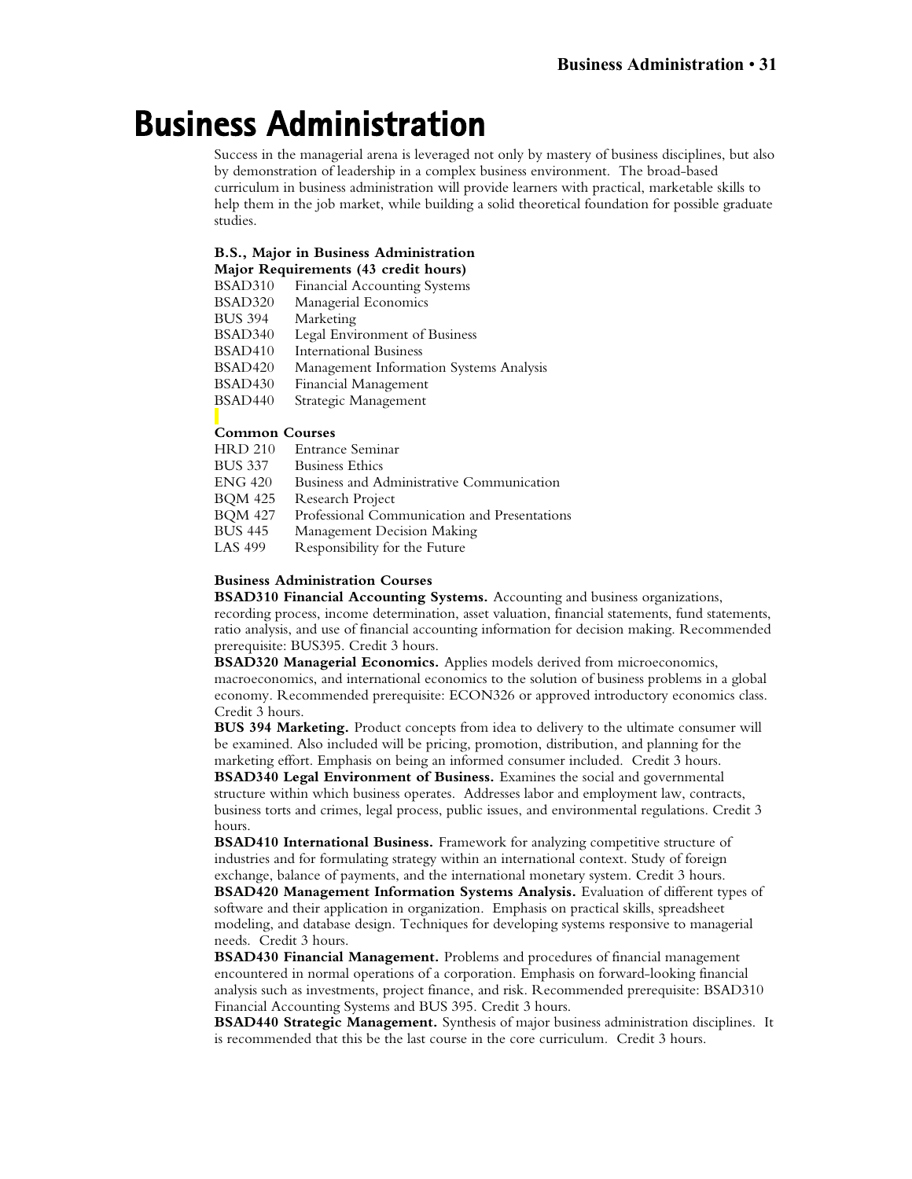# Business Administration

Success in the managerial arena is leveraged not only by mastery of business disciplines, but also by demonstration of leadership in a complex business environment. The broad-based curriculum in business administration will provide learners with practical, marketable skills to help them in the job market, while building a solid theoretical foundation for possible graduate studies.

**B.S., Major in Business Administration**
**Major Requirements (43 credit hours)**

| | |
|---|---|
| BSAD310 | Financial Accounting Systems |
| BSAD320 | Managerial Economics |
| BUS 394 | Marketing |
| BSAD340 | Legal Environment of Business |
| BSAD410 | International Business |
| BSAD420 | Management Information Systems Analysis |
| BSAD430 | Financial Management |
| BSAD440 | Strategic Management |

**Common Courses**

| | |
|---|---|
| HRD 210 | Entrance Seminar |
| BUS 337 | Business Ethics |
| ENG 420 | Business and Administrative Communication |
| BQM 425 | Research Project |
| BQM 427 | Professional Communication and Presentations |
| BUS 445 | Management Decision Making |
| LAS 499 | Responsibility for the Future |

**Business Administration Courses**

**BSAD310 Financial Accounting Systems.** Accounting and business organizations, recording process, income determination, asset valuation, financial statements, fund statements, ratio analysis, and use of financial accounting information for decision making. Recommended prerequisite: BUS395. Credit 3 hours.

**BSAD320 Managerial Economics.** Applies models derived from microeconomics, macroeconomics, and international economics to the solution of business problems in a global economy. Recommended prerequisite: ECON326 or approved introductory economics class. Credit 3 hours.

**BUS 394 Marketing.** Product concepts from idea to delivery to the ultimate consumer will be examined. Also included will be pricing, promotion, distribution, and planning for the marketing effort. Emphasis on being an informed consumer included. Credit 3 hours.

**BSAD340 Legal Environment of Business.** Examines the social and governmental structure within which business operates. Addresses labor and employment law, contracts, business torts and crimes, legal process, public issues, and environmental regulations. Credit 3 hours.

**BSAD410 International Business.** Framework for analyzing competitive structure of industries and for formulating strategy within an international context. Study of foreign exchange, balance of payments, and the international monetary system. Credit 3 hours.

**BSAD420 Management Information Systems Analysis.** Evaluation of different types of software and their application in organization. Emphasis on practical skills, spreadsheet modeling, and database design. Techniques for developing systems responsive to managerial needs. Credit 3 hours.

**BSAD430 Financial Management.** Problems and procedures of financial management encountered in normal operations of a corporation. Emphasis on forward-looking financial analysis such as investments, project finance, and risk. Recommended prerequisite: BSAD310 Financial Accounting Systems and BUS 395. Credit 3 hours.

**BSAD440 Strategic Management.** Synthesis of major business administration disciplines. It is recommended that this be the last course in the core curriculum. Credit 3 hours.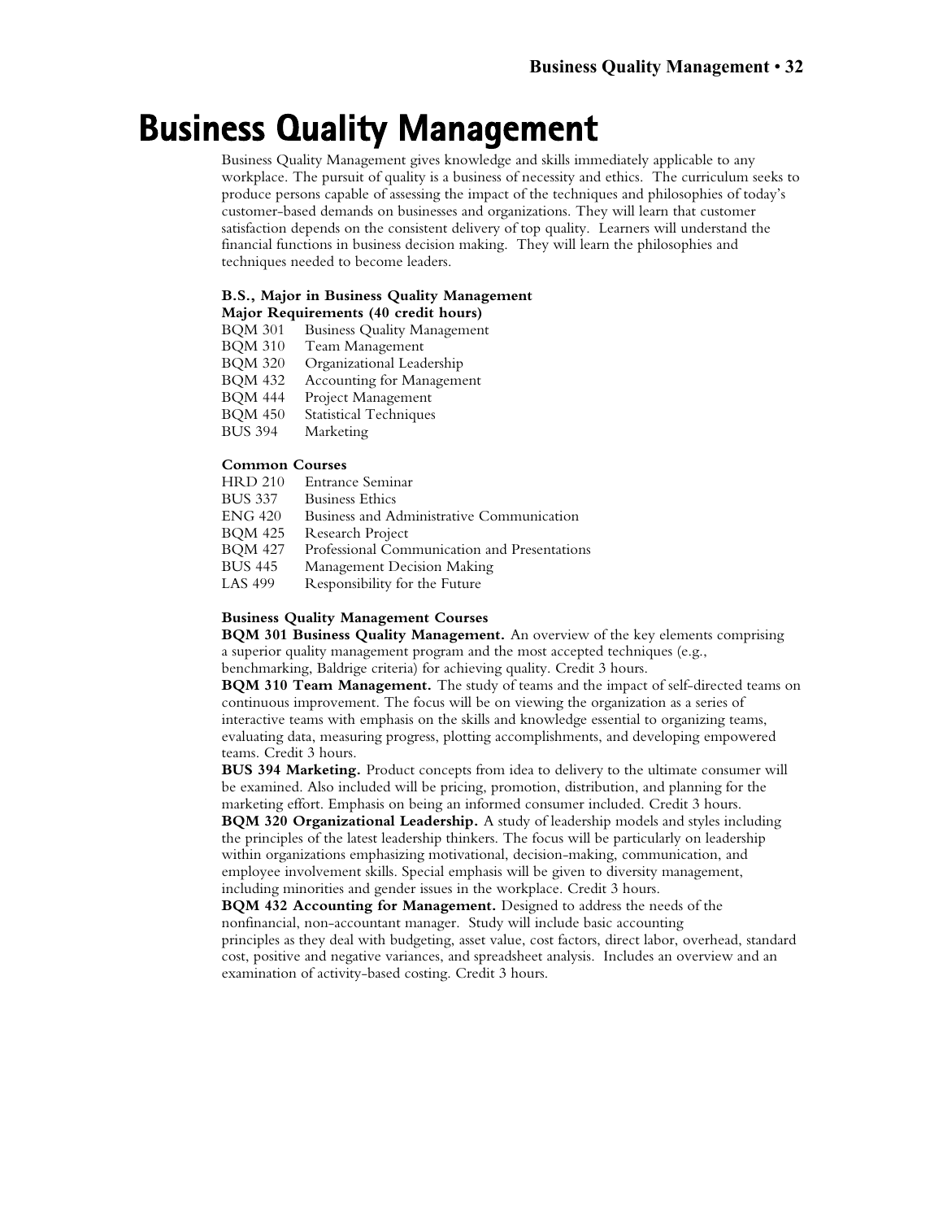# Business Quality Management

Business Quality Management gives knowledge and skills immediately applicable to any workplace. The pursuit of quality is a business of necessity and ethics. The curriculum seeks to produce persons capable of assessing the impact of the techniques and philosophies of today's customer-based demands on businesses and organizations. They will learn that customer satisfaction depends on the consistent delivery of top quality. Learners will understand the financial functions in business decision making. They will learn the philosophies and techniques needed to become leaders.

**B.S., Major in Business Quality Management**
**Major Requirements (40 credit hours)**

BQM 301 Business Quality Management
BQM 310 Team Management
BQM 320 Organizational Leadership
BQM 432 Accounting for Management
BQM 444 Project Management
BQM 450 Statistical Techniques
BUS 394 Marketing

**Common Courses**

HRD 210 Entrance Seminar
BUS 337 Business Ethics
ENG 420 Business and Administrative Communication
BQM 425 Research Project
BQM 427 Professional Communication and Presentations
BUS 445 Management Decision Making
LAS 499 Responsibility for the Future

**Business Quality Management Courses**

**BQM 301 Business Quality Management.** An overview of the key elements comprising a superior quality management program and the most accepted techniques (e.g., benchmarking, Baldrige criteria) for achieving quality. Credit 3 hours.

**BQM 310 Team Management.** The study of teams and the impact of self-directed teams on continuous improvement. The focus will be on viewing the organization as a series of interactive teams with emphasis on the skills and knowledge essential to organizing teams, evaluating data, measuring progress, plotting accomplishments, and developing empowered teams. Credit 3 hours.

**BUS 394 Marketing.** Product concepts from idea to delivery to the ultimate consumer will be examined. Also included will be pricing, promotion, distribution, and planning for the marketing effort. Emphasis on being an informed consumer included. Credit 3 hours.

**BQM 320 Organizational Leadership.** A study of leadership models and styles including the principles of the latest leadership thinkers. The focus will be particularly on leadership within organizations emphasizing motivational, decision-making, communication, and employee involvement skills. Special emphasis will be given to diversity management, including minorities and gender issues in the workplace. Credit 3 hours.

**BQM 432 Accounting for Management.** Designed to address the needs of the nonfinancial, non-accountant manager. Study will include basic accounting principles as they deal with budgeting, asset value, cost factors, direct labor, overhead, standard cost, positive and negative variances, and spreadsheet analysis. Includes an overview and an examination of activity-based costing. Credit 3 hours.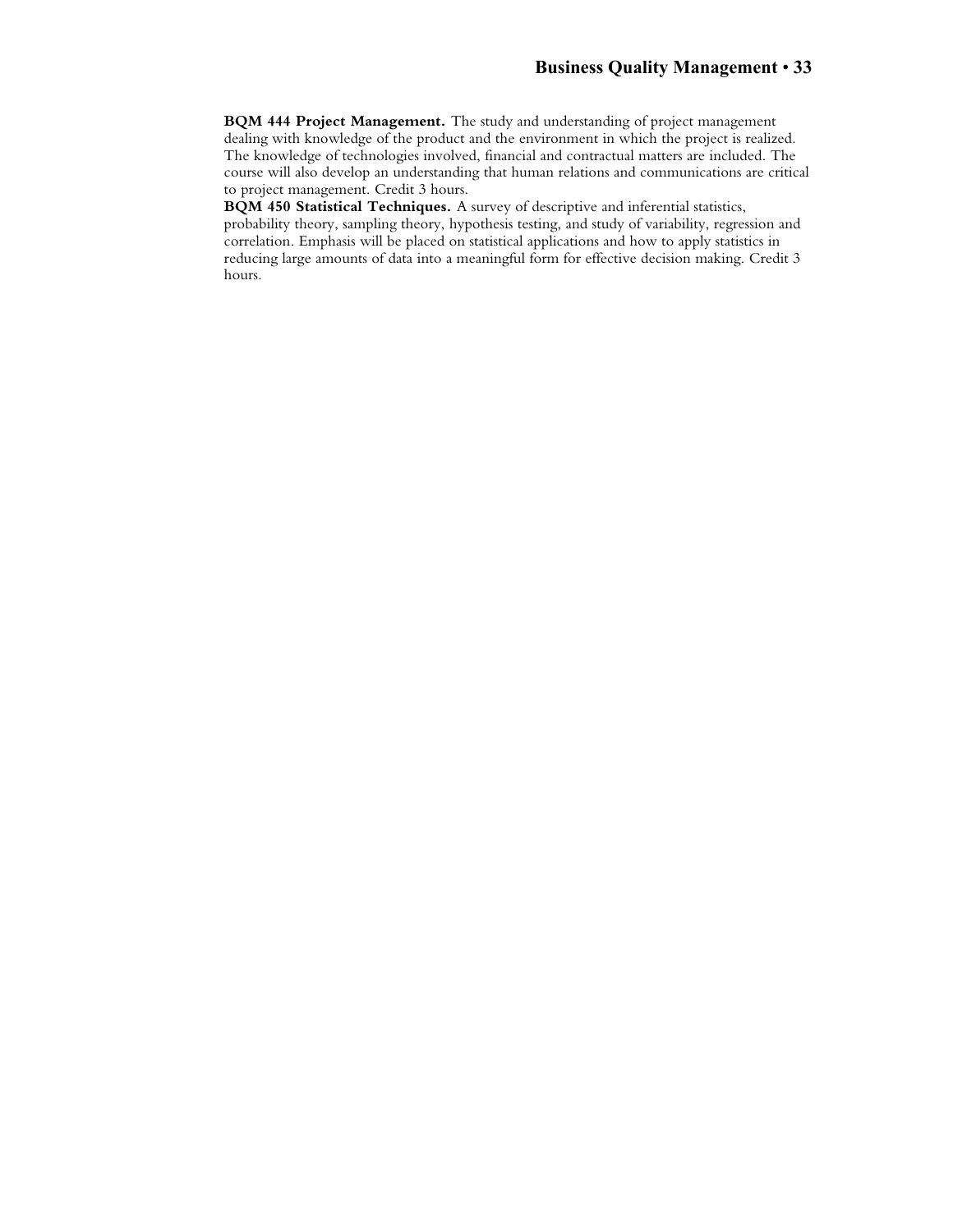**BQM 444 Project Management.** The study and understanding of project management dealing with knowledge of the product and the environment in which the project is realized. The knowledge of technologies involved, financial and contractual matters are included. The course will also develop an understanding that human relations and communications are critical to project management. Credit 3 hours.

**BQM 450 Statistical Techniques.** A survey of descriptive and inferential statistics, probability theory, sampling theory, hypothesis testing, and study of variability, regression and correlation. Emphasis will be placed on statistical applications and how to apply statistics in reducing large amounts of data into a meaningful form for effective decision making. Credit 3 hours.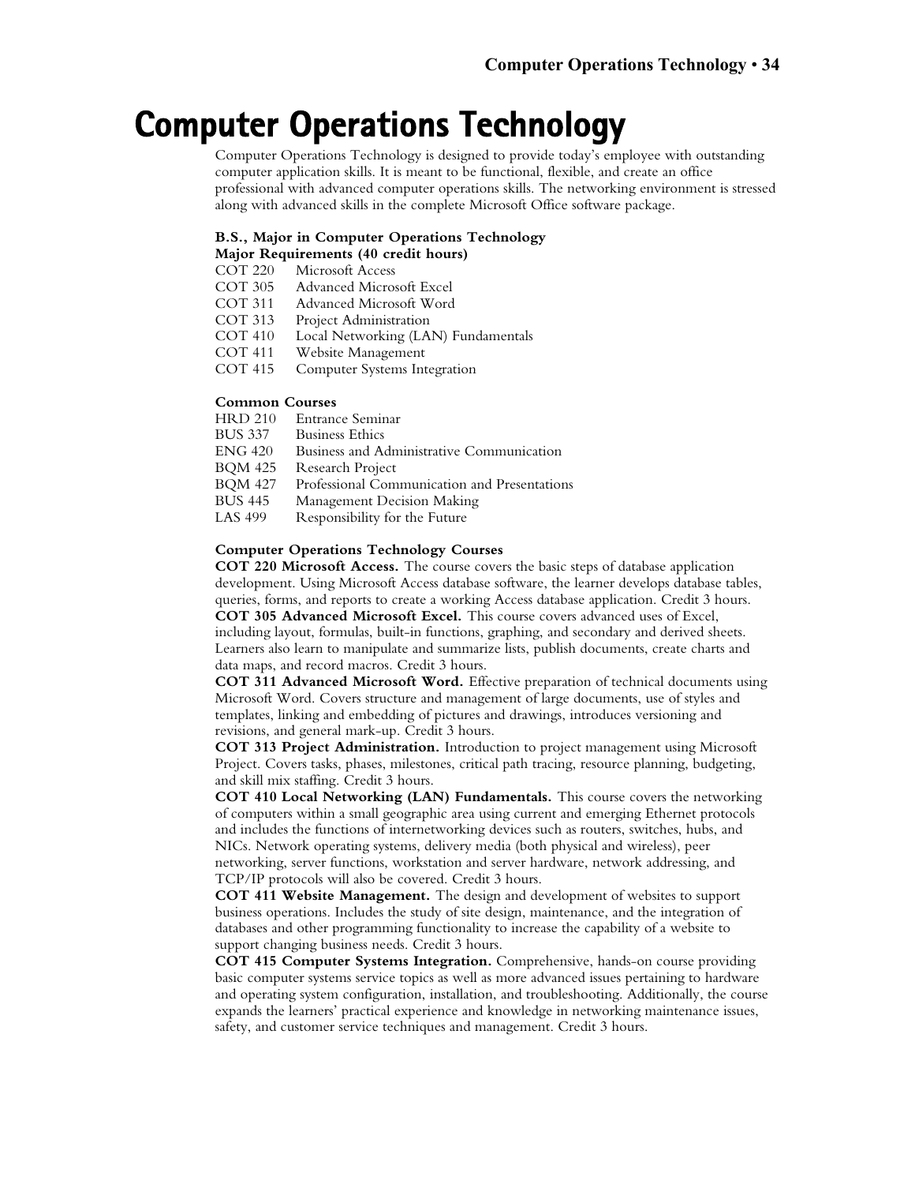# Computer Operations Technology

Computer Operations Technology is designed to provide today's employee with outstanding computer application skills. It is meant to be functional, flexible, and create an office professional with advanced computer operations skills. The networking environment is stressed along with advanced skills in the complete Microsoft Office software package.

**B.S., Major in Computer Operations Technology**
**Major Requirements (40 credit hours)**

- COT 220 Microsoft Access
- COT 305 Advanced Microsoft Excel
- COT 311 Advanced Microsoft Word
- COT 313 Project Administration
- COT 410 Local Networking (LAN) Fundamentals
- COT 411 Website Management
- COT 415 Computer Systems Integration

**Common Courses**

- HRD 210 Entrance Seminar
- BUS 337 Business Ethics
- ENG 420 Business and Administrative Communication
- BQM 425 Research Project
- BQM 427 Professional Communication and Presentations
- BUS 445 Management Decision Making
- LAS 499 Responsibility for the Future

**Computer Operations Technology Courses**

**COT 220 Microsoft Access.** The course covers the basic steps of database application development. Using Microsoft Access database software, the learner develops database tables, queries, forms, and reports to create a working Access database application. Credit 3 hours.

**COT 305 Advanced Microsoft Excel.** This course covers advanced uses of Excel, including layout, formulas, built-in functions, graphing, and secondary and derived sheets. Learners also learn to manipulate and summarize lists, publish documents, create charts and data maps, and record macros. Credit 3 hours.

**COT 311 Advanced Microsoft Word.** Effective preparation of technical documents using Microsoft Word. Covers structure and management of large documents, use of styles and templates, linking and embedding of pictures and drawings, introduces versioning and revisions, and general mark-up. Credit 3 hours.

**COT 313 Project Administration.** Introduction to project management using Microsoft Project. Covers tasks, phases, milestones, critical path tracing, resource planning, budgeting, and skill mix staffing. Credit 3 hours.

**COT 410 Local Networking (LAN) Fundamentals.** This course covers the networking of computers within a small geographic area using current and emerging Ethernet protocols and includes the functions of internetworking devices such as routers, switches, hubs, and NICs. Network operating systems, delivery media (both physical and wireless), peer networking, server functions, workstation and server hardware, network addressing, and TCP/IP protocols will also be covered. Credit 3 hours.

**COT 411 Website Management.** The design and development of websites to support business operations. Includes the study of site design, maintenance, and the integration of databases and other programming functionality to increase the capability of a website to support changing business needs. Credit 3 hours.

**COT 415 Computer Systems Integration.** Comprehensive, hands-on course providing basic computer systems service topics as well as more advanced issues pertaining to hardware and operating system configuration, installation, and troubleshooting. Additionally, the course expands the learners' practical experience and knowledge in networking maintenance issues, safety, and customer service techniques and management. Credit 3 hours.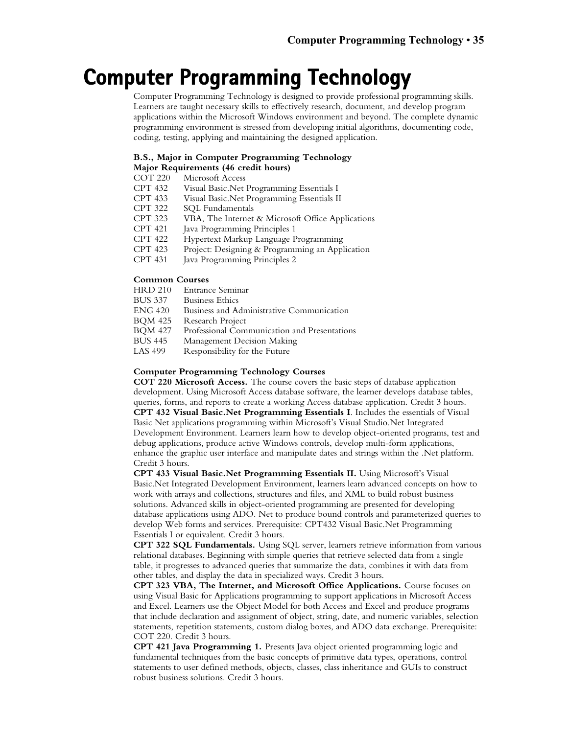# Computer Programming Technology

Computer Programming Technology is designed to provide professional programming skills. Learners are taught necessary skills to effectively research, document, and develop program applications within the Microsoft Windows environment and beyond. The complete dynamic programming environment is stressed from developing initial algorithms, documenting code, coding, testing, applying and maintaining the designed application.

**B.S., Major in Computer Programming Technology**
**Major Requirements (46 credit hours)**

COT 220 Microsoft Access
CPT 432 Visual Basic.Net Programming Essentials I
CPT 433 Visual Basic.Net Programming Essentials II
CPT 322 SQL Fundamentals
CPT 323 VBA, The Internet & Microsoft Office Applications
CPT 421 Java Programming Principles 1
CPT 422 Hypertext Markup Language Programming
CPT 423 Project: Designing & Programming an Application
CPT 431 Java Programming Principles 2

**Common Courses**

HRD 210 Entrance Seminar
BUS 337 Business Ethics
ENG 420 Business and Administrative Communication
BQM 425 Research Project
BQM 427 Professional Communication and Presentations
BUS 445 Management Decision Making
LAS 499 Responsibility for the Future

**Computer Programming Technology Courses**

**COT 220 Microsoft Access.** The course covers the basic steps of database application development. Using Microsoft Access database software, the learner develops database tables, queries, forms, and reports to create a working Access database application. Credit 3 hours.

**CPT 432 Visual Basic.Net Programming Essentials I**. Includes the essentials of Visual Basic Net applications programming within Microsoft's Visual Studio.Net Integrated Development Environment. Learners learn how to develop object-oriented programs, test and debug applications, produce active Windows controls, develop multi-form applications, enhance the graphic user interface and manipulate dates and strings within the .Net platform. Credit 3 hours.

**CPT 433 Visual Basic.Net Programming Essentials II.** Using Microsoft's Visual Basic.Net Integrated Development Environment, learners learn advanced concepts on how to work with arrays and collections, structures and files, and XML to build robust business solutions. Advanced skills in object-oriented programming are presented for developing database applications using ADO. Net to produce bound controls and parameterized queries to develop Web forms and services. Prerequisite: CPT432 Visual Basic.Net Programming Essentials I or equivalent. Credit 3 hours.

**CPT 322 SQL Fundamentals.** Using SQL server, learners retrieve information from various relational databases. Beginning with simple queries that retrieve selected data from a single table, it progresses to advanced queries that summarize the data, combines it with data from other tables, and display the data in specialized ways. Credit 3 hours.

**CPT 323 VBA, The Internet, and Microsoft Office Applications.** Course focuses on using Visual Basic for Applications programming to support applications in Microsoft Access and Excel. Learners use the Object Model for both Access and Excel and produce programs that include declaration and assignment of object, string, date, and numeric variables, selection statements, repetition statements, custom dialog boxes, and ADO data exchange. Prerequisite: COT 220. Credit 3 hours.

**CPT 421 Java Programming 1.** Presents Java object oriented programming logic and fundamental techniques from the basic concepts of primitive data types, operations, control statements to user defined methods, objects, classes, class inheritance and GUIs to construct robust business solutions. Credit 3 hours.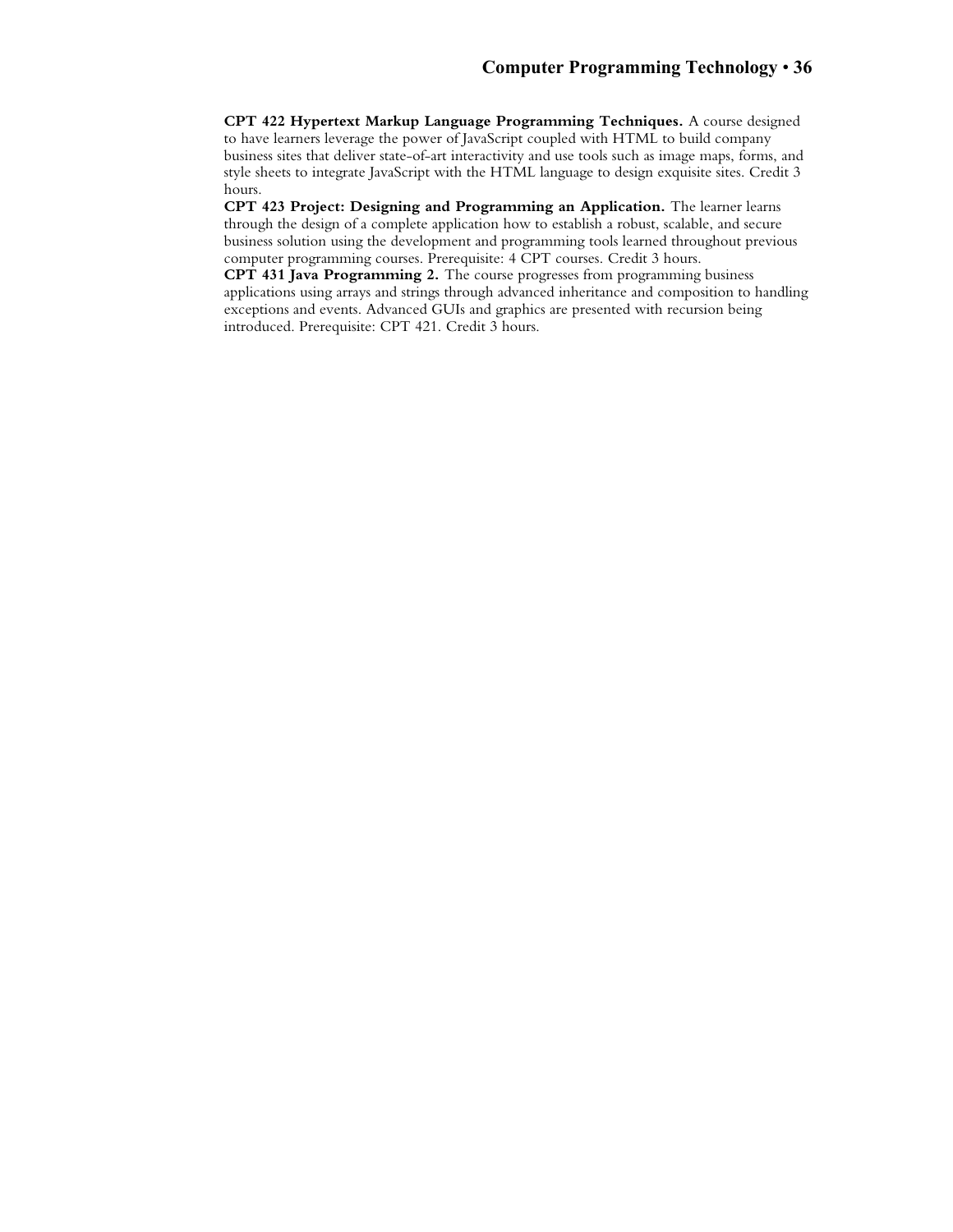**CPT 422 Hypertext Markup Language Programming Techniques.** A course designed to have learners leverage the power of JavaScript coupled with HTML to build company business sites that deliver state-of-art interactivity and use tools such as image maps, forms, and style sheets to integrate JavaScript with the HTML language to design exquisite sites. Credit 3 hours.

**CPT 423 Project: Designing and Programming an Application.** The learner learns through the design of a complete application how to establish a robust, scalable, and secure business solution using the development and programming tools learned throughout previous computer programming courses. Prerequisite: 4 CPT courses. Credit 3 hours.

**CPT 431 Java Programming 2.** The course progresses from programming business applications using arrays and strings through advanced inheritance and composition to handling exceptions and events. Advanced GUIs and graphics are presented with recursion being introduced. Prerequisite: CPT 421. Credit 3 hours.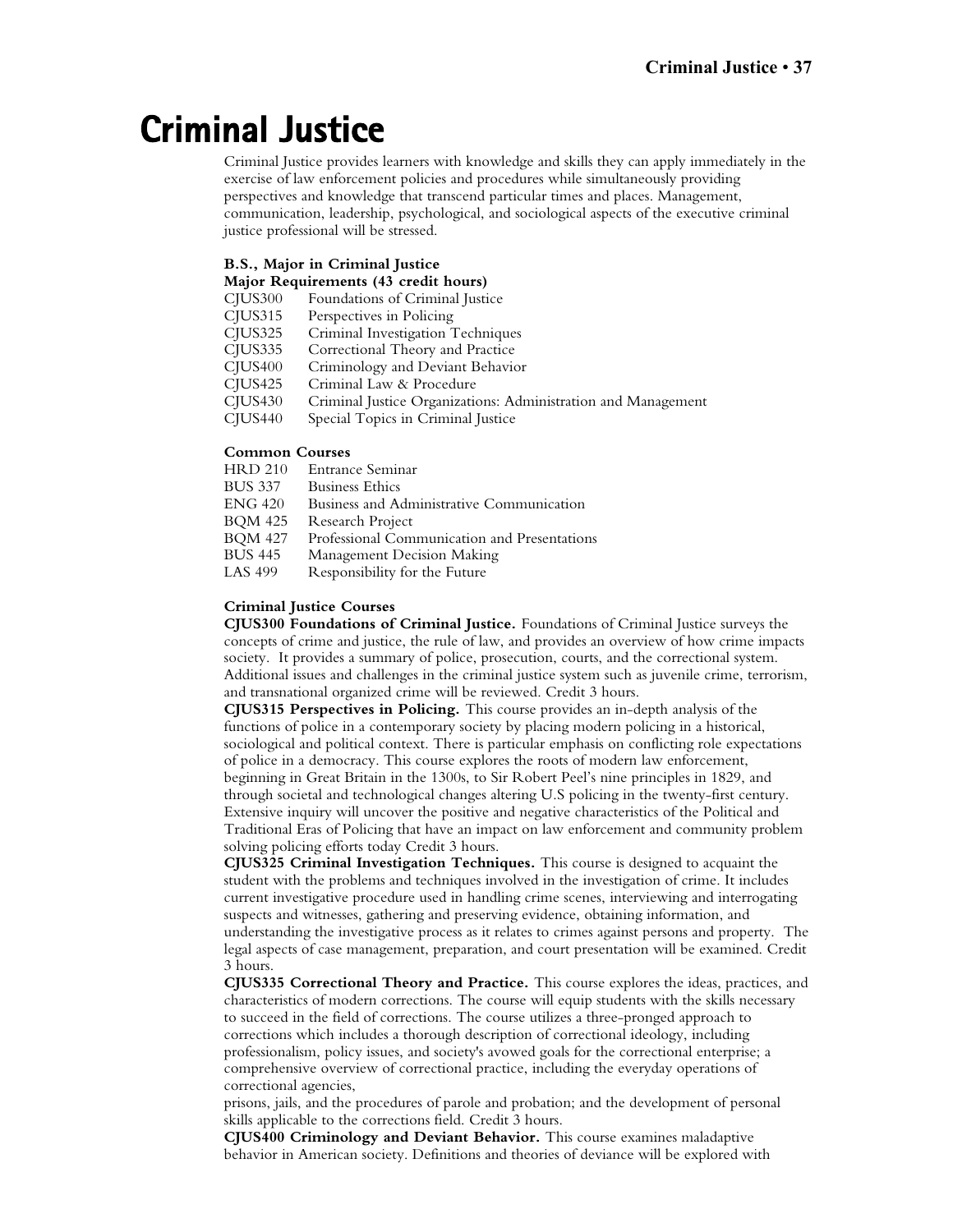# Criminal Justice

Criminal Justice provides learners with knowledge and skills they can apply immediately in the exercise of law enforcement policies and procedures while simultaneously providing perspectives and knowledge that transcend particular times and places. Management, communication, leadership, psychological, and sociological aspects of the executive criminal justice professional will be stressed.

**B.S., Major in Criminal Justice**
**Major Requirements (43 credit hours)**

CJUS300 Foundations of Criminal Justice
CJUS315 Perspectives in Policing
CJUS325 Criminal Investigation Techniques
CJUS335 Correctional Theory and Practice
CJUS400 Criminology and Deviant Behavior
CJUS425 Criminal Law & Procedure
CJUS430 Criminal Justice Organizations: Administration and Management
CJUS440 Special Topics in Criminal Justice

**Common Courses**

HRD 210 Entrance Seminar
BUS 337 Business Ethics
ENG 420 Business and Administrative Communication
BQM 425 Research Project
BQM 427 Professional Communication and Presentations
BUS 445 Management Decision Making
LAS 499 Responsibility for the Future

**Criminal Justice Courses**

**CJUS300 Foundations of Criminal Justice.** Foundations of Criminal Justice surveys the concepts of crime and justice, the rule of law, and provides an overview of how crime impacts society. It provides a summary of police, prosecution, courts, and the correctional system. Additional issues and challenges in the criminal justice system such as juvenile crime, terrorism, and transnational organized crime will be reviewed. Credit 3 hours.

**CJUS315 Perspectives in Policing.** This course provides an in-depth analysis of the functions of police in a contemporary society by placing modern policing in a historical, sociological and political context. There is particular emphasis on conflicting role expectations of police in a democracy. This course explores the roots of modern law enforcement, beginning in Great Britain in the 1300s, to Sir Robert Peel's nine principles in 1829, and through societal and technological changes altering U.S policing in the twenty-first century. Extensive inquiry will uncover the positive and negative characteristics of the Political and Traditional Eras of Policing that have an impact on law enforcement and community problem solving policing efforts today Credit 3 hours.

**CJUS325 Criminal Investigation Techniques.** This course is designed to acquaint the student with the problems and techniques involved in the investigation of crime. It includes current investigative procedure used in handling crime scenes, interviewing and interrogating suspects and witnesses, gathering and preserving evidence, obtaining information, and understanding the investigative process as it relates to crimes against persons and property. The legal aspects of case management, preparation, and court presentation will be examined. Credit 3 hours.

**CJUS335 Correctional Theory and Practice.** This course explores the ideas, practices, and characteristics of modern corrections. The course will equip students with the skills necessary to succeed in the field of corrections. The course utilizes a three-pronged approach to corrections which includes a thorough description of correctional ideology, including professionalism, policy issues, and society's avowed goals for the correctional enterprise; a comprehensive overview of correctional practice, including the everyday operations of correctional agencies,
prisons, jails, and the procedures of parole and probation; and the development of personal skills applicable to the corrections field. Credit 3 hours.

**CJUS400 Criminology and Deviant Behavior.** This course examines maladaptive behavior in American society. Definitions and theories of deviance will be explored with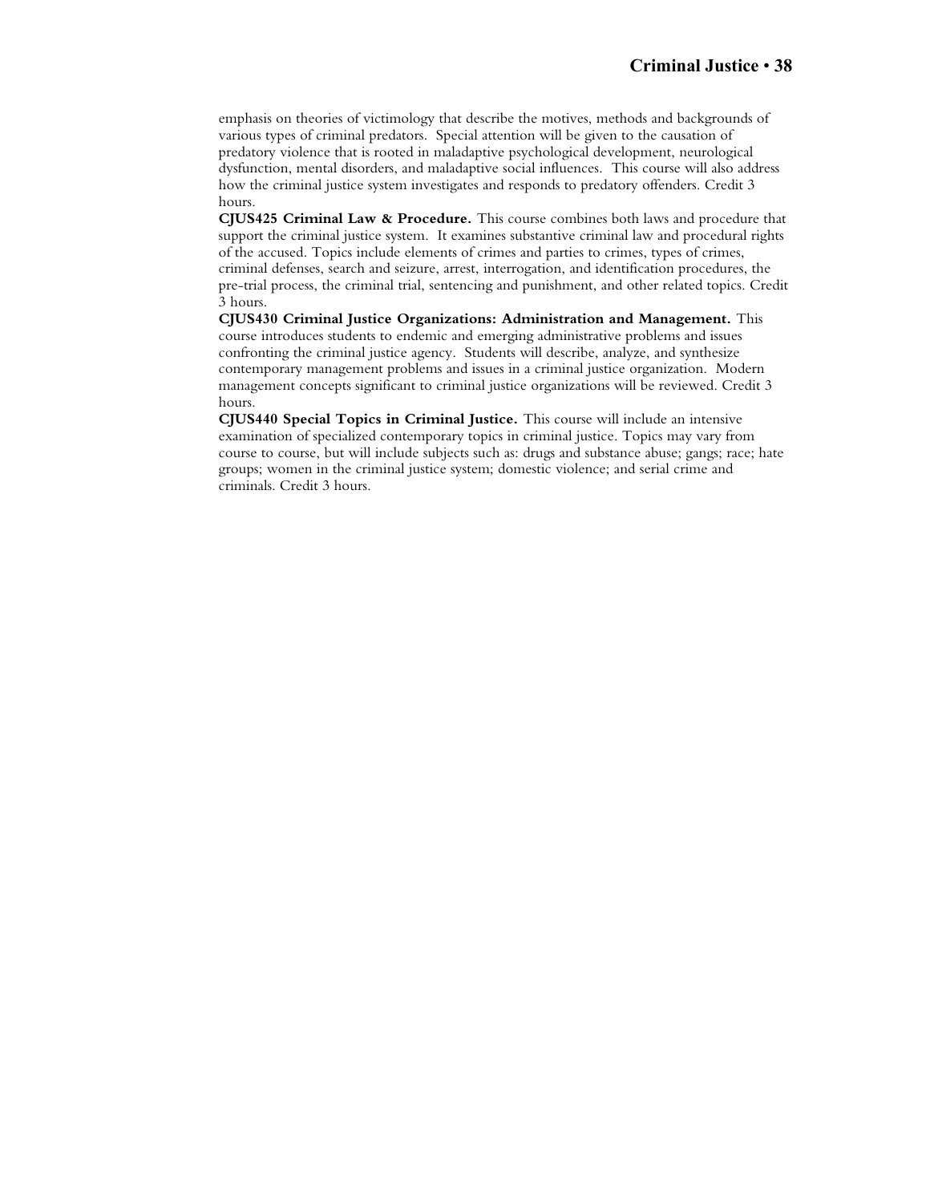emphasis on theories of victimology that describe the motives, methods and backgrounds of various types of criminal predators. Special attention will be given to the causation of predatory violence that is rooted in maladaptive psychological development, neurological dysfunction, mental disorders, and maladaptive social influences. This course will also address how the criminal justice system investigates and responds to predatory offenders. Credit 3 hours.

**CJUS425 Criminal Law & Procedure.** This course combines both laws and procedure that support the criminal justice system. It examines substantive criminal law and procedural rights of the accused. Topics include elements of crimes and parties to crimes, types of crimes, criminal defenses, search and seizure, arrest, interrogation, and identification procedures, the pre-trial process, the criminal trial, sentencing and punishment, and other related topics. Credit 3 hours.

**CJUS430 Criminal Justice Organizations: Administration and Management.** This course introduces students to endemic and emerging administrative problems and issues confronting the criminal justice agency. Students will describe, analyze, and synthesize contemporary management problems and issues in a criminal justice organization. Modern management concepts significant to criminal justice organizations will be reviewed. Credit 3 hours.

**CJUS440 Special Topics in Criminal Justice.** This course will include an intensive examination of specialized contemporary topics in criminal justice. Topics may vary from course to course, but will include subjects such as: drugs and substance abuse; gangs; race; hate groups; women in the criminal justice system; domestic violence; and serial crime and criminals. Credit 3 hours.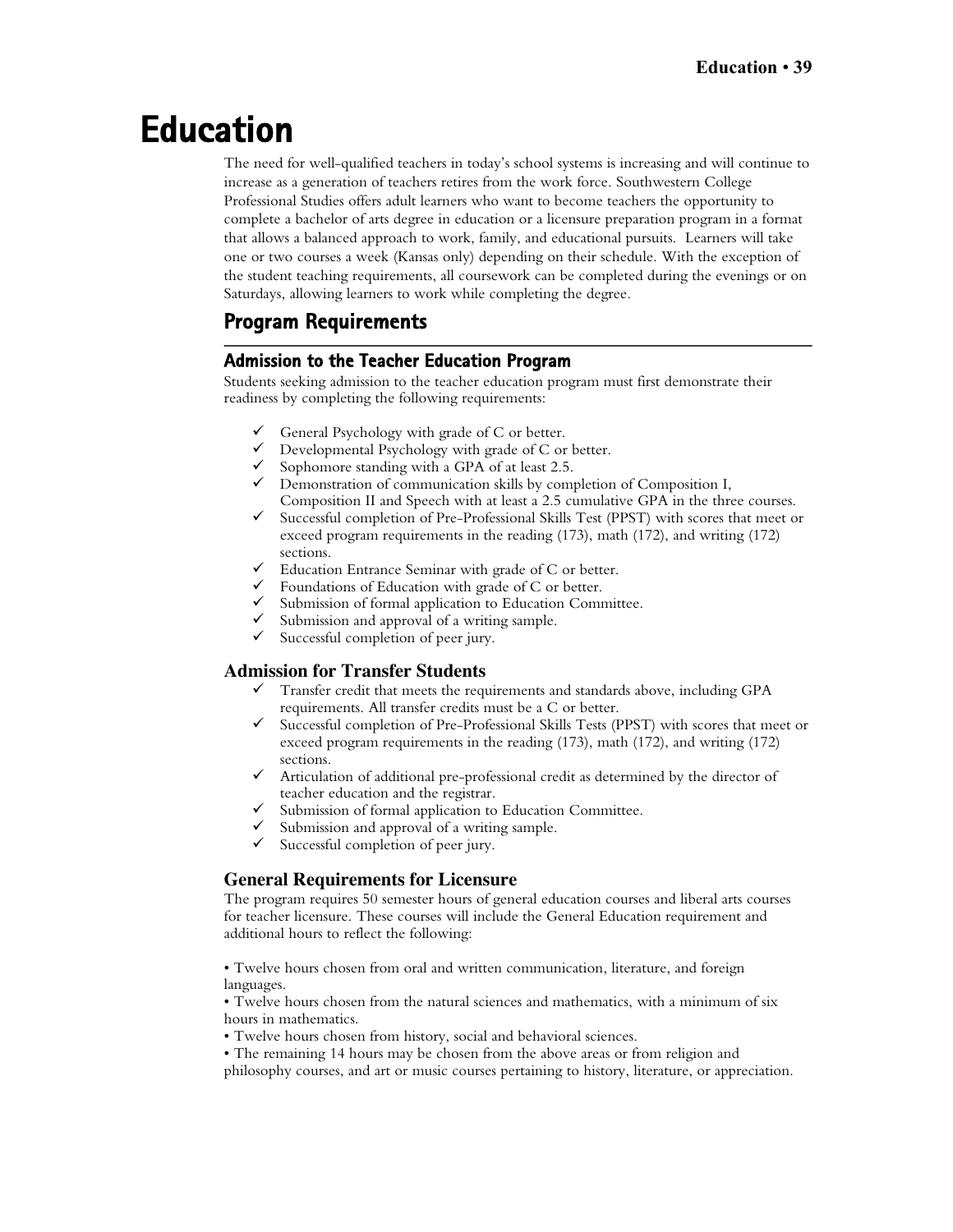# Education

The need for well-qualified teachers in today's school systems is increasing and will continue to increase as a generation of teachers retires from the work force. Southwestern College Professional Studies offers adult learners who want to become teachers the opportunity to complete a bachelor of arts degree in education or a licensure preparation program in a format that allows a balanced approach to work, family, and educational pursuits. Learners will take one or two courses a week (Kansas only) depending on their schedule. With the exception of the student teaching requirements, all coursework can be completed during the evenings or on Saturdays, allowing learners to work while completing the degree.

## Program Requirements

### Admission to the Teacher Education Program

Students seeking admission to the teacher education program must first demonstrate their readiness by completing the following requirements:

- ✓ General Psychology with grade of C or better.
- ✓ Developmental Psychology with grade of C or better.
- ✓ Sophomore standing with a GPA of at least 2.5.
- ✓ Demonstration of communication skills by completion of Composition I, Composition II and Speech with at least a 2.5 cumulative GPA in the three courses.
- ✓ Successful completion of Pre-Professional Skills Test (PPST) with scores that meet or exceed program requirements in the reading (173), math (172), and writing (172) sections.
- ✓ Education Entrance Seminar with grade of C or better.
- ✓ Foundations of Education with grade of C or better.
- ✓ Submission of formal application to Education Committee.
- ✓ Submission and approval of a writing sample.
- ✓ Successful completion of peer jury.

### Admission for Transfer Students

- ✓ Transfer credit that meets the requirements and standards above, including GPA requirements. All transfer credits must be a C or better.
- ✓ Successful completion of Pre-Professional Skills Tests (PPST) with scores that meet or exceed program requirements in the reading (173), math (172), and writing (172) sections.
- ✓ Articulation of additional pre-professional credit as determined by the director of teacher education and the registrar.
- ✓ Submission of formal application to Education Committee.
- ✓ Submission and approval of a writing sample.
- ✓ Successful completion of peer jury.

### General Requirements for Licensure

The program requires 50 semester hours of general education courses and liberal arts courses for teacher licensure. These courses will include the General Education requirement and additional hours to reflect the following:

- Twelve hours chosen from oral and written communication, literature, and foreign languages.
- Twelve hours chosen from the natural sciences and mathematics, with a minimum of six hours in mathematics.
- Twelve hours chosen from history, social and behavioral sciences.
- The remaining 14 hours may be chosen from the above areas or from religion and philosophy courses, and art or music courses pertaining to history, literature, or appreciation.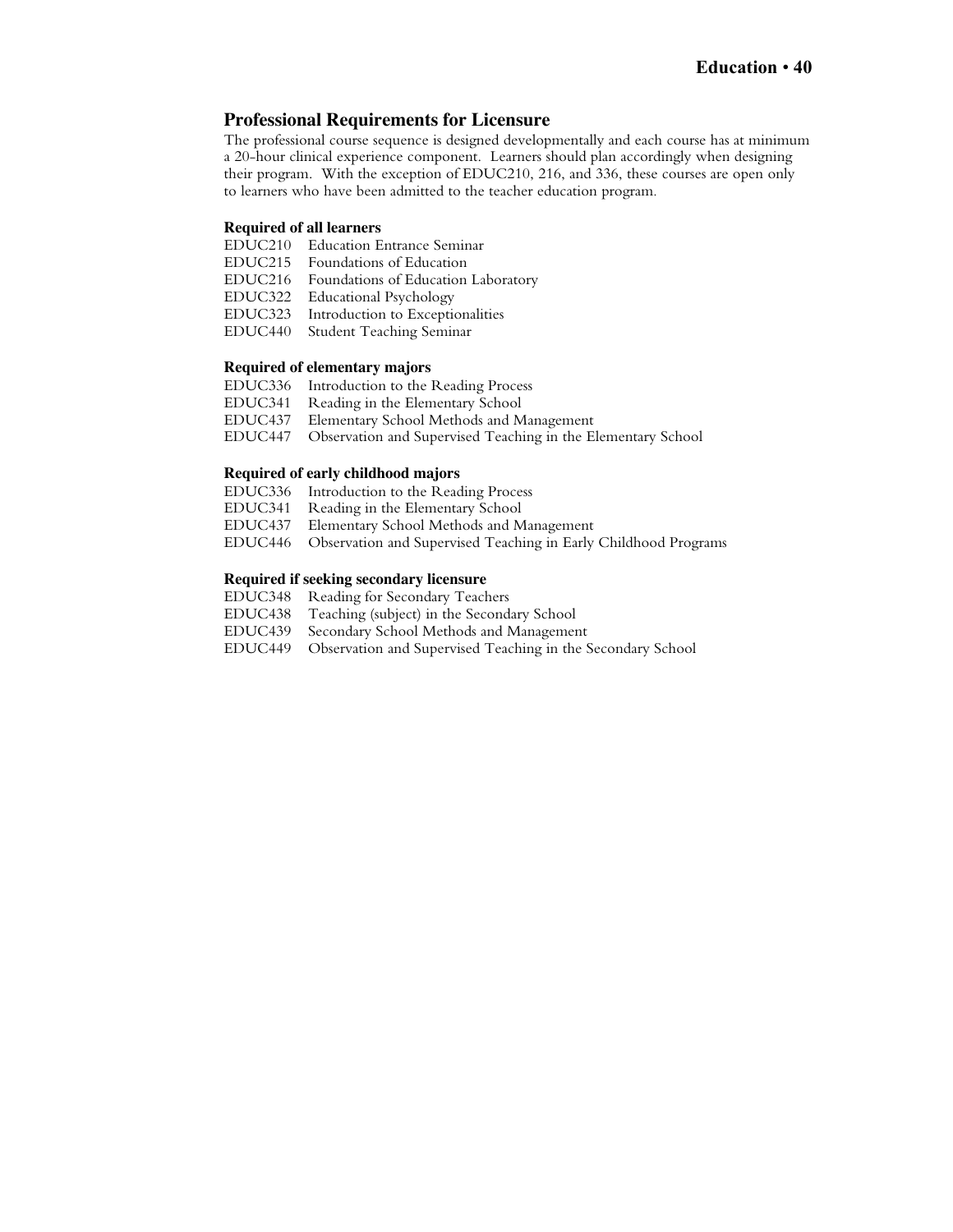## Professional Requirements for Licensure

The professional course sequence is designed developmentally and each course has at minimum a 20-hour clinical experience component. Learners should plan accordingly when designing their program. With the exception of EDUC210, 216, and 336, these courses are open only to learners who have been admitted to the teacher education program.

### Required of all learners

EDUC210 Education Entrance Seminar
EDUC215 Foundations of Education
EDUC216 Foundations of Education Laboratory
EDUC322 Educational Psychology
EDUC323 Introduction to Exceptionalities
EDUC440 Student Teaching Seminar

### Required of elementary majors

EDUC336 Introduction to the Reading Process
EDUC341 Reading in the Elementary School
EDUC437 Elementary School Methods and Management
EDUC447 Observation and Supervised Teaching in the Elementary School

### Required of early childhood majors

EDUC336 Introduction to the Reading Process
EDUC341 Reading in the Elementary School
EDUC437 Elementary School Methods and Management
EDUC446 Observation and Supervised Teaching in Early Childhood Programs

### Required if seeking secondary licensure

EDUC348 Reading for Secondary Teachers
EDUC438 Teaching (subject) in the Secondary School
EDUC439 Secondary School Methods and Management
EDUC449 Observation and Supervised Teaching in the Secondary School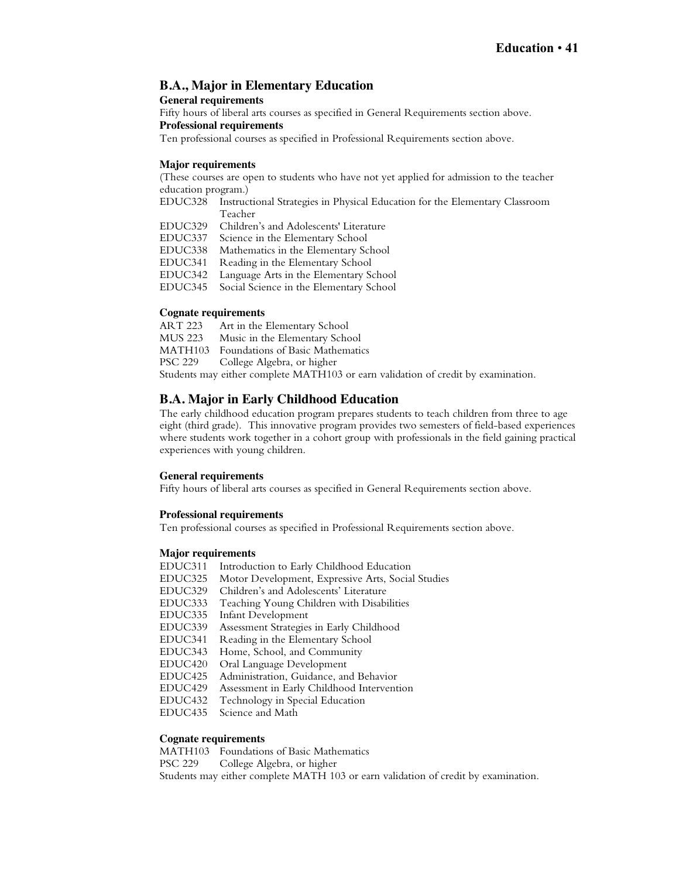## B.A., Major in Elementary Education

**General requirements**

Fifty hours of liberal arts courses as specified in General Requirements section above.

**Professional requirements**

Ten professional courses as specified in Professional Requirements section above.

**Major requirements**

(These courses are open to students who have not yet applied for admission to the teacher education program.)

- EDUC328 Instructional Strategies in Physical Education for the Elementary Classroom Teacher
- EDUC329 Children's and Adolescents' Literature
- EDUC337 Science in the Elementary School
- EDUC338 Mathematics in the Elementary School
- EDUC341 Reading in the Elementary School
- EDUC342 Language Arts in the Elementary School
- EDUC345 Social Science in the Elementary School

**Cognate requirements**

- ART 223 Art in the Elementary School
- MUS 223 Music in the Elementary School
- MATH103 Foundations of Basic Mathematics
- PSC 229 College Algebra, or higher

Students may either complete MATH103 or earn validation of credit by examination.

## B.A. Major in Early Childhood Education

The early childhood education program prepares students to teach children from three to age eight (third grade). This innovative program provides two semesters of field-based experiences where students work together in a cohort group with professionals in the field gaining practical experiences with young children.

**General requirements**

Fifty hours of liberal arts courses as specified in General Requirements section above.

**Professional requirements**

Ten professional courses as specified in Professional Requirements section above.

**Major requirements**

- EDUC311 Introduction to Early Childhood Education
- EDUC325 Motor Development, Expressive Arts, Social Studies
- EDUC329 Children's and Adolescents' Literature
- EDUC333 Teaching Young Children with Disabilities
- EDUC335 Infant Development
- EDUC339 Assessment Strategies in Early Childhood
- EDUC341 Reading in the Elementary School
- EDUC343 Home, School, and Community
- EDUC420 Oral Language Development
- EDUC425 Administration, Guidance, and Behavior
- EDUC429 Assessment in Early Childhood Intervention
- EDUC432 Technology in Special Education
- EDUC435 Science and Math

**Cognate requirements**

- MATH103 Foundations of Basic Mathematics
- PSC 229 College Algebra, or higher

Students may either complete MATH 103 or earn validation of credit by examination.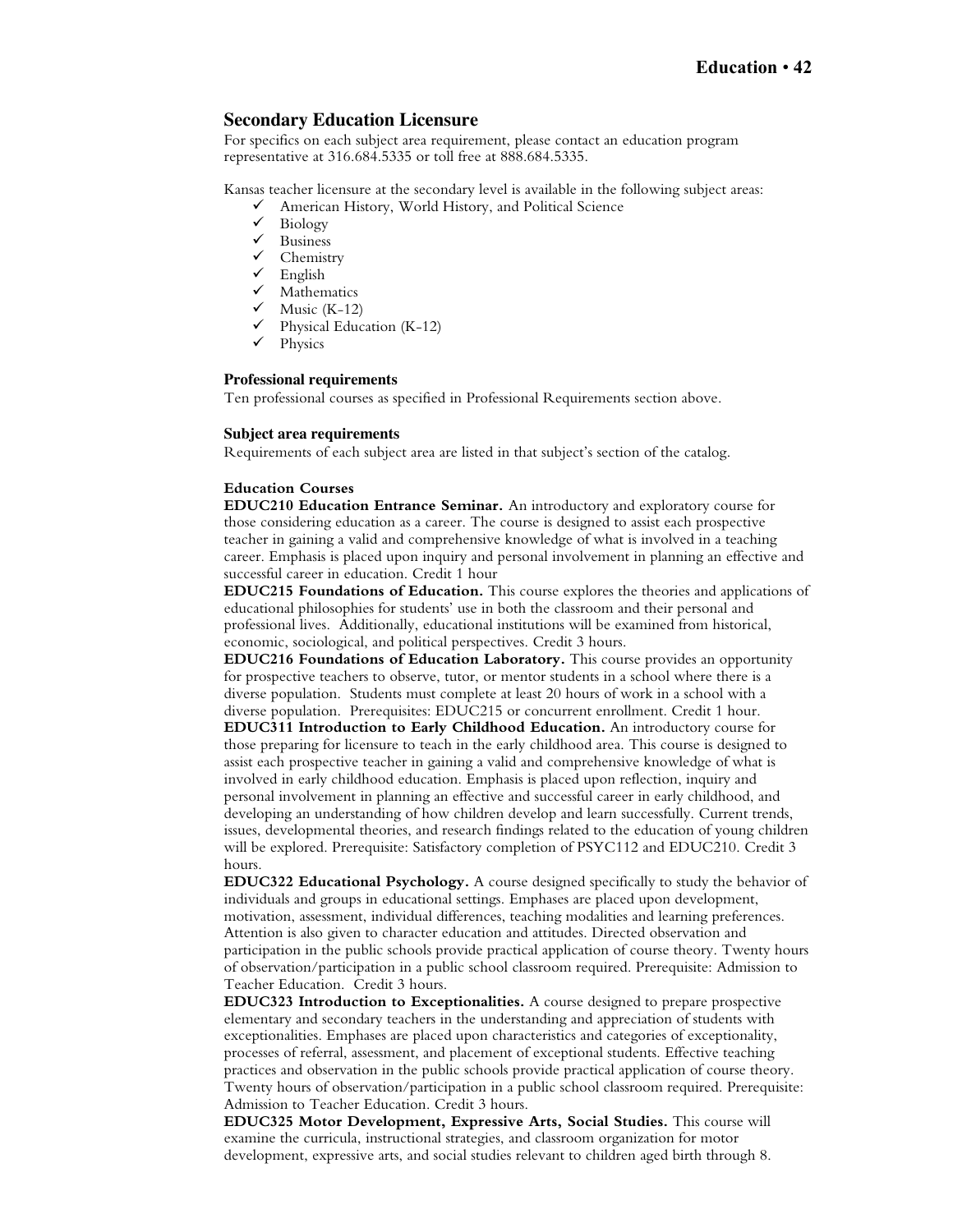## Secondary Education Licensure

For specifics on each subject area requirement, please contact an education program representative at 316.684.5335 or toll free at 888.684.5335.

Kansas teacher licensure at the secondary level is available in the following subject areas:

- ✓ American History, World History, and Political Science
- ✓ Biology
- ✓ Business
- ✓ Chemistry
- ✓ English
- ✓ Mathematics
- ✓ Music (K-12)
- ✓ Physical Education (K-12)
- ✓ Physics

### Professional requirements

Ten professional courses as specified in Professional Requirements section above.

### Subject area requirements

Requirements of each subject area are listed in that subject's section of the catalog.

### Education Courses

**EDUC210 Education Entrance Seminar.** An introductory and exploratory course for those considering education as a career. The course is designed to assist each prospective teacher in gaining a valid and comprehensive knowledge of what is involved in a teaching career. Emphasis is placed upon inquiry and personal involvement in planning an effective and successful career in education. Credit 1 hour

**EDUC215 Foundations of Education.** This course explores the theories and applications of educational philosophies for students' use in both the classroom and their personal and professional lives. Additionally, educational institutions will be examined from historical, economic, sociological, and political perspectives. Credit 3 hours.

**EDUC216 Foundations of Education Laboratory.** This course provides an opportunity for prospective teachers to observe, tutor, or mentor students in a school where there is a diverse population. Students must complete at least 20 hours of work in a school with a diverse population. Prerequisites: EDUC215 or concurrent enrollment. Credit 1 hour.

**EDUC311 Introduction to Early Childhood Education.** An introductory course for those preparing for licensure to teach in the early childhood area. This course is designed to assist each prospective teacher in gaining a valid and comprehensive knowledge of what is involved in early childhood education. Emphasis is placed upon reflection, inquiry and personal involvement in planning an effective and successful career in early childhood, and developing an understanding of how children develop and learn successfully. Current trends, issues, developmental theories, and research findings related to the education of young children will be explored. Prerequisite: Satisfactory completion of PSYC112 and EDUC210. Credit 3 hours.

**EDUC322 Educational Psychology.** A course designed specifically to study the behavior of individuals and groups in educational settings. Emphases are placed upon development, motivation, assessment, individual differences, teaching modalities and learning preferences. Attention is also given to character education and attitudes. Directed observation and participation in the public schools provide practical application of course theory. Twenty hours of observation/participation in a public school classroom required. Prerequisite: Admission to Teacher Education. Credit 3 hours.

**EDUC323 Introduction to Exceptionalities.** A course designed to prepare prospective elementary and secondary teachers in the understanding and appreciation of students with exceptionalities. Emphases are placed upon characteristics and categories of exceptionality, processes of referral, assessment, and placement of exceptional students. Effective teaching practices and observation in the public schools provide practical application of course theory. Twenty hours of observation/participation in a public school classroom required. Prerequisite: Admission to Teacher Education. Credit 3 hours.

**EDUC325 Motor Development, Expressive Arts, Social Studies.** This course will examine the curricula, instructional strategies, and classroom organization for motor development, expressive arts, and social studies relevant to children aged birth through 8.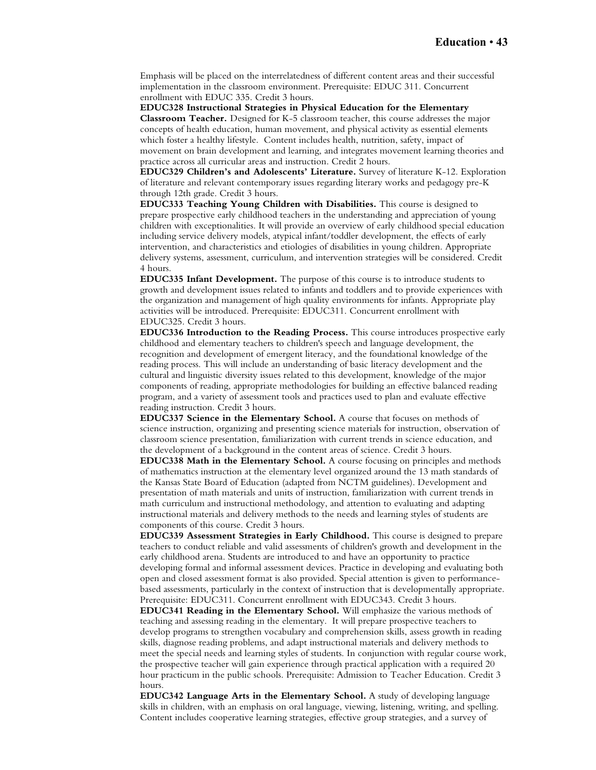Emphasis will be placed on the interrelatedness of different content areas and their successful implementation in the classroom environment. Prerequisite: EDUC 311. Concurrent enrollment with EDUC 335. Credit 3 hours.

**EDUC328 Instructional Strategies in Physical Education for the Elementary Classroom Teacher.** Designed for K-5 classroom teacher, this course addresses the major concepts of health education, human movement, and physical activity as essential elements which foster a healthy lifestyle. Content includes health, nutrition, safety, impact of movement on brain development and learning, and integrates movement learning theories and practice across all curricular areas and instruction. Credit 2 hours.

**EDUC329 Children's and Adolescents' Literature.** Survey of literature K-12. Exploration of literature and relevant contemporary issues regarding literary works and pedagogy pre-K through 12th grade. Credit 3 hours.

**EDUC333 Teaching Young Children with Disabilities.** This course is designed to prepare prospective early childhood teachers in the understanding and appreciation of young children with exceptionalities. It will provide an overview of early childhood special education including service delivery models, atypical infant/toddler development, the effects of early intervention, and characteristics and etiologies of disabilities in young children. Appropriate delivery systems, assessment, curriculum, and intervention strategies will be considered. Credit 4 hours.

**EDUC335 Infant Development.** The purpose of this course is to introduce students to growth and development issues related to infants and toddlers and to provide experiences with the organization and management of high quality environments for infants. Appropriate play activities will be introduced. Prerequisite: EDUC311. Concurrent enrollment with EDUC325. Credit 3 hours.

**EDUC336 Introduction to the Reading Process.** This course introduces prospective early childhood and elementary teachers to children's speech and language development, the recognition and development of emergent literacy, and the foundational knowledge of the reading process. This will include an understanding of basic literacy development and the cultural and linguistic diversity issues related to this development, knowledge of the major components of reading, appropriate methodologies for building an effective balanced reading program, and a variety of assessment tools and practices used to plan and evaluate effective reading instruction. Credit 3 hours.

**EDUC337 Science in the Elementary School.** A course that focuses on methods of science instruction, organizing and presenting science materials for instruction, observation of classroom science presentation, familiarization with current trends in science education, and the development of a background in the content areas of science. Credit 3 hours.

**EDUC338 Math in the Elementary School.** A course focusing on principles and methods of mathematics instruction at the elementary level organized around the 13 math standards of the Kansas State Board of Education (adapted from NCTM guidelines). Development and presentation of math materials and units of instruction, familiarization with current trends in math curriculum and instructional methodology, and attention to evaluating and adapting instructional materials and delivery methods to the needs and learning styles of students are components of this course. Credit 3 hours.

**EDUC339 Assessment Strategies in Early Childhood.** This course is designed to prepare teachers to conduct reliable and valid assessments of children's growth and development in the early childhood arena. Students are introduced to and have an opportunity to practice developing formal and informal assessment devices. Practice in developing and evaluating both open and closed assessment format is also provided. Special attention is given to performance-based assessments, particularly in the context of instruction that is developmentally appropriate. Prerequisite: EDUC311. Concurrent enrollment with EDUC343. Credit 3 hours.

**EDUC341 Reading in the Elementary School.** Will emphasize the various methods of teaching and assessing reading in the elementary. It will prepare prospective teachers to develop programs to strengthen vocabulary and comprehension skills, assess growth in reading skills, diagnose reading problems, and adapt instructional materials and delivery methods to meet the special needs and learning styles of students. In conjunction with regular course work, the prospective teacher will gain experience through practical application with a required 20 hour practicum in the public schools. Prerequisite: Admission to Teacher Education. Credit 3 hours.

**EDUC342 Language Arts in the Elementary School.** A study of developing language skills in children, with an emphasis on oral language, viewing, listening, writing, and spelling. Content includes cooperative learning strategies, effective group strategies, and a survey of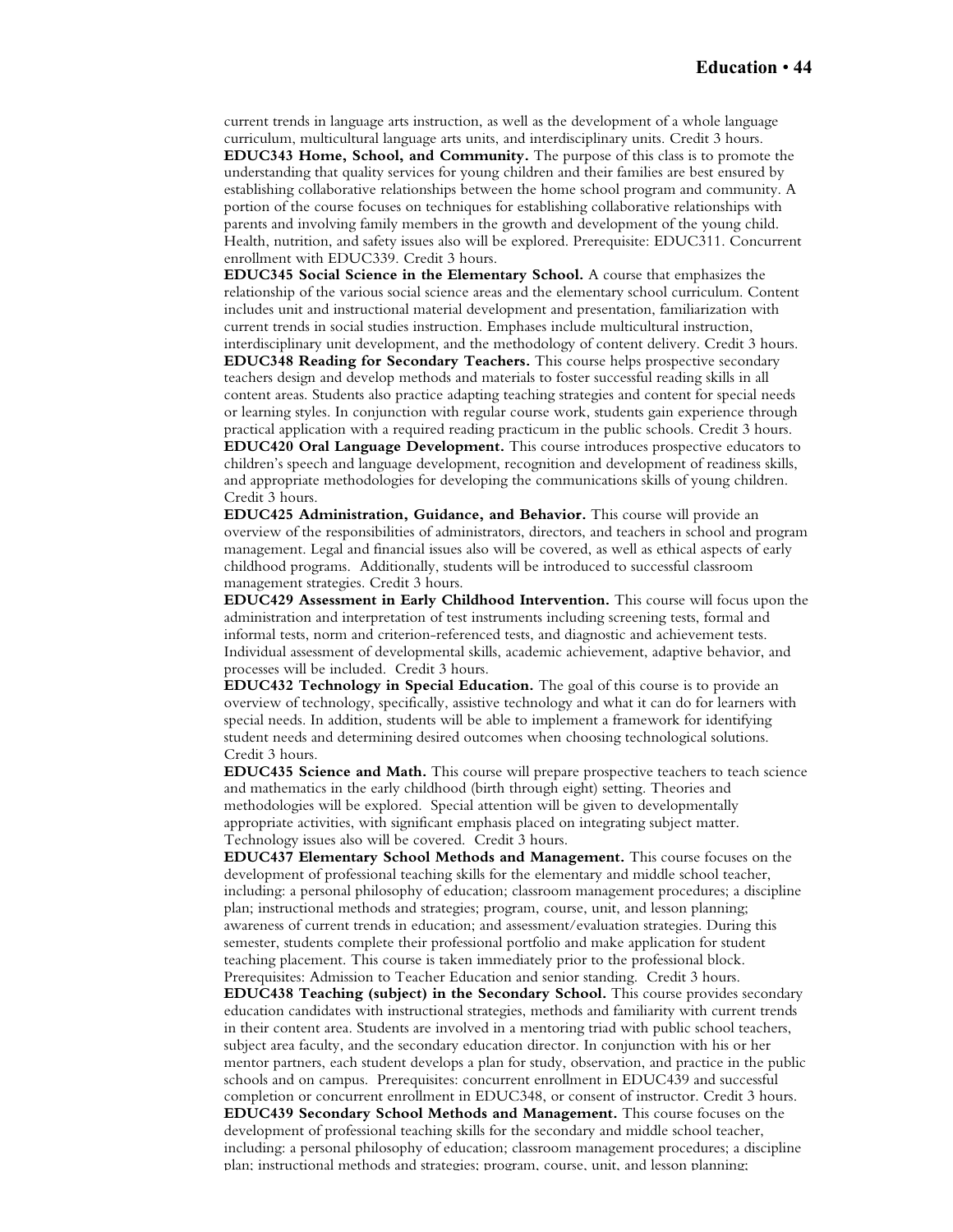current trends in language arts instruction, as well as the development of a whole language curriculum, multicultural language arts units, and interdisciplinary units. Credit 3 hours.

**EDUC343 Home, School, and Community.** The purpose of this class is to promote the understanding that quality services for young children and their families are best ensured by establishing collaborative relationships between the home school program and community. A portion of the course focuses on techniques for establishing collaborative relationships with parents and involving family members in the growth and development of the young child. Health, nutrition, and safety issues also will be explored. Prerequisite: EDUC311. Concurrent enrollment with EDUC339. Credit 3 hours.

**EDUC345 Social Science in the Elementary School.** A course that emphasizes the relationship of the various social science areas and the elementary school curriculum. Content includes unit and instructional material development and presentation, familiarization with current trends in social studies instruction. Emphases include multicultural instruction, interdisciplinary unit development, and the methodology of content delivery. Credit 3 hours.

**EDUC348 Reading for Secondary Teachers.** This course helps prospective secondary teachers design and develop methods and materials to foster successful reading skills in all content areas. Students also practice adapting teaching strategies and content for special needs or learning styles. In conjunction with regular course work, students gain experience through practical application with a required reading practicum in the public schools. Credit 3 hours.

**EDUC420 Oral Language Development.** This course introduces prospective educators to children's speech and language development, recognition and development of readiness skills, and appropriate methodologies for developing the communications skills of young children. Credit 3 hours.

**EDUC425 Administration, Guidance, and Behavior.** This course will provide an overview of the responsibilities of administrators, directors, and teachers in school and program management. Legal and financial issues also will be covered, as well as ethical aspects of early childhood programs. Additionally, students will be introduced to successful classroom management strategies. Credit 3 hours.

**EDUC429 Assessment in Early Childhood Intervention.** This course will focus upon the administration and interpretation of test instruments including screening tests, formal and informal tests, norm and criterion-referenced tests, and diagnostic and achievement tests. Individual assessment of developmental skills, academic achievement, adaptive behavior, and processes will be included. Credit 3 hours.

**EDUC432 Technology in Special Education.** The goal of this course is to provide an overview of technology, specifically, assistive technology and what it can do for learners with special needs. In addition, students will be able to implement a framework for identifying student needs and determining desired outcomes when choosing technological solutions. Credit 3 hours.

**EDUC435 Science and Math.** This course will prepare prospective teachers to teach science and mathematics in the early childhood (birth through eight) setting. Theories and methodologies will be explored. Special attention will be given to developmentally appropriate activities, with significant emphasis placed on integrating subject matter. Technology issues also will be covered. Credit 3 hours.

**EDUC437 Elementary School Methods and Management.** This course focuses on the development of professional teaching skills for the elementary and middle school teacher, including: a personal philosophy of education; classroom management procedures; a discipline plan; instructional methods and strategies; program, course, unit, and lesson planning; awareness of current trends in education; and assessment/evaluation strategies. During this semester, students complete their professional portfolio and make application for student teaching placement. This course is taken immediately prior to the professional block. Prerequisites: Admission to Teacher Education and senior standing. Credit 3 hours.

**EDUC438 Teaching (subject) in the Secondary School.** This course provides secondary education candidates with instructional strategies, methods and familiarity with current trends in their content area. Students are involved in a mentoring triad with public school teachers, subject area faculty, and the secondary education director. In conjunction with his or her mentor partners, each student develops a plan for study, observation, and practice in the public schools and on campus. Prerequisites: concurrent enrollment in EDUC439 and successful completion or concurrent enrollment in EDUC348, or consent of instructor. Credit 3 hours.

**EDUC439 Secondary School Methods and Management.** This course focuses on the development of professional teaching skills for the secondary and middle school teacher, including: a personal philosophy of education; classroom management procedures; a discipline plan; instructional methods and strategies; program, course, unit, and lesson planning;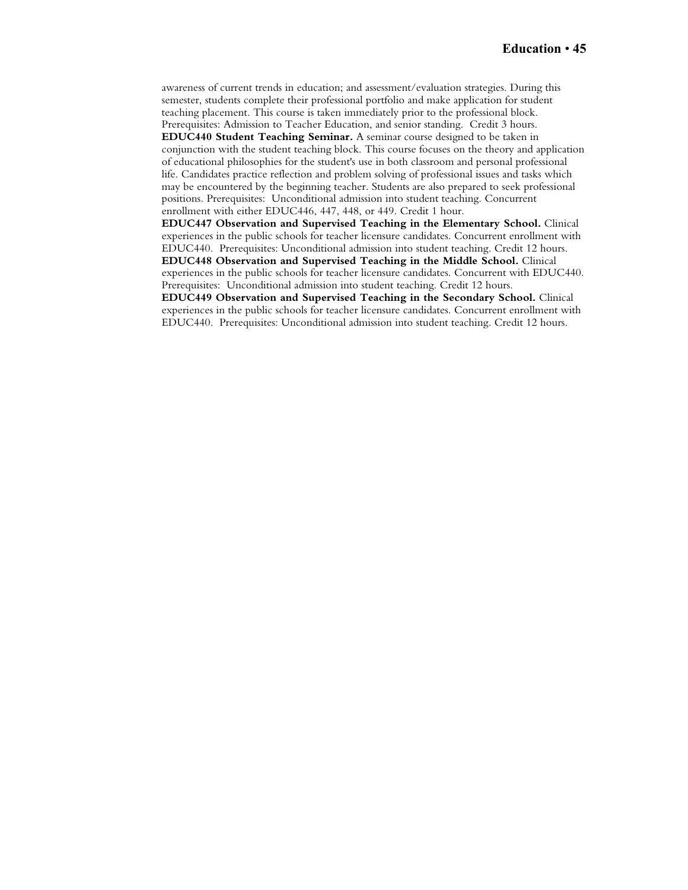awareness of current trends in education; and assessment/evaluation strategies. During this semester, students complete their professional portfolio and make application for student teaching placement. This course is taken immediately prior to the professional block. Prerequisites: Admission to Teacher Education, and senior standing. Credit 3 hours.

**EDUC440 Student Teaching Seminar.** A seminar course designed to be taken in conjunction with the student teaching block. This course focuses on the theory and application of educational philosophies for the student's use in both classroom and personal professional life. Candidates practice reflection and problem solving of professional issues and tasks which may be encountered by the beginning teacher. Students are also prepared to seek professional positions. Prerequisites: Unconditional admission into student teaching. Concurrent enrollment with either EDUC446, 447, 448, or 449. Credit 1 hour.

**EDUC447 Observation and Supervised Teaching in the Elementary School.** Clinical experiences in the public schools for teacher licensure candidates. Concurrent enrollment with EDUC440. Prerequisites: Unconditional admission into student teaching. Credit 12 hours.

**EDUC448 Observation and Supervised Teaching in the Middle School.** Clinical experiences in the public schools for teacher licensure candidates. Concurrent with EDUC440. Prerequisites: Unconditional admission into student teaching. Credit 12 hours.

**EDUC449 Observation and Supervised Teaching in the Secondary School.** Clinical experiences in the public schools for teacher licensure candidates. Concurrent enrollment with EDUC440. Prerequisites: Unconditional admission into student teaching. Credit 12 hours.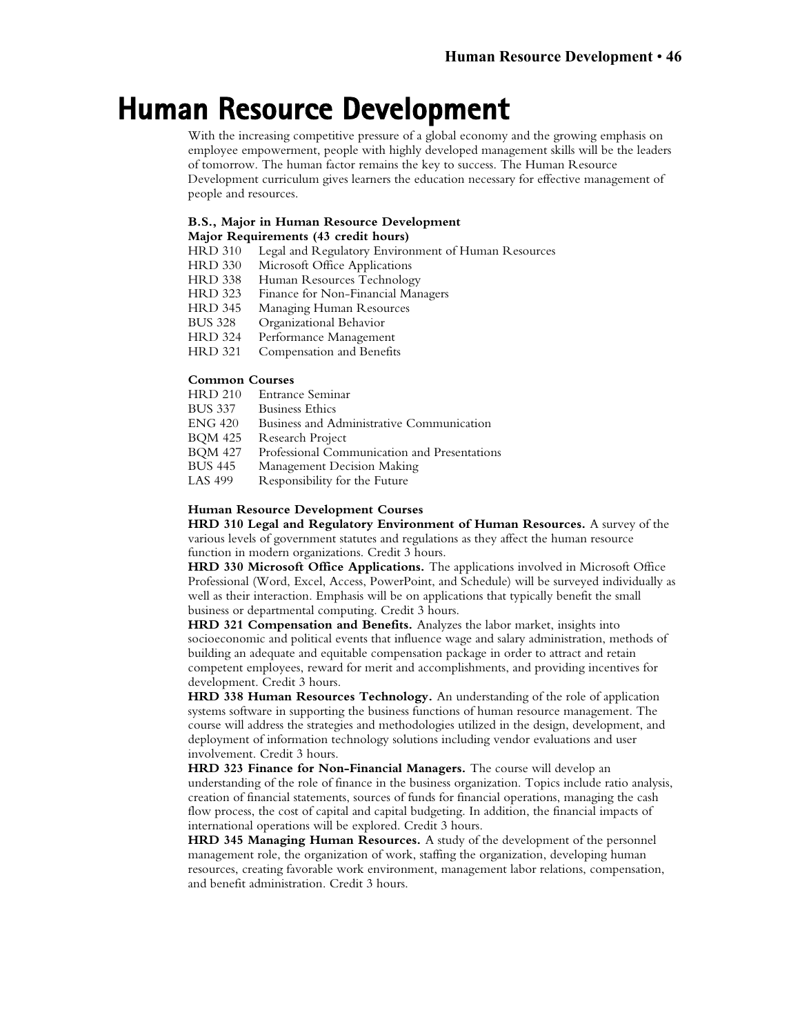# Human Resource Development

With the increasing competitive pressure of a global economy and the growing emphasis on employee empowerment, people with highly developed management skills will be the leaders of tomorrow. The human factor remains the key to success. The Human Resource Development curriculum gives learners the education necessary for effective management of people and resources.

**B.S., Major in Human Resource Development**
**Major Requirements (43 credit hours)**

HRD 310 Legal and Regulatory Environment of Human Resources
HRD 330 Microsoft Office Applications
HRD 338 Human Resources Technology
HRD 323 Finance for Non-Financial Managers
HRD 345 Managing Human Resources
BUS 328 Organizational Behavior
HRD 324 Performance Management
HRD 321 Compensation and Benefits

**Common Courses**

HRD 210 Entrance Seminar
BUS 337 Business Ethics
ENG 420 Business and Administrative Communication
BQM 425 Research Project
BQM 427 Professional Communication and Presentations
BUS 445 Management Decision Making
LAS 499 Responsibility for the Future

**Human Resource Development Courses**

**HRD 310 Legal and Regulatory Environment of Human Resources.** A survey of the various levels of government statutes and regulations as they affect the human resource function in modern organizations. Credit 3 hours.

**HRD 330 Microsoft Office Applications.** The applications involved in Microsoft Office Professional (Word, Excel, Access, PowerPoint, and Schedule) will be surveyed individually as well as their interaction. Emphasis will be on applications that typically benefit the small business or departmental computing. Credit 3 hours.

**HRD 321 Compensation and Benefits.** Analyzes the labor market, insights into socioeconomic and political events that influence wage and salary administration, methods of building an adequate and equitable compensation package in order to attract and retain competent employees, reward for merit and accomplishments, and providing incentives for development. Credit 3 hours.

**HRD 338 Human Resources Technology.** An understanding of the role of application systems software in supporting the business functions of human resource management. The course will address the strategies and methodologies utilized in the design, development, and deployment of information technology solutions including vendor evaluations and user involvement. Credit 3 hours.

**HRD 323 Finance for Non-Financial Managers.** The course will develop an understanding of the role of finance in the business organization. Topics include ratio analysis, creation of financial statements, sources of funds for financial operations, managing the cash flow process, the cost of capital and capital budgeting. In addition, the financial impacts of international operations will be explored. Credit 3 hours.

**HRD 345 Managing Human Resources.** A study of the development of the personnel management role, the organization of work, staffing the organization, developing human resources, creating favorable work environment, management labor relations, compensation, and benefit administration. Credit 3 hours.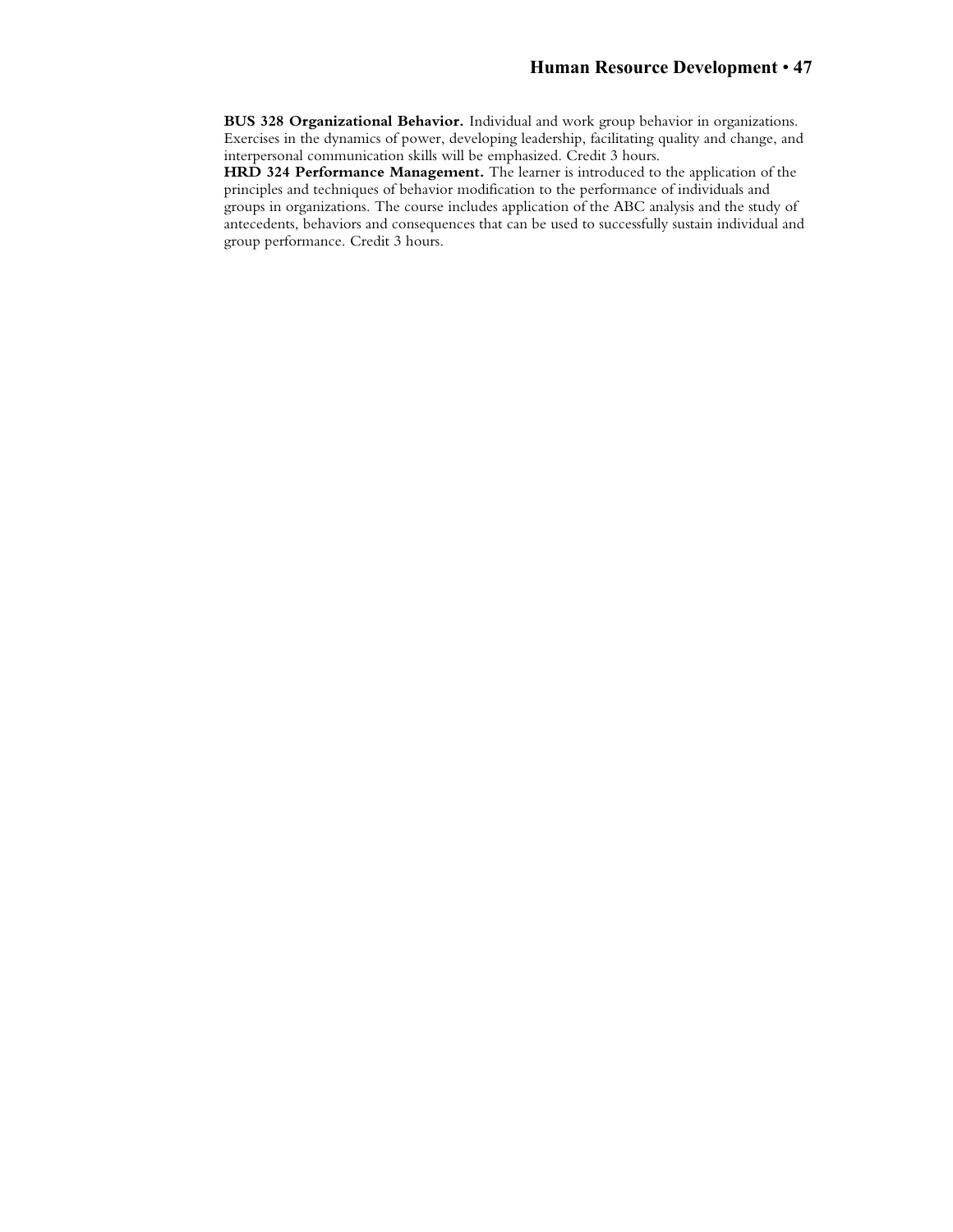**BUS 328 Organizational Behavior.** Individual and work group behavior in organizations. Exercises in the dynamics of power, developing leadership, facilitating quality and change, and interpersonal communication skills will be emphasized. Credit 3 hours.

**HRD 324 Performance Management.** The learner is introduced to the application of the principles and techniques of behavior modification to the performance of individuals and groups in organizations. The course includes application of the ABC analysis and the study of antecedents, behaviors and consequences that can be used to successfully sustain individual and group performance. Credit 3 hours.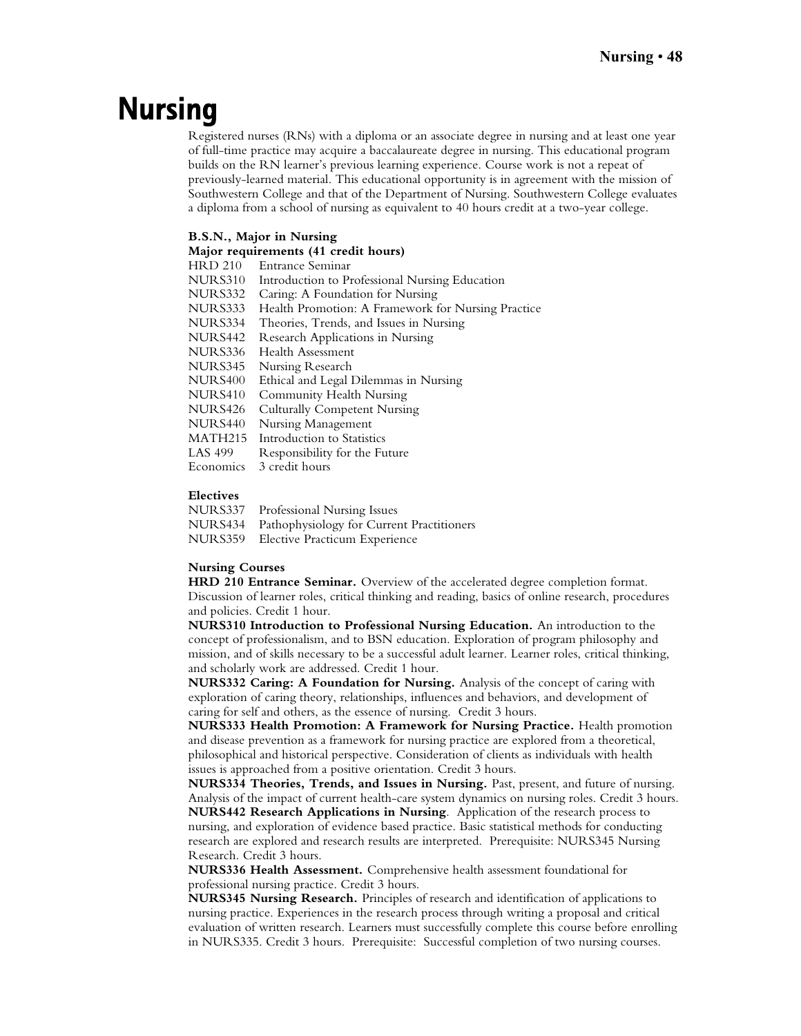# Nursing

Registered nurses (RNs) with a diploma or an associate degree in nursing and at least one year of full-time practice may acquire a baccalaureate degree in nursing. This educational program builds on the RN learner's previous learning experience. Course work is not a repeat of previously-learned material. This educational opportunity is in agreement with the mission of Southwestern College and that of the Department of Nursing. Southwestern College evaluates a diploma from a school of nursing as equivalent to 40 hours credit at a two-year college.

**B.S.N., Major in Nursing**

**Major requirements (41 credit hours)**

| | |
|---|---|
| HRD 210 | Entrance Seminar |
| NURS310 | Introduction to Professional Nursing Education |
| NURS332 | Caring: A Foundation for Nursing |
| NURS333 | Health Promotion: A Framework for Nursing Practice |
| NURS334 | Theories, Trends, and Issues in Nursing |
| NURS442 | Research Applications in Nursing |
| NURS336 | Health Assessment |
| NURS345 | Nursing Research |
| NURS400 | Ethical and Legal Dilemmas in Nursing |
| NURS410 | Community Health Nursing |
| NURS426 | Culturally Competent Nursing |
| NURS440 | Nursing Management |
| MATH215 | Introduction to Statistics |
| LAS 499 | Responsibility for the Future |
| Economics | 3 credit hours |

**Electives**

| | |
|---|---|
| NURS337 | Professional Nursing Issues |
| NURS434 | Pathophysiology for Current Practitioners |
| NURS359 | Elective Practicum Experience |

**Nursing Courses**

**HRD 210 Entrance Seminar.** Overview of the accelerated degree completion format. Discussion of learner roles, critical thinking and reading, basics of online research, procedures and policies. Credit 1 hour.

**NURS310 Introduction to Professional Nursing Education.** An introduction to the concept of professionalism, and to BSN education. Exploration of program philosophy and mission, and of skills necessary to be a successful adult learner. Learner roles, critical thinking, and scholarly work are addressed. Credit 1 hour.

**NURS332 Caring: A Foundation for Nursing.** Analysis of the concept of caring with exploration of caring theory, relationships, influences and behaviors, and development of caring for self and others, as the essence of nursing. Credit 3 hours.

**NURS333 Health Promotion: A Framework for Nursing Practice.** Health promotion and disease prevention as a framework for nursing practice are explored from a theoretical, philosophical and historical perspective. Consideration of clients as individuals with health issues is approached from a positive orientation. Credit 3 hours.

**NURS334 Theories, Trends, and Issues in Nursing.** Past, present, and future of nursing. Analysis of the impact of current health-care system dynamics on nursing roles. Credit 3 hours.

**NURS442 Research Applications in Nursing**. Application of the research process to nursing, and exploration of evidence based practice. Basic statistical methods for conducting research are explored and research results are interpreted. Prerequisite: NURS345 Nursing Research. Credit 3 hours.

**NURS336 Health Assessment.** Comprehensive health assessment foundational for professional nursing practice. Credit 3 hours.

**NURS345 Nursing Research.** Principles of research and identification of applications to nursing practice. Experiences in the research process through writing a proposal and critical evaluation of written research. Learners must successfully complete this course before enrolling in NURS335. Credit 3 hours. Prerequisite: Successful completion of two nursing courses.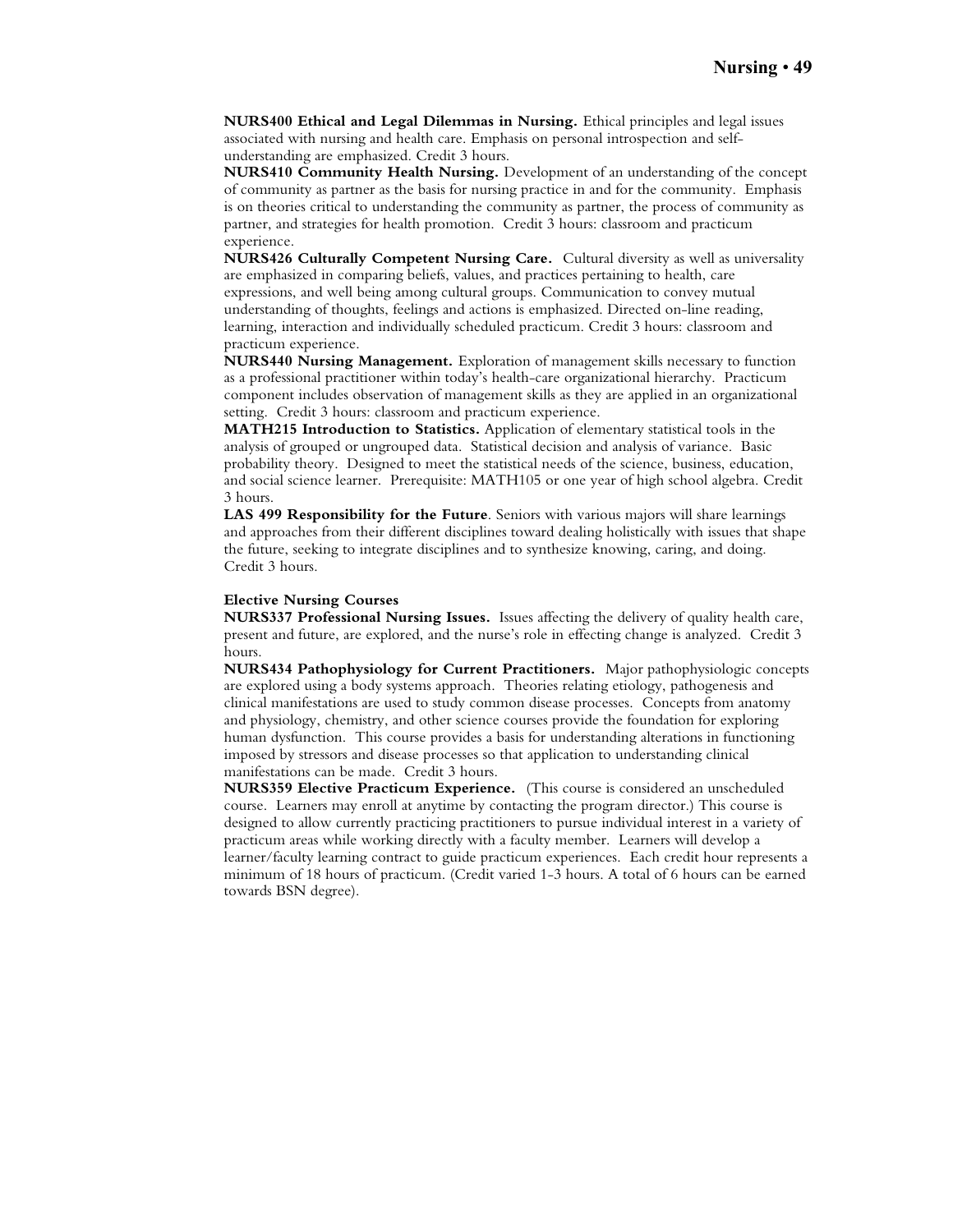**NURS400 Ethical and Legal Dilemmas in Nursing.** Ethical principles and legal issues associated with nursing and health care. Emphasis on personal introspection and self-understanding are emphasized. Credit 3 hours.

**NURS410 Community Health Nursing.** Development of an understanding of the concept of community as partner as the basis for nursing practice in and for the community. Emphasis is on theories critical to understanding the community as partner, the process of community as partner, and strategies for health promotion. Credit 3 hours: classroom and practicum experience.

**NURS426 Culturally Competent Nursing Care.** Cultural diversity as well as universality are emphasized in comparing beliefs, values, and practices pertaining to health, care expressions, and well being among cultural groups. Communication to convey mutual understanding of thoughts, feelings and actions is emphasized. Directed on-line reading, learning, interaction and individually scheduled practicum. Credit 3 hours: classroom and practicum experience.

**NURS440 Nursing Management.** Exploration of management skills necessary to function as a professional practitioner within today's health-care organizational hierarchy. Practicum component includes observation of management skills as they are applied in an organizational setting. Credit 3 hours: classroom and practicum experience.

**MATH215 Introduction to Statistics.** Application of elementary statistical tools in the analysis of grouped or ungrouped data. Statistical decision and analysis of variance. Basic probability theory. Designed to meet the statistical needs of the science, business, education, and social science learner. Prerequisite: MATH105 or one year of high school algebra. Credit 3 hours.

**LAS 499 Responsibility for the Future**. Seniors with various majors will share learnings and approaches from their different disciplines toward dealing holistically with issues that shape the future, seeking to integrate disciplines and to synthesize knowing, caring, and doing. Credit 3 hours.

**Elective Nursing Courses**

**NURS337 Professional Nursing Issues.** Issues affecting the delivery of quality health care, present and future, are explored, and the nurse's role in effecting change is analyzed. Credit 3 hours.

**NURS434 Pathophysiology for Current Practitioners.** Major pathophysiologic concepts are explored using a body systems approach. Theories relating etiology, pathogenesis and clinical manifestations are used to study common disease processes. Concepts from anatomy and physiology, chemistry, and other science courses provide the foundation for exploring human dysfunction. This course provides a basis for understanding alterations in functioning imposed by stressors and disease processes so that application to understanding clinical manifestations can be made. Credit 3 hours.

**NURS359 Elective Practicum Experience.** (This course is considered an unscheduled course. Learners may enroll at anytime by contacting the program director.) This course is designed to allow currently practicing practitioners to pursue individual interest in a variety of practicum areas while working directly with a faculty member. Learners will develop a learner/faculty learning contract to guide practicum experiences. Each credit hour represents a minimum of 18 hours of practicum. (Credit varied 1-3 hours. A total of 6 hours can be earned towards BSN degree).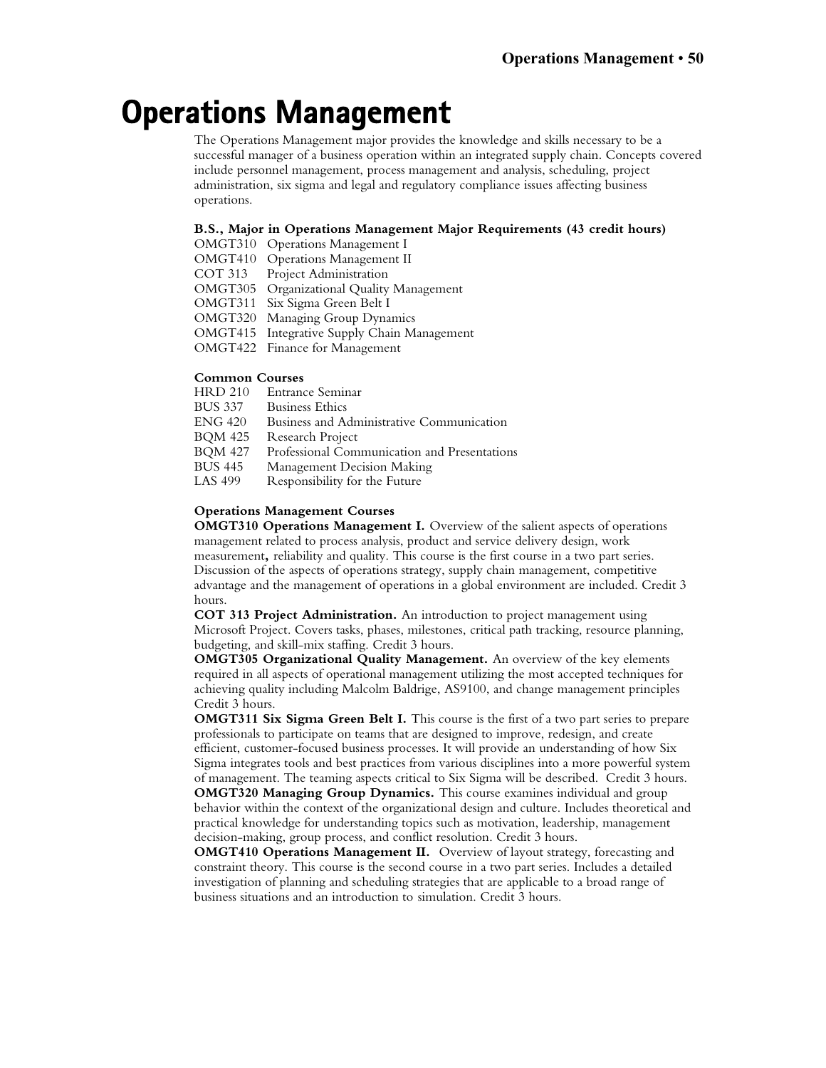# Operations Management

The Operations Management major provides the knowledge and skills necessary to be a successful manager of a business operation within an integrated supply chain. Concepts covered include personnel management, process management and analysis, scheduling, project administration, six sigma and legal and regulatory compliance issues affecting business operations.

**B.S., Major in Operations Management Major Requirements (43 credit hours)**

OMGT310 Operations Management I
OMGT410 Operations Management II
COT 313 Project Administration
OMGT305 Organizational Quality Management
OMGT311 Six Sigma Green Belt I
OMGT320 Managing Group Dynamics
OMGT415 Integrative Supply Chain Management
OMGT422 Finance for Management

**Common Courses**

HRD 210 Entrance Seminar
BUS 337 Business Ethics
ENG 420 Business and Administrative Communication
BQM 425 Research Project
BQM 427 Professional Communication and Presentations
BUS 445 Management Decision Making
LAS 499 Responsibility for the Future

**Operations Management Courses**

**OMGT310 Operations Management I.** Overview of the salient aspects of operations management related to process analysis, product and service delivery design, work measurement**,** reliability and quality. This course is the first course in a two part series. Discussion of the aspects of operations strategy, supply chain management, competitive advantage and the management of operations in a global environment are included. Credit 3 hours.

**COT 313 Project Administration.** An introduction to project management using Microsoft Project. Covers tasks, phases, milestones, critical path tracking, resource planning, budgeting, and skill-mix staffing. Credit 3 hours.

**OMGT305 Organizational Quality Management.** An overview of the key elements required in all aspects of operational management utilizing the most accepted techniques for achieving quality including Malcolm Baldrige, AS9100, and change management principles Credit 3 hours.

**OMGT311 Six Sigma Green Belt I.** This course is the first of a two part series to prepare professionals to participate on teams that are designed to improve, redesign, and create efficient, customer-focused business processes. It will provide an understanding of how Six Sigma integrates tools and best practices from various disciplines into a more powerful system of management. The teaming aspects critical to Six Sigma will be described. Credit 3 hours.

**OMGT320 Managing Group Dynamics.** This course examines individual and group behavior within the context of the organizational design and culture. Includes theoretical and practical knowledge for understanding topics such as motivation, leadership, management decision-making, group process, and conflict resolution. Credit 3 hours.

**OMGT410 Operations Management II.** Overview of layout strategy, forecasting and constraint theory. This course is the second course in a two part series. Includes a detailed investigation of planning and scheduling strategies that are applicable to a broad range of business situations and an introduction to simulation. Credit 3 hours.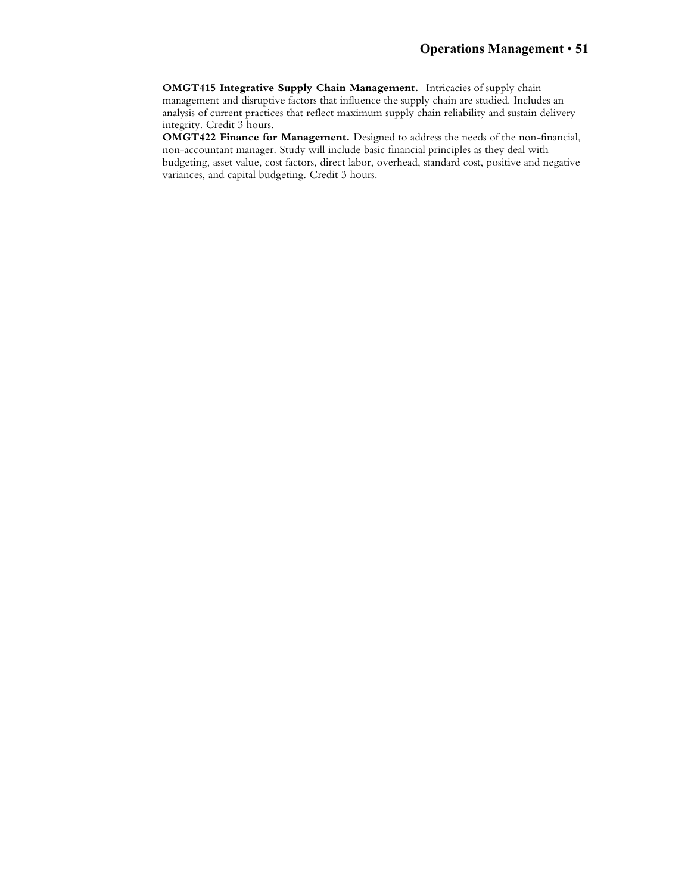**OMGT415 Integrative Supply Chain Management.** Intricacies of supply chain management and disruptive factors that influence the supply chain are studied. Includes an analysis of current practices that reflect maximum supply chain reliability and sustain delivery integrity. Credit 3 hours.

**OMGT422 Finance for Management.** Designed to address the needs of the non-financial, non-accountant manager. Study will include basic financial principles as they deal with budgeting, asset value, cost factors, direct labor, overhead, standard cost, positive and negative variances, and capital budgeting. Credit 3 hours.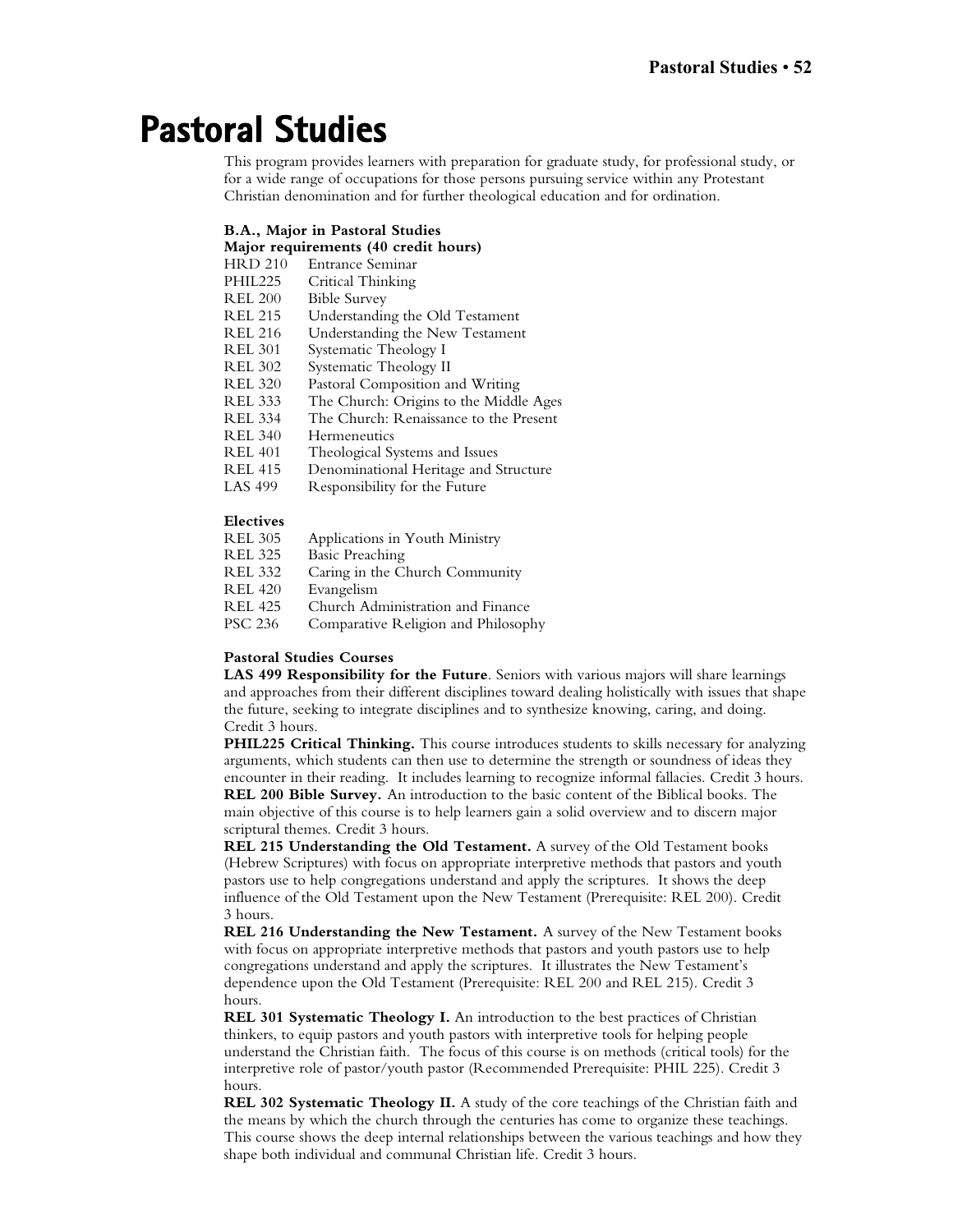# Pastoral Studies

This program provides learners with preparation for graduate study, for professional study, or for a wide range of occupations for those persons pursuing service within any Protestant Christian denomination and for further theological education and for ordination.

**B.A., Major in Pastoral Studies**
**Major requirements (40 credit hours)**

| | |
|---|---|
| HRD 210 | Entrance Seminar |
| PHIL225 | Critical Thinking |
| REL 200 | Bible Survey |
| REL 215 | Understanding the Old Testament |
| REL 216 | Understanding the New Testament |
| REL 301 | Systematic Theology I |
| REL 302 | Systematic Theology II |
| REL 320 | Pastoral Composition and Writing |
| REL 333 | The Church: Origins to the Middle Ages |
| REL 334 | The Church: Renaissance to the Present |
| REL 340 | Hermeneutics |
| REL 401 | Theological Systems and Issues |
| REL 415 | Denominational Heritage and Structure |
| LAS 499 | Responsibility for the Future |

**Electives**

| | |
|---|---|
| REL 305 | Applications in Youth Ministry |
| REL 325 | Basic Preaching |
| REL 332 | Caring in the Church Community |
| REL 420 | Evangelism |
| REL 425 | Church Administration and Finance |
| PSC 236 | Comparative Religion and Philosophy |

**Pastoral Studies Courses**

**LAS 499 Responsibility for the Future**. Seniors with various majors will share learnings and approaches from their different disciplines toward dealing holistically with issues that shape the future, seeking to integrate disciplines and to synthesize knowing, caring, and doing. Credit 3 hours.

**PHIL225 Critical Thinking.** This course introduces students to skills necessary for analyzing arguments, which students can then use to determine the strength or soundness of ideas they encounter in their reading. It includes learning to recognize informal fallacies. Credit 3 hours.

**REL 200 Bible Survey.** An introduction to the basic content of the Biblical books. The main objective of this course is to help learners gain a solid overview and to discern major scriptural themes. Credit 3 hours.

**REL 215 Understanding the Old Testament.** A survey of the Old Testament books (Hebrew Scriptures) with focus on appropriate interpretive methods that pastors and youth pastors use to help congregations understand and apply the scriptures. It shows the deep influence of the Old Testament upon the New Testament (Prerequisite: REL 200). Credit 3 hours.

**REL 216 Understanding the New Testament.** A survey of the New Testament books with focus on appropriate interpretive methods that pastors and youth pastors use to help congregations understand and apply the scriptures. It illustrates the New Testament's dependence upon the Old Testament (Prerequisite: REL 200 and REL 215). Credit 3 hours.

**REL 301 Systematic Theology I.** An introduction to the best practices of Christian thinkers, to equip pastors and youth pastors with interpretive tools for helping people understand the Christian faith. The focus of this course is on methods (critical tools) for the interpretive role of pastor/youth pastor (Recommended Prerequisite: PHIL 225). Credit 3 hours.

**REL 302 Systematic Theology II.** A study of the core teachings of the Christian faith and the means by which the church through the centuries has come to organize these teachings. This course shows the deep internal relationships between the various teachings and how they shape both individual and communal Christian life. Credit 3 hours.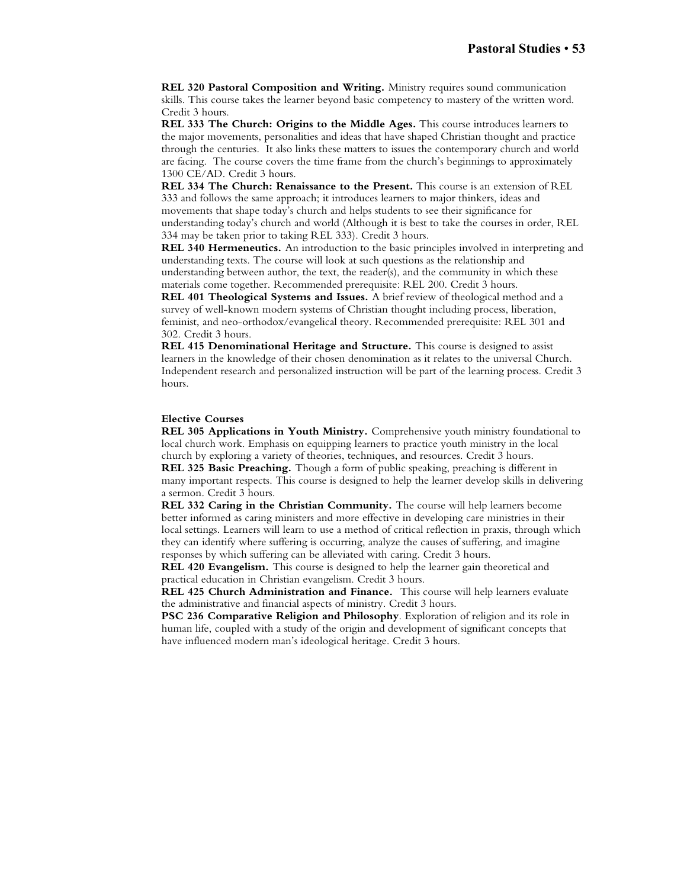**REL 320 Pastoral Composition and Writing.** Ministry requires sound communication skills. This course takes the learner beyond basic competency to mastery of the written word. Credit 3 hours.

**REL 333 The Church: Origins to the Middle Ages.** This course introduces learners to the major movements, personalities and ideas that have shaped Christian thought and practice through the centuries. It also links these matters to issues the contemporary church and world are facing. The course covers the time frame from the church's beginnings to approximately 1300 CE/AD. Credit 3 hours.

**REL 334 The Church: Renaissance to the Present.** This course is an extension of REL 333 and follows the same approach; it introduces learners to major thinkers, ideas and movements that shape today's church and helps students to see their significance for understanding today's church and world (Although it is best to take the courses in order, REL 334 may be taken prior to taking REL 333). Credit 3 hours.

**REL 340 Hermeneutics.** An introduction to the basic principles involved in interpreting and understanding texts. The course will look at such questions as the relationship and understanding between author, the text, the reader(s), and the community in which these materials come together. Recommended prerequisite: REL 200. Credit 3 hours.

**REL 401 Theological Systems and Issues.** A brief review of theological method and a survey of well-known modern systems of Christian thought including process, liberation, feminist, and neo-orthodox/evangelical theory. Recommended prerequisite: REL 301 and 302. Credit 3 hours.

**REL 415 Denominational Heritage and Structure.** This course is designed to assist learners in the knowledge of their chosen denomination as it relates to the universal Church. Independent research and personalized instruction will be part of the learning process. Credit 3 hours.

**Elective Courses**

**REL 305 Applications in Youth Ministry.** Comprehensive youth ministry foundational to local church work. Emphasis on equipping learners to practice youth ministry in the local church by exploring a variety of theories, techniques, and resources. Credit 3 hours.

**REL 325 Basic Preaching.** Though a form of public speaking, preaching is different in many important respects. This course is designed to help the learner develop skills in delivering a sermon. Credit 3 hours.

**REL 332 Caring in the Christian Community.** The course will help learners become better informed as caring ministers and more effective in developing care ministries in their local settings. Learners will learn to use a method of critical reflection in praxis, through which they can identify where suffering is occurring, analyze the causes of suffering, and imagine responses by which suffering can be alleviated with caring. Credit 3 hours.

**REL 420 Evangelism.** This course is designed to help the learner gain theoretical and practical education in Christian evangelism. Credit 3 hours.

**REL 425 Church Administration and Finance.** This course will help learners evaluate the administrative and financial aspects of ministry. Credit 3 hours.

**PSC 236 Comparative Religion and Philosophy**. Exploration of religion and its role in human life, coupled with a study of the origin and development of significant concepts that have influenced modern man's ideological heritage. Credit 3 hours.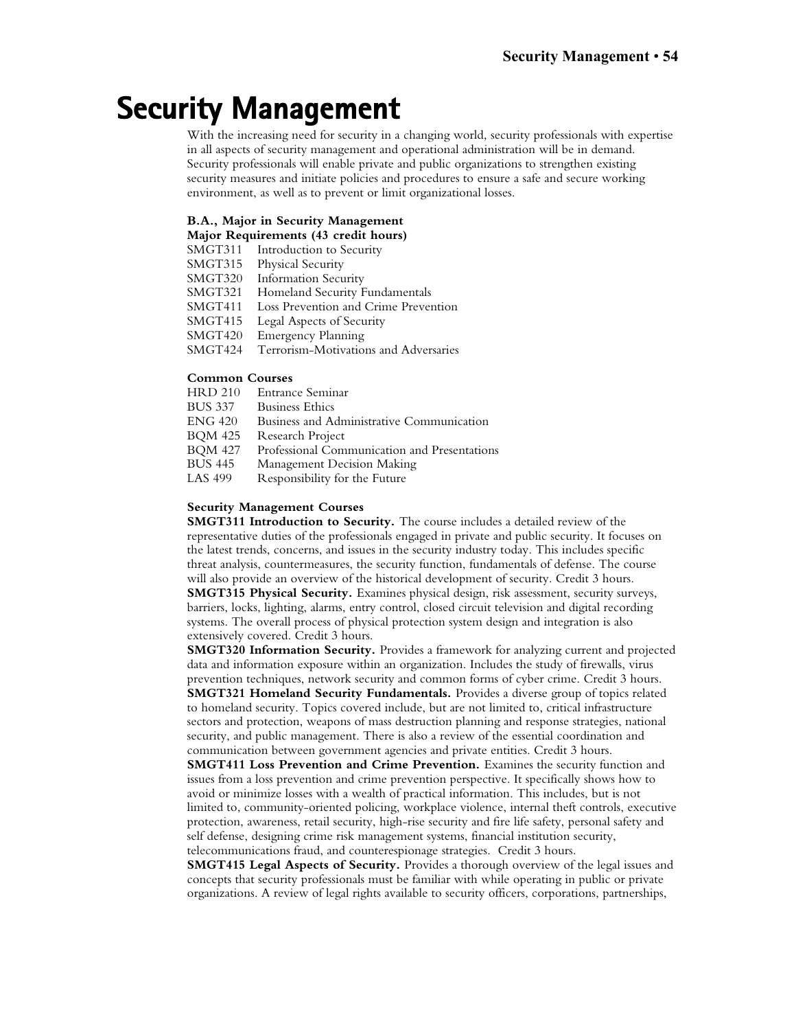# Security Management

With the increasing need for security in a changing world, security professionals with expertise in all aspects of security management and operational administration will be in demand. Security professionals will enable private and public organizations to strengthen existing security measures and initiate policies and procedures to ensure a safe and secure working environment, as well as to prevent or limit organizational losses.

**B.A., Major in Security Management**
**Major Requirements (43 credit hours)**

SMGT311 Introduction to Security
SMGT315 Physical Security
SMGT320 Information Security
SMGT321 Homeland Security Fundamentals
SMGT411 Loss Prevention and Crime Prevention
SMGT415 Legal Aspects of Security
SMGT420 Emergency Planning
SMGT424 Terrorism-Motivations and Adversaries

**Common Courses**

HRD 210 Entrance Seminar
BUS 337 Business Ethics
ENG 420 Business and Administrative Communication
BQM 425 Research Project
BQM 427 Professional Communication and Presentations
BUS 445 Management Decision Making
LAS 499 Responsibility for the Future

**Security Management Courses**

**SMGT311 Introduction to Security.** The course includes a detailed review of the representative duties of the professionals engaged in private and public security. It focuses on the latest trends, concerns, and issues in the security industry today. This includes specific threat analysis, countermeasures, the security function, fundamentals of defense. The course will also provide an overview of the historical development of security. Credit 3 hours.

**SMGT315 Physical Security.** Examines physical design, risk assessment, security surveys, barriers, locks, lighting, alarms, entry control, closed circuit television and digital recording systems. The overall process of physical protection system design and integration is also extensively covered. Credit 3 hours.

**SMGT320 Information Security.** Provides a framework for analyzing current and projected data and information exposure within an organization. Includes the study of firewalls, virus prevention techniques, network security and common forms of cyber crime. Credit 3 hours.

**SMGT321 Homeland Security Fundamentals.** Provides a diverse group of topics related to homeland security. Topics covered include, but are not limited to, critical infrastructure sectors and protection, weapons of mass destruction planning and response strategies, national security, and public management. There is also a review of the essential coordination and communication between government agencies and private entities. Credit 3 hours.

**SMGT411 Loss Prevention and Crime Prevention.** Examines the security function and issues from a loss prevention and crime prevention perspective. It specifically shows how to avoid or minimize losses with a wealth of practical information. This includes, but is not limited to, community-oriented policing, workplace violence, internal theft controls, executive protection, awareness, retail security, high-rise security and fire life safety, personal safety and self defense, designing crime risk management systems, financial institution security, telecommunications fraud, and counterespionage strategies. Credit 3 hours.

**SMGT415 Legal Aspects of Security.** Provides a thorough overview of the legal issues and concepts that security professionals must be familiar with while operating in public or private organizations. A review of legal rights available to security officers, corporations, partnerships,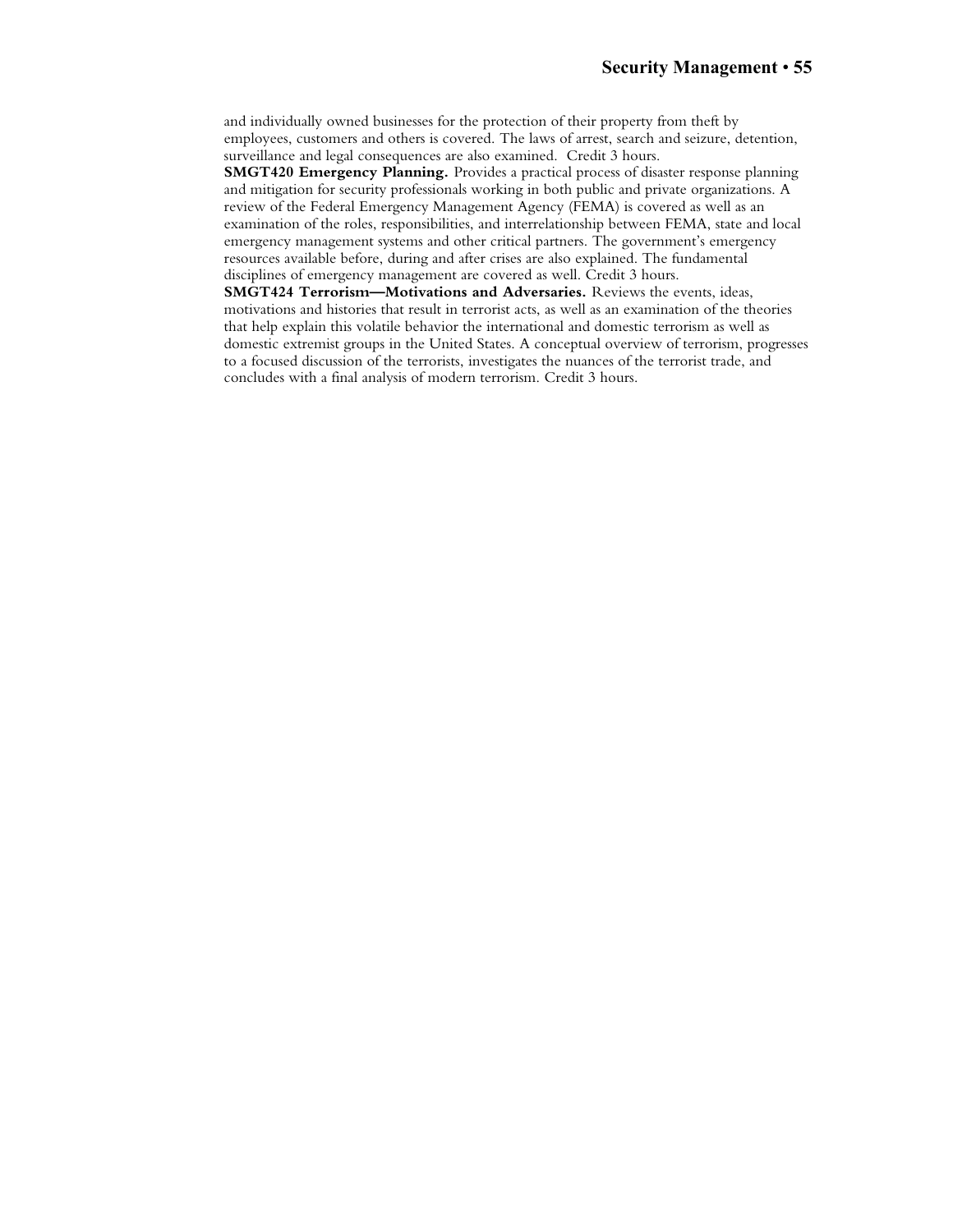and individually owned businesses for the protection of their property from theft by employees, customers and others is covered. The laws of arrest, search and seizure, detention, surveillance and legal consequences are also examined. Credit 3 hours.

**SMGT420 Emergency Planning.** Provides a practical process of disaster response planning and mitigation for security professionals working in both public and private organizations. A review of the Federal Emergency Management Agency (FEMA) is covered as well as an examination of the roles, responsibilities, and interrelationship between FEMA, state and local emergency management systems and other critical partners. The government's emergency resources available before, during and after crises are also explained. The fundamental disciplines of emergency management are covered as well. Credit 3 hours.

**SMGT424 Terrorism—Motivations and Adversaries.** Reviews the events, ideas, motivations and histories that result in terrorist acts, as well as an examination of the theories that help explain this volatile behavior the international and domestic terrorism as well as domestic extremist groups in the United States. A conceptual overview of terrorism, progresses to a focused discussion of the terrorists, investigates the nuances of the terrorist trade, and concludes with a final analysis of modern terrorism. Credit 3 hours.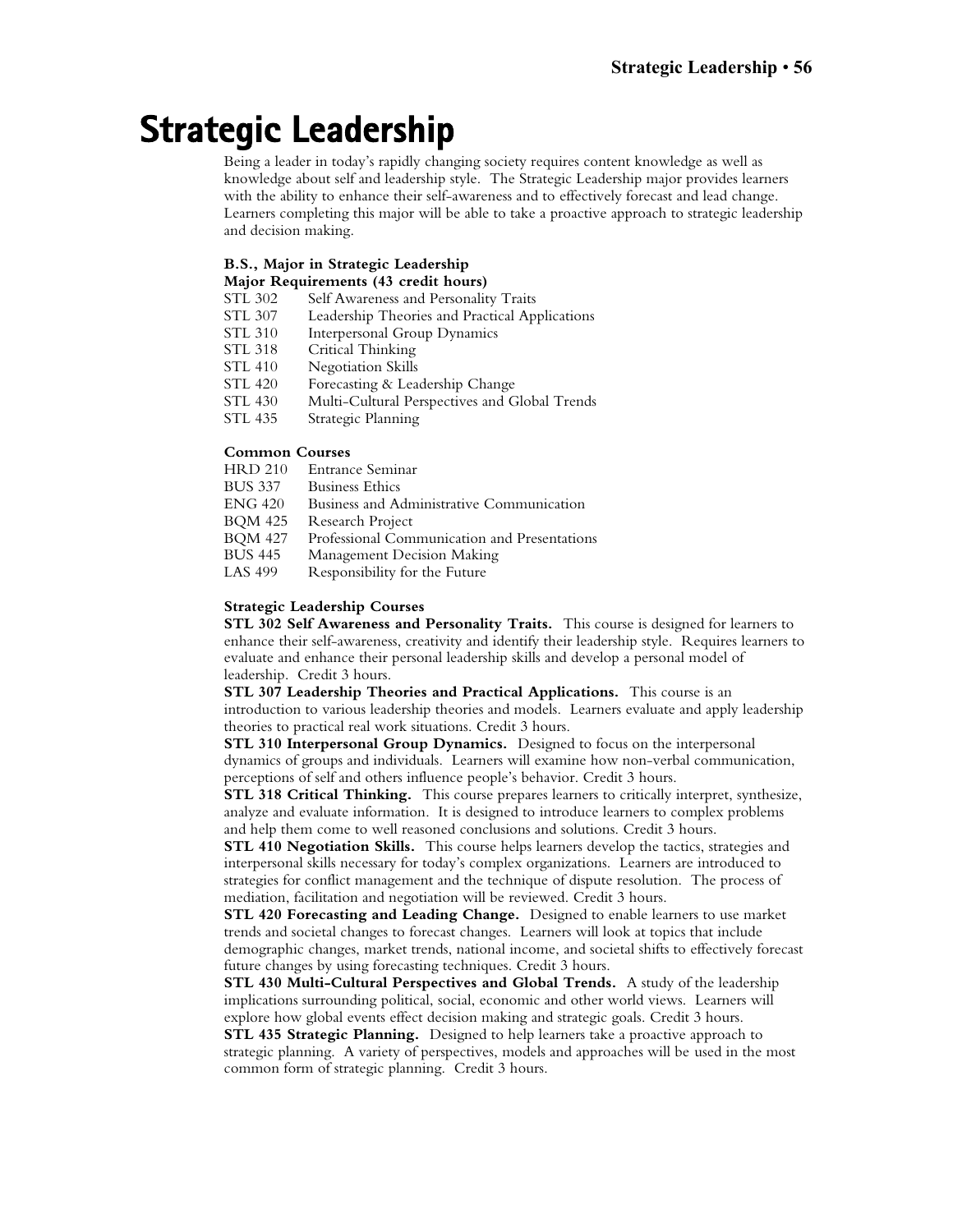# Strategic Leadership

Being a leader in today's rapidly changing society requires content knowledge as well as knowledge about self and leadership style. The Strategic Leadership major provides learners with the ability to enhance their self-awareness and to effectively forecast and lead change. Learners completing this major will be able to take a proactive approach to strategic leadership and decision making.

**B.S., Major in Strategic Leadership**
**Major Requirements (43 credit hours)**

- STL 302 Self Awareness and Personality Traits
- STL 307 Leadership Theories and Practical Applications
- STL 310 Interpersonal Group Dynamics
- STL 318 Critical Thinking
- STL 410 Negotiation Skills
- STL 420 Forecasting & Leadership Change
- STL 430 Multi-Cultural Perspectives and Global Trends
- STL 435 Strategic Planning

**Common Courses**

- HRD 210 Entrance Seminar
- BUS 337 Business Ethics
- ENG 420 Business and Administrative Communication
- BQM 425 Research Project
- BQM 427 Professional Communication and Presentations
- BUS 445 Management Decision Making
- LAS 499 Responsibility for the Future

**Strategic Leadership Courses**

**STL 302 Self Awareness and Personality Traits.** This course is designed for learners to enhance their self-awareness, creativity and identify their leadership style. Requires learners to evaluate and enhance their personal leadership skills and develop a personal model of leadership. Credit 3 hours.

**STL 307 Leadership Theories and Practical Applications.** This course is an introduction to various leadership theories and models. Learners evaluate and apply leadership theories to practical real work situations. Credit 3 hours.

**STL 310 Interpersonal Group Dynamics.** Designed to focus on the interpersonal dynamics of groups and individuals. Learners will examine how non-verbal communication, perceptions of self and others influence people's behavior. Credit 3 hours.

**STL 318 Critical Thinking.** This course prepares learners to critically interpret, synthesize, analyze and evaluate information. It is designed to introduce learners to complex problems and help them come to well reasoned conclusions and solutions. Credit 3 hours.

**STL 410 Negotiation Skills.** This course helps learners develop the tactics, strategies and interpersonal skills necessary for today's complex organizations. Learners are introduced to strategies for conflict management and the technique of dispute resolution. The process of mediation, facilitation and negotiation will be reviewed. Credit 3 hours.

**STL 420 Forecasting and Leading Change.** Designed to enable learners to use market trends and societal changes to forecast changes. Learners will look at topics that include demographic changes, market trends, national income, and societal shifts to effectively forecast future changes by using forecasting techniques. Credit 3 hours.

**STL 430 Multi-Cultural Perspectives and Global Trends.** A study of the leadership implications surrounding political, social, economic and other world views. Learners will explore how global events effect decision making and strategic goals. Credit 3 hours.

**STL 435 Strategic Planning.** Designed to help learners take a proactive approach to strategic planning. A variety of perspectives, models and approaches will be used in the most common form of strategic planning. Credit 3 hours.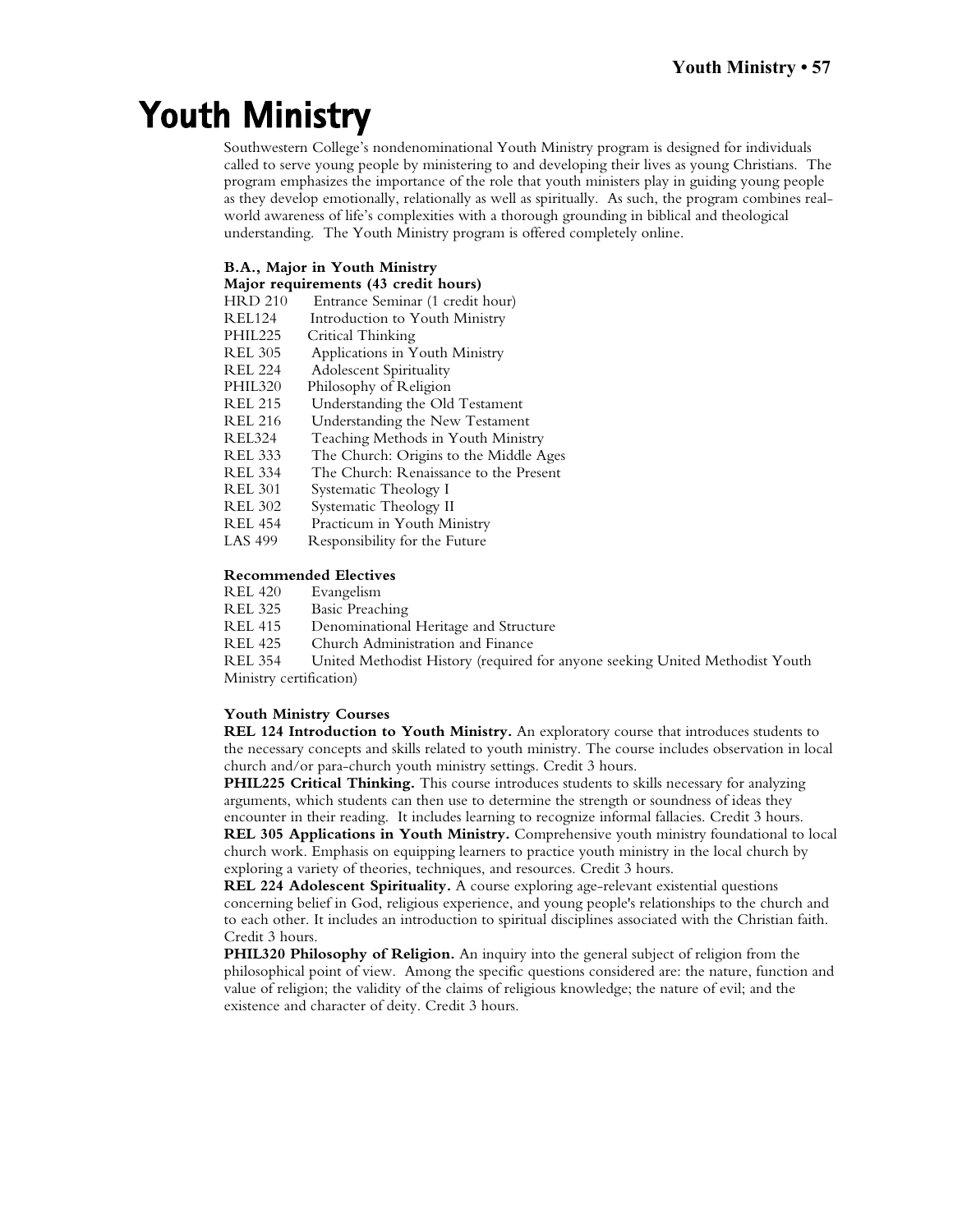# Youth Ministry

Southwestern College's nondenominational Youth Ministry program is designed for individuals called to serve young people by ministering to and developing their lives as young Christians. The program emphasizes the importance of the role that youth ministers play in guiding young people as they develop emotionally, relationally as well as spiritually. As such, the program combines real-world awareness of life's complexities with a thorough grounding in biblical and theological understanding. The Youth Ministry program is offered completely online.

**B.A., Major in Youth Ministry**
**Major requirements (43 credit hours)**

HRD 210 Entrance Seminar (1 credit hour)
REL124 Introduction to Youth Ministry
PHIL225 Critical Thinking
REL 305 Applications in Youth Ministry
REL 224 Adolescent Spirituality
PHIL320 Philosophy of Religion
REL 215 Understanding the Old Testament
REL 216 Understanding the New Testament
REL324 Teaching Methods in Youth Ministry
REL 333 The Church: Origins to the Middle Ages
REL 334 The Church: Renaissance to the Present
REL 301 Systematic Theology I
REL 302 Systematic Theology II
REL 454 Practicum in Youth Ministry
LAS 499 Responsibility for the Future

**Recommended Electives**

REL 420 Evangelism
REL 325 Basic Preaching
REL 415 Denominational Heritage and Structure
REL 425 Church Administration and Finance
REL 354 United Methodist History (required for anyone seeking United Methodist Youth Ministry certification)

**Youth Ministry Courses**

**REL 124 Introduction to Youth Ministry.** An exploratory course that introduces students to the necessary concepts and skills related to youth ministry. The course includes observation in local church and/or para-church youth ministry settings. Credit 3 hours.

**PHIL225 Critical Thinking.** This course introduces students to skills necessary for analyzing arguments, which students can then use to determine the strength or soundness of ideas they encounter in their reading. It includes learning to recognize informal fallacies. Credit 3 hours.

**REL 305 Applications in Youth Ministry.** Comprehensive youth ministry foundational to local church work. Emphasis on equipping learners to practice youth ministry in the local church by exploring a variety of theories, techniques, and resources. Credit 3 hours.

**REL 224 Adolescent Spirituality.** A course exploring age-relevant existential questions concerning belief in God, religious experience, and young people's relationships to the church and to each other. It includes an introduction to spiritual disciplines associated with the Christian faith. Credit 3 hours.

**PHIL320 Philosophy of Religion.** An inquiry into the general subject of religion from the philosophical point of view. Among the specific questions considered are: the nature, function and value of religion; the validity of the claims of religious knowledge; the nature of evil; and the existence and character of deity. Credit 3 hours.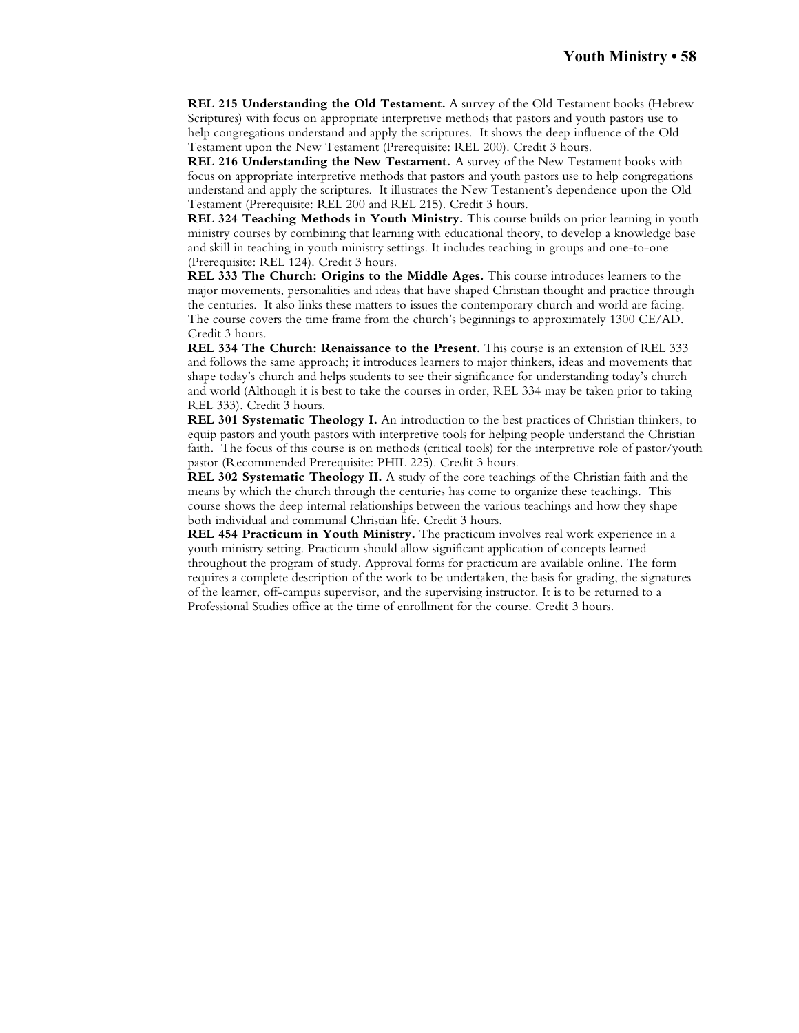**REL 215 Understanding the Old Testament.** A survey of the Old Testament books (Hebrew Scriptures) with focus on appropriate interpretive methods that pastors and youth pastors use to help congregations understand and apply the scriptures. It shows the deep influence of the Old Testament upon the New Testament (Prerequisite: REL 200). Credit 3 hours.

**REL 216 Understanding the New Testament.** A survey of the New Testament books with focus on appropriate interpretive methods that pastors and youth pastors use to help congregations understand and apply the scriptures. It illustrates the New Testament's dependence upon the Old Testament (Prerequisite: REL 200 and REL 215). Credit 3 hours.

**REL 324 Teaching Methods in Youth Ministry.** This course builds on prior learning in youth ministry courses by combining that learning with educational theory, to develop a knowledge base and skill in teaching in youth ministry settings. It includes teaching in groups and one-to-one (Prerequisite: REL 124). Credit 3 hours.

**REL 333 The Church: Origins to the Middle Ages.** This course introduces learners to the major movements, personalities and ideas that have shaped Christian thought and practice through the centuries. It also links these matters to issues the contemporary church and world are facing. The course covers the time frame from the church's beginnings to approximately 1300 CE/AD. Credit 3 hours.

**REL 334 The Church: Renaissance to the Present.** This course is an extension of REL 333 and follows the same approach; it introduces learners to major thinkers, ideas and movements that shape today's church and helps students to see their significance for understanding today's church and world (Although it is best to take the courses in order, REL 334 may be taken prior to taking REL 333). Credit 3 hours.

**REL 301 Systematic Theology I.** An introduction to the best practices of Christian thinkers, to equip pastors and youth pastors with interpretive tools for helping people understand the Christian faith. The focus of this course is on methods (critical tools) for the interpretive role of pastor/youth pastor (Recommended Prerequisite: PHIL 225). Credit 3 hours.

**REL 302 Systematic Theology II.** A study of the core teachings of the Christian faith and the means by which the church through the centuries has come to organize these teachings. This course shows the deep internal relationships between the various teachings and how they shape both individual and communal Christian life. Credit 3 hours.

**REL 454 Practicum in Youth Ministry.** The practicum involves real work experience in a youth ministry setting. Practicum should allow significant application of concepts learned throughout the program of study. Approval forms for practicum are available online. The form requires a complete description of the work to be undertaken, the basis for grading, the signatures of the learner, off-campus supervisor, and the supervising instructor. It is to be returned to a Professional Studies office at the time of enrollment for the course. Credit 3 hours.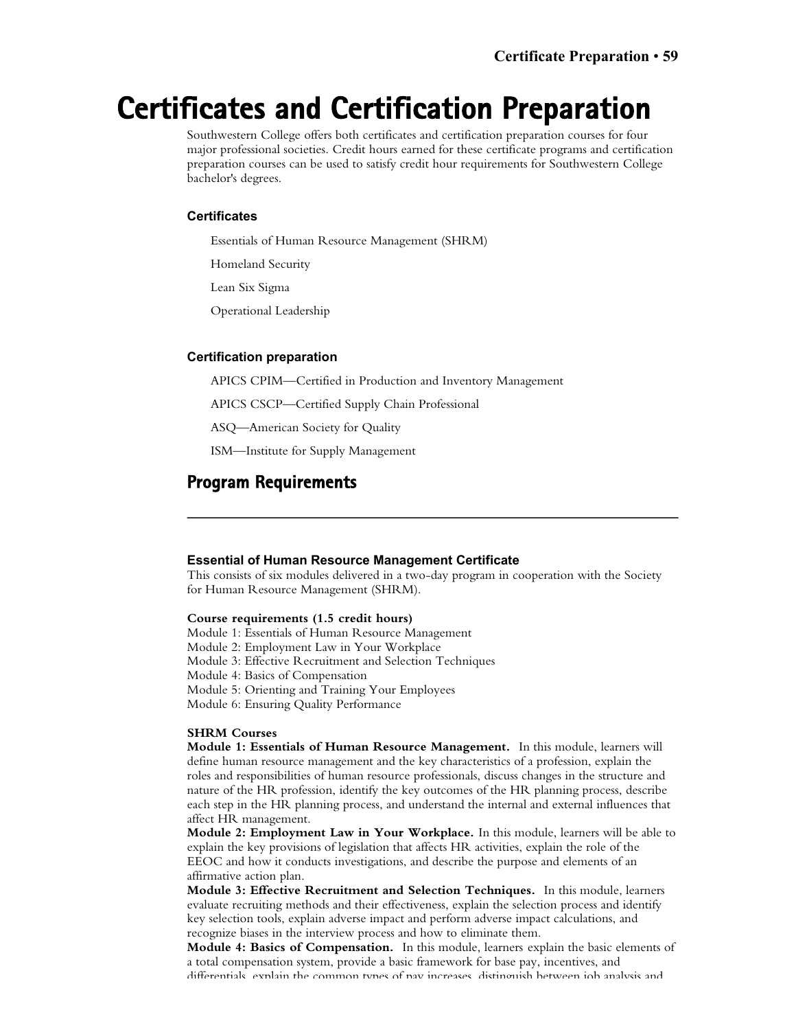# Certificates and Certification Preparation

Southwestern College offers both certificates and certification preparation courses for four major professional societies. Credit hours earned for these certificate programs and certification preparation courses can be used to satisfy credit hour requirements for Southwestern College bachelor's degrees.

### Certificates

Essentials of Human Resource Management (SHRM)

Homeland Security

Lean Six Sigma

Operational Leadership

### Certification preparation

APICS CPIM—Certified in Production and Inventory Management

APICS CSCP—Certified Supply Chain Professional

ASQ—American Society for Quality

ISM—Institute for Supply Management

## Program Requirements

---

### Essential of Human Resource Management Certificate

This consists of six modules delivered in a two-day program in cooperation with the Society for Human Resource Management (SHRM).

**Course requirements (1.5 credit hours)**

Module 1: Essentials of Human Resource Management
Module 2: Employment Law in Your Workplace
Module 3: Effective Recruitment and Selection Techniques
Module 4: Basics of Compensation
Module 5: Orienting and Training Your Employees
Module 6: Ensuring Quality Performance

**SHRM Courses**

**Module 1: Essentials of Human Resource Management.** In this module, learners will define human resource management and the key characteristics of a profession, explain the roles and responsibilities of human resource professionals, discuss changes in the structure and nature of the HR profession, identify the key outcomes of the HR planning process, describe each step in the HR planning process, and understand the internal and external influences that affect HR management.

**Module 2: Employment Law in Your Workplace.** In this module, learners will be able to explain the key provisions of legislation that affects HR activities, explain the role of the EEOC and how it conducts investigations, and describe the purpose and elements of an affirmative action plan.

**Module 3: Effective Recruitment and Selection Techniques.** In this module, learners evaluate recruiting methods and their effectiveness, explain the selection process and identify key selection tools, explain adverse impact and perform adverse impact calculations, and recognize biases in the interview process and how to eliminate them.

**Module 4: Basics of Compensation.** In this module, learners explain the basic elements of a total compensation system, provide a basic framework for base pay, incentives, and differentials, explain the common types of pay increases, distinguish between job analysis and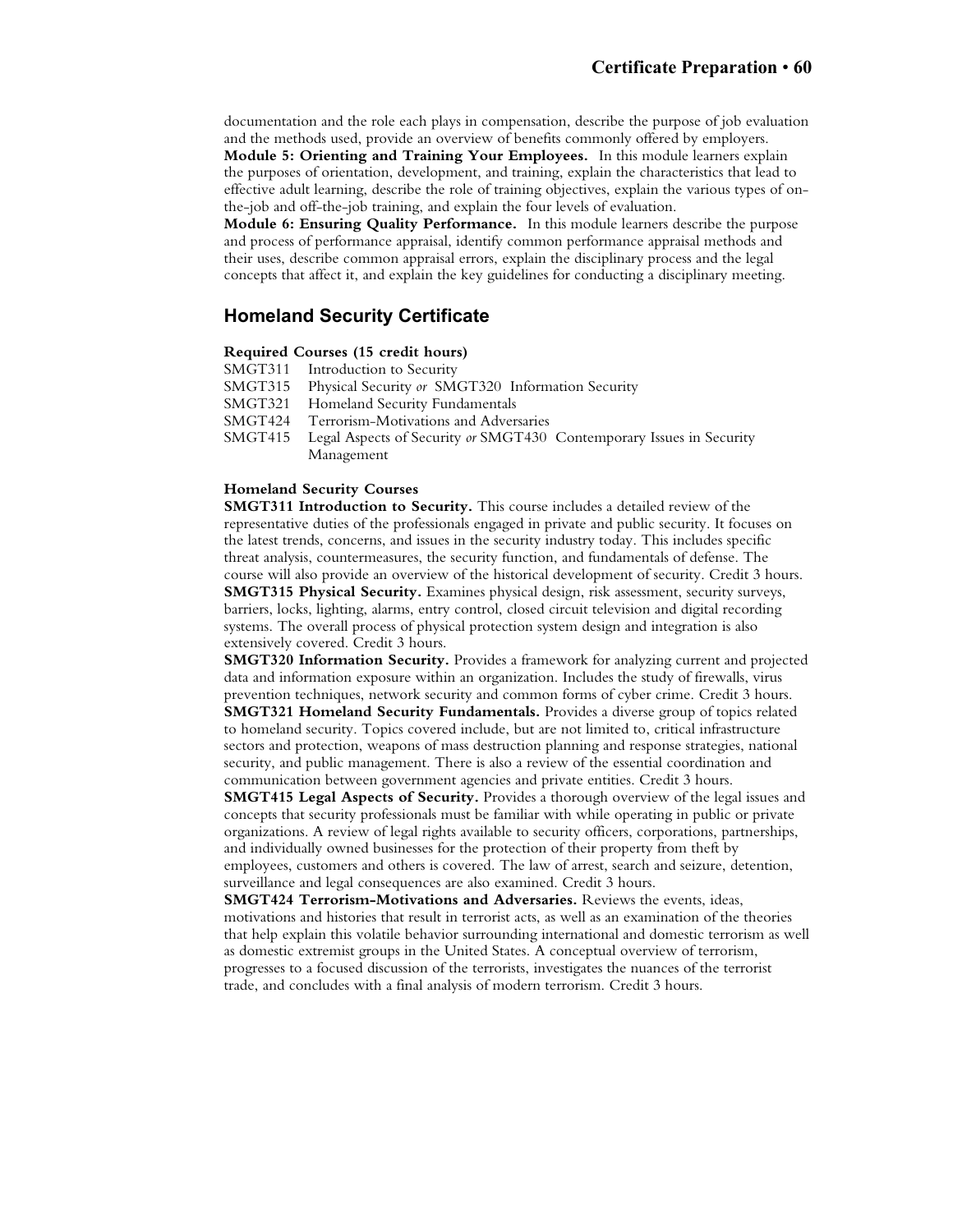documentation and the role each plays in compensation, describe the purpose of job evaluation and the methods used, provide an overview of benefits commonly offered by employers.

**Module 5: Orienting and Training Your Employees.** In this module learners explain the purposes of orientation, development, and training, explain the characteristics that lead to effective adult learning, describe the role of training objectives, explain the various types of on-the-job and off-the-job training, and explain the four levels of evaluation.

**Module 6: Ensuring Quality Performance.** In this module learners describe the purpose and process of performance appraisal, identify common performance appraisal methods and their uses, describe common appraisal errors, explain the disciplinary process and the legal concepts that affect it, and explain the key guidelines for conducting a disciplinary meeting.

## Homeland Security Certificate

**Required Courses (15 credit hours)**

- SMGT311 Introduction to Security
- SMGT315 Physical Security *or* SMGT320 Information Security
- SMGT321 Homeland Security Fundamentals
- SMGT424 Terrorism-Motivations and Adversaries
- SMGT415 Legal Aspects of Security *or* SMGT430 Contemporary Issues in Security Management

**Homeland Security Courses**

**SMGT311 Introduction to Security.** This course includes a detailed review of the representative duties of the professionals engaged in private and public security. It focuses on the latest trends, concerns, and issues in the security industry today. This includes specific threat analysis, countermeasures, the security function, and fundamentals of defense. The course will also provide an overview of the historical development of security. Credit 3 hours.

**SMGT315 Physical Security.** Examines physical design, risk assessment, security surveys, barriers, locks, lighting, alarms, entry control, closed circuit television and digital recording systems. The overall process of physical protection system design and integration is also extensively covered. Credit 3 hours.

**SMGT320 Information Security.** Provides a framework for analyzing current and projected data and information exposure within an organization. Includes the study of firewalls, virus prevention techniques, network security and common forms of cyber crime. Credit 3 hours.

**SMGT321 Homeland Security Fundamentals.** Provides a diverse group of topics related to homeland security. Topics covered include, but are not limited to, critical infrastructure sectors and protection, weapons of mass destruction planning and response strategies, national security, and public management. There is also a review of the essential coordination and communication between government agencies and private entities. Credit 3 hours.

**SMGT415 Legal Aspects of Security.** Provides a thorough overview of the legal issues and concepts that security professionals must be familiar with while operating in public or private organizations. A review of legal rights available to security officers, corporations, partnerships, and individually owned businesses for the protection of their property from theft by employees, customers and others is covered. The law of arrest, search and seizure, detention, surveillance and legal consequences are also examined. Credit 3 hours.

**SMGT424 Terrorism-Motivations and Adversaries.** Reviews the events, ideas, motivations and histories that result in terrorist acts, as well as an examination of the theories that help explain this volatile behavior surrounding international and domestic terrorism as well as domestic extremist groups in the United States. A conceptual overview of terrorism, progresses to a focused discussion of the terrorists, investigates the nuances of the terrorist trade, and concludes with a final analysis of modern terrorism. Credit 3 hours.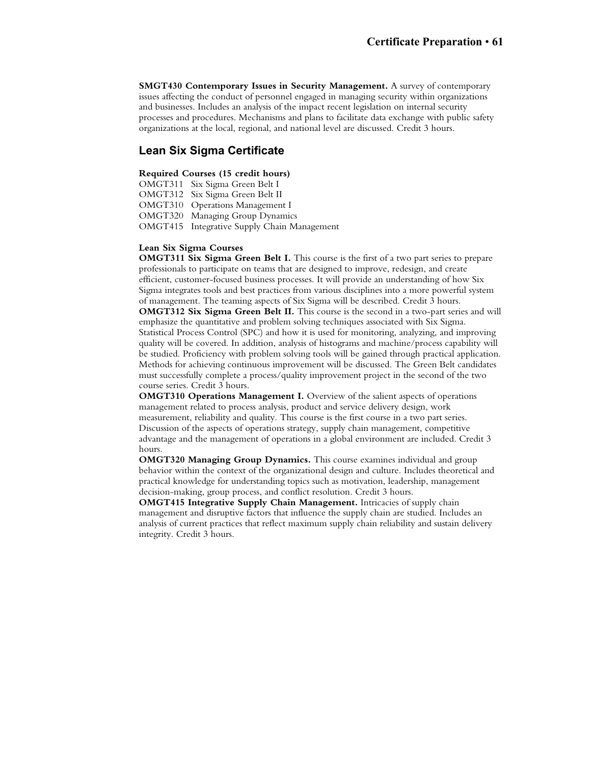**SMGT430 Contemporary Issues in Security Management.** A survey of contemporary issues affecting the conduct of personnel engaged in managing security within organizations and businesses. Includes an analysis of the impact recent legislation on internal security processes and procedures. Mechanisms and plans to facilitate data exchange with public safety organizations at the local, regional, and national level are discussed. Credit 3 hours.

## Lean Six Sigma Certificate

**Required Courses (15 credit hours)**

OMGT311 Six Sigma Green Belt I
OMGT312 Six Sigma Green Belt II
OMGT310 Operations Management I
OMGT320 Managing Group Dynamics
OMGT415 Integrative Supply Chain Management

**Lean Six Sigma Courses**

**OMGT311 Six Sigma Green Belt I.** This course is the first of a two part series to prepare professionals to participate on teams that are designed to improve, redesign, and create efficient, customer-focused business processes. It will provide an understanding of how Six Sigma integrates tools and best practices from various disciplines into a more powerful system of management. The teaming aspects of Six Sigma will be described. Credit 3 hours.

**OMGT312 Six Sigma Green Belt II.** This course is the second in a two-part series and will emphasize the quantitative and problem solving techniques associated with Six Sigma. Statistical Process Control (SPC) and how it is used for monitoring, analyzing, and improving quality will be covered. In addition, analysis of histograms and machine/process capability will be studied. Proficiency with problem solving tools will be gained through practical application. Methods for achieving continuous improvement will be discussed. The Green Belt candidates must successfully complete a process/quality improvement project in the second of the two course series. Credit 3 hours.

**OMGT310 Operations Management I.** Overview of the salient aspects of operations management related to process analysis, product and service delivery design, work measurement, reliability and quality. This course is the first course in a two part series. Discussion of the aspects of operations strategy, supply chain management, competitive advantage and the management of operations in a global environment are included. Credit 3 hours.

**OMGT320 Managing Group Dynamics.** This course examines individual and group behavior within the context of the organizational design and culture. Includes theoretical and practical knowledge for understanding topics such as motivation, leadership, management decision-making, group process, and conflict resolution. Credit 3 hours.

**OMGT415 Integrative Supply Chain Management.** Intricacies of supply chain management and disruptive factors that influence the supply chain are studied. Includes an analysis of current practices that reflect maximum supply chain reliability and sustain delivery integrity. Credit 3 hours.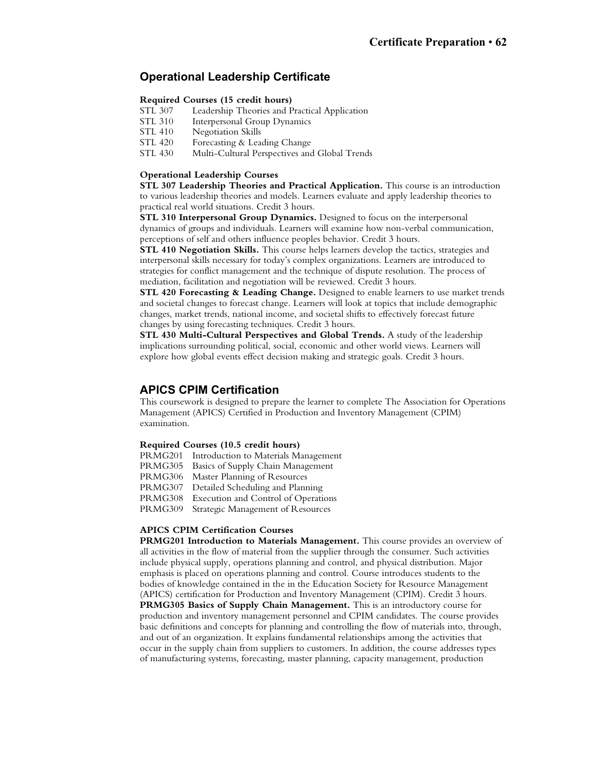## Operational Leadership Certificate

**Required Courses (15 credit hours)**

STL 307 Leadership Theories and Practical Application
STL 310 Interpersonal Group Dynamics
STL 410 Negotiation Skills
STL 420 Forecasting & Leading Change
STL 430 Multi-Cultural Perspectives and Global Trends

**Operational Leadership Courses**

**STL 307 Leadership Theories and Practical Application.** This course is an introduction to various leadership theories and models. Learners evaluate and apply leadership theories to practical real world situations. Credit 3 hours.

**STL 310 Interpersonal Group Dynamics.** Designed to focus on the interpersonal dynamics of groups and individuals. Learners will examine how non-verbal communication, perceptions of self and others influence peoples behavior. Credit 3 hours.

**STL 410 Negotiation Skills.** This course helps learners develop the tactics, strategies and interpersonal skills necessary for today's complex organizations. Learners are introduced to strategies for conflict management and the technique of dispute resolution. The process of mediation, facilitation and negotiation will be reviewed. Credit 3 hours.

**STL 420 Forecasting & Leading Change.** Designed to enable learners to use market trends and societal changes to forecast change. Learners will look at topics that include demographic changes, market trends, national income, and societal shifts to effectively forecast future changes by using forecasting techniques. Credit 3 hours.

**STL 430 Multi-Cultural Perspectives and Global Trends.** A study of the leadership implications surrounding political, social, economic and other world views. Learners will explore how global events effect decision making and strategic goals. Credit 3 hours.

## APICS CPIM Certification

This coursework is designed to prepare the learner to complete The Association for Operations Management (APICS) Certified in Production and Inventory Management (CPIM) examination.

**Required Courses (10.5 credit hours)**

PRMG201 Introduction to Materials Management
PRMG305 Basics of Supply Chain Management
PRMG306 Master Planning of Resources
PRMG307 Detailed Scheduling and Planning
PRMG308 Execution and Control of Operations
PRMG309 Strategic Management of Resources

**APICS CPIM Certification Courses**

**PRMG201 Introduction to Materials Management.** This course provides an overview of all activities in the flow of material from the supplier through the consumer. Such activities include physical supply, operations planning and control, and physical distribution. Major emphasis is placed on operations planning and control. Course introduces students to the bodies of knowledge contained in the in the Education Society for Resource Management (APICS) certification for Production and Inventory Management (CPIM). Credit 3 hours.

**PRMG305 Basics of Supply Chain Management.** This is an introductory course for production and inventory management personnel and CPIM candidates. The course provides basic definitions and concepts for planning and controlling the flow of materials into, through, and out of an organization. It explains fundamental relationships among the activities that occur in the supply chain from suppliers to customers. In addition, the course addresses types of manufacturing systems, forecasting, master planning, capacity management, production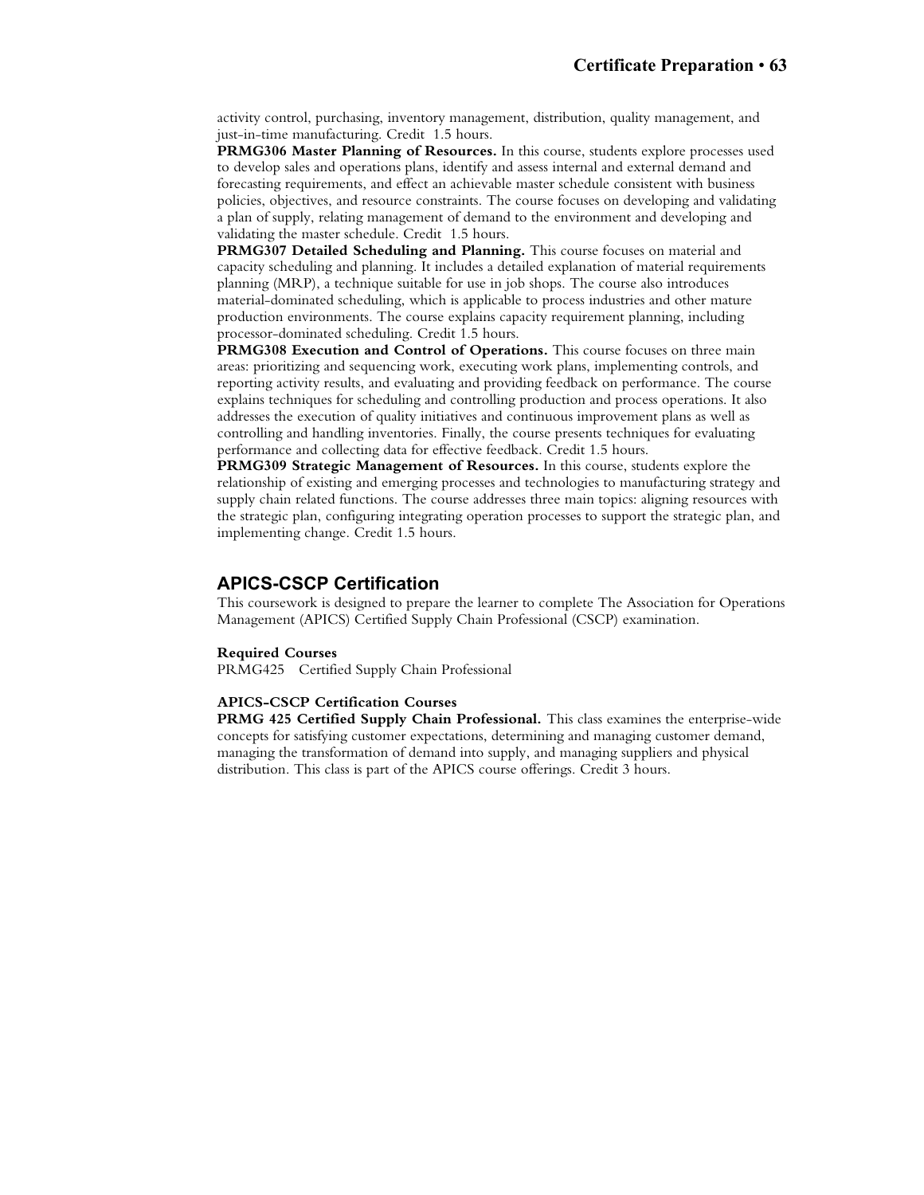activity control, purchasing, inventory management, distribution, quality management, and just-in-time manufacturing. Credit 1.5 hours.

**PRMG306 Master Planning of Resources.** In this course, students explore processes used to develop sales and operations plans, identify and assess internal and external demand and forecasting requirements, and effect an achievable master schedule consistent with business policies, objectives, and resource constraints. The course focuses on developing and validating a plan of supply, relating management of demand to the environment and developing and validating the master schedule. Credit 1.5 hours.

**PRMG307 Detailed Scheduling and Planning.** This course focuses on material and capacity scheduling and planning. It includes a detailed explanation of material requirements planning (MRP), a technique suitable for use in job shops. The course also introduces material-dominated scheduling, which is applicable to process industries and other mature production environments. The course explains capacity requirement planning, including processor-dominated scheduling. Credit 1.5 hours.

**PRMG308 Execution and Control of Operations.** This course focuses on three main areas: prioritizing and sequencing work, executing work plans, implementing controls, and reporting activity results, and evaluating and providing feedback on performance. The course explains techniques for scheduling and controlling production and process operations. It also addresses the execution of quality initiatives and continuous improvement plans as well as controlling and handling inventories. Finally, the course presents techniques for evaluating performance and collecting data for effective feedback. Credit 1.5 hours.

**PRMG309 Strategic Management of Resources.** In this course, students explore the relationship of existing and emerging processes and technologies to manufacturing strategy and supply chain related functions. The course addresses three main topics: aligning resources with the strategic plan, configuring integrating operation processes to support the strategic plan, and implementing change. Credit 1.5 hours.

## APICS-CSCP Certification

This coursework is designed to prepare the learner to complete The Association for Operations Management (APICS) Certified Supply Chain Professional (CSCP) examination.

**Required Courses**

PRMG425 Certified Supply Chain Professional

**APICS-CSCP Certification Courses**

**PRMG 425 Certified Supply Chain Professional.** This class examines the enterprise-wide concepts for satisfying customer expectations, determining and managing customer demand, managing the transformation of demand into supply, and managing suppliers and physical distribution. This class is part of the APICS course offerings. Credit 3 hours.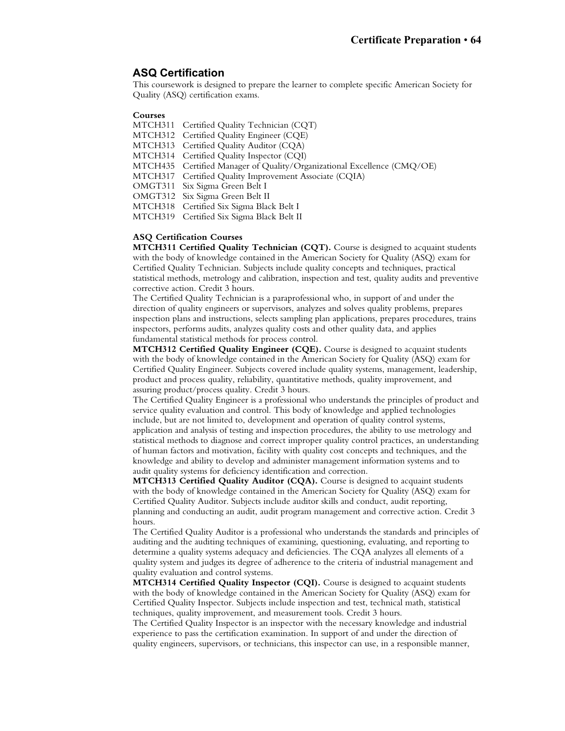## ASQ Certification

This coursework is designed to prepare the learner to complete specific American Society for Quality (ASQ) certification exams.

**Courses**

MTCH311 Certified Quality Technician (CQT)
MTCH312 Certified Quality Engineer (CQE)
MTCH313 Certified Quality Auditor (CQA)
MTCH314 Certified Quality Inspector (CQI)
MTCH435 Certified Manager of Quality/Organizational Excellence (CMQ/OE)
MTCH317 Certified Quality Improvement Associate (CQIA)
OMGT311 Six Sigma Green Belt I
OMGT312 Six Sigma Green Belt II
MTCH318 Certified Six Sigma Black Belt I
MTCH319 Certified Six Sigma Black Belt II

**ASQ Certification Courses**

**MTCH311 Certified Quality Technician (CQT).** Course is designed to acquaint students with the body of knowledge contained in the American Society for Quality (ASQ) exam for Certified Quality Technician. Subjects include quality concepts and techniques, practical statistical methods, metrology and calibration, inspection and test, quality audits and preventive corrective action. Credit 3 hours.
The Certified Quality Technician is a paraprofessional who, in support of and under the direction of quality engineers or supervisors, analyzes and solves quality problems, prepares inspection plans and instructions, selects sampling plan applications, prepares procedures, trains inspectors, performs audits, analyzes quality costs and other quality data, and applies fundamental statistical methods for process control.

**MTCH312 Certified Quality Engineer (CQE).** Course is designed to acquaint students with the body of knowledge contained in the American Society for Quality (ASQ) exam for Certified Quality Engineer. Subjects covered include quality systems, management, leadership, product and process quality, reliability, quantitative methods, quality improvement, and assuring product/process quality. Credit 3 hours.
The Certified Quality Engineer is a professional who understands the principles of product and service quality evaluation and control. This body of knowledge and applied technologies include, but are not limited to, development and operation of quality control systems, application and analysis of testing and inspection procedures, the ability to use metrology and statistical methods to diagnose and correct improper quality control practices, an understanding of human factors and motivation, facility with quality cost concepts and techniques, and the knowledge and ability to develop and administer management information systems and to audit quality systems for deficiency identification and correction.

**MTCH313 Certified Quality Auditor (CQA).** Course is designed to acquaint students with the body of knowledge contained in the American Society for Quality (ASQ) exam for Certified Quality Auditor. Subjects include auditor skills and conduct, audit reporting, planning and conducting an audit, audit program management and corrective action. Credit 3 hours.
The Certified Quality Auditor is a professional who understands the standards and principles of auditing and the auditing techniques of examining, questioning, evaluating, and reporting to determine a quality systems adequacy and deficiencies. The CQA analyzes all elements of a quality system and judges its degree of adherence to the criteria of industrial management and quality evaluation and control systems.

**MTCH314 Certified Quality Inspector (CQI).** Course is designed to acquaint students with the body of knowledge contained in the American Society for Quality (ASQ) exam for Certified Quality Inspector. Subjects include inspection and test, technical math, statistical techniques, quality improvement, and measurement tools. Credit 3 hours.
The Certified Quality Inspector is an inspector with the necessary knowledge and industrial experience to pass the certification examination. In support of and under the direction of quality engineers, supervisors, or technicians, this inspector can use, in a responsible manner,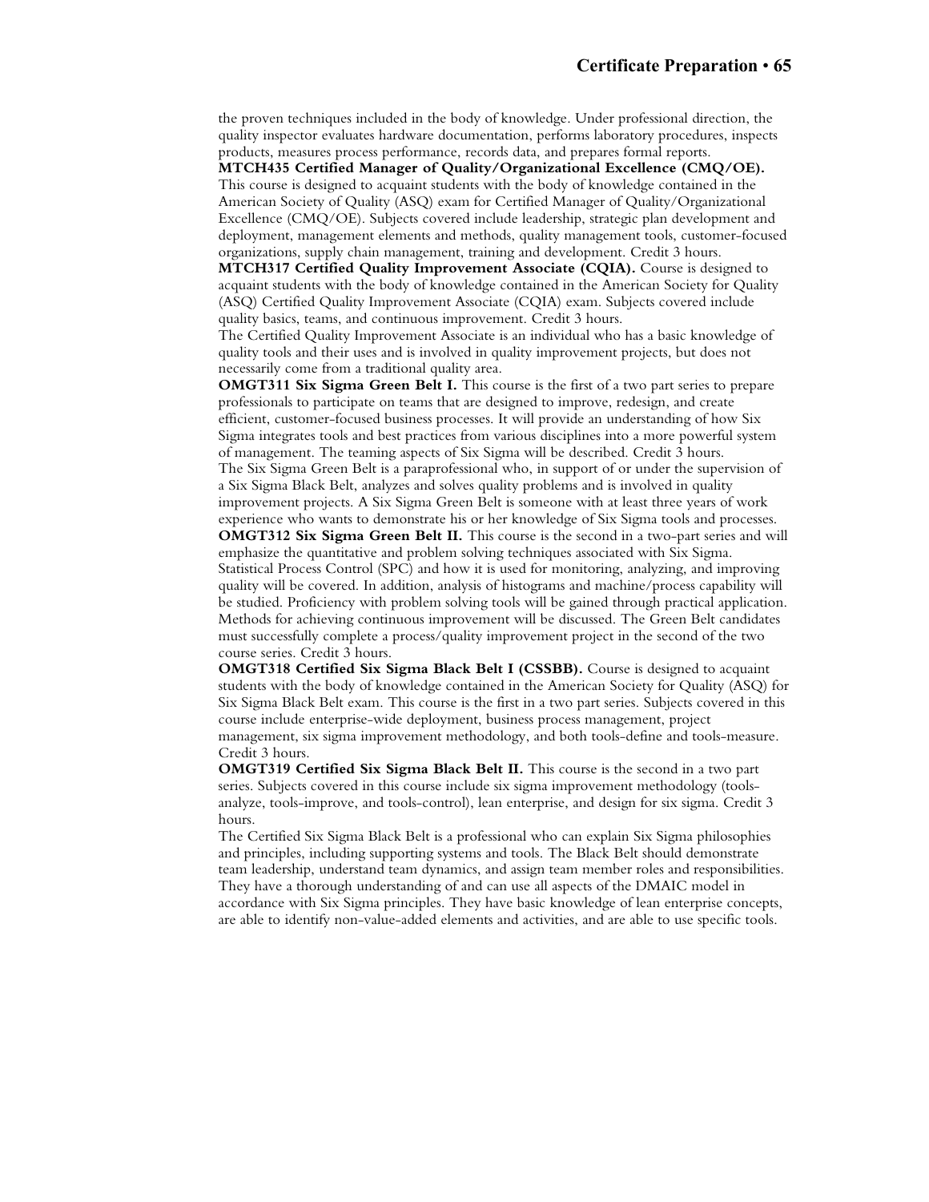the proven techniques included in the body of knowledge. Under professional direction, the quality inspector evaluates hardware documentation, performs laboratory procedures, inspects products, measures process performance, records data, and prepares formal reports.

**MTCH435 Certified Manager of Quality/Organizational Excellence (CMQ/OE).** This course is designed to acquaint students with the body of knowledge contained in the American Society of Quality (ASQ) exam for Certified Manager of Quality/Organizational Excellence (CMQ/OE). Subjects covered include leadership, strategic plan development and deployment, management elements and methods, quality management tools, customer-focused organizations, supply chain management, training and development. Credit 3 hours.

**MTCH317 Certified Quality Improvement Associate (CQIA).** Course is designed to acquaint students with the body of knowledge contained in the American Society for Quality (ASQ) Certified Quality Improvement Associate (CQIA) exam. Subjects covered include quality basics, teams, and continuous improvement. Credit 3 hours.

The Certified Quality Improvement Associate is an individual who has a basic knowledge of quality tools and their uses and is involved in quality improvement projects, but does not necessarily come from a traditional quality area.

**OMGT311 Six Sigma Green Belt I.** This course is the first of a two part series to prepare professionals to participate on teams that are designed to improve, redesign, and create efficient, customer-focused business processes. It will provide an understanding of how Six Sigma integrates tools and best practices from various disciplines into a more powerful system of management. The teaming aspects of Six Sigma will be described. Credit 3 hours.

The Six Sigma Green Belt is a paraprofessional who, in support of or under the supervision of a Six Sigma Black Belt, analyzes and solves quality problems and is involved in quality improvement projects. A Six Sigma Green Belt is someone with at least three years of work experience who wants to demonstrate his or her knowledge of Six Sigma tools and processes.

**OMGT312 Six Sigma Green Belt II.** This course is the second in a two-part series and will emphasize the quantitative and problem solving techniques associated with Six Sigma. Statistical Process Control (SPC) and how it is used for monitoring, analyzing, and improving quality will be covered. In addition, analysis of histograms and machine/process capability will be studied. Proficiency with problem solving tools will be gained through practical application. Methods for achieving continuous improvement will be discussed. The Green Belt candidates must successfully complete a process/quality improvement project in the second of the two course series. Credit 3 hours.

**OMGT318 Certified Six Sigma Black Belt I (CSSBB).** Course is designed to acquaint students with the body of knowledge contained in the American Society for Quality (ASQ) for Six Sigma Black Belt exam. This course is the first in a two part series. Subjects covered in this course include enterprise-wide deployment, business process management, project management, six sigma improvement methodology, and both tools-define and tools-measure. Credit 3 hours.

**OMGT319 Certified Six Sigma Black Belt II.** This course is the second in a two part series. Subjects covered in this course include six sigma improvement methodology (tools-analyze, tools-improve, and tools-control), lean enterprise, and design for six sigma. Credit 3 hours.

The Certified Six Sigma Black Belt is a professional who can explain Six Sigma philosophies and principles, including supporting systems and tools. The Black Belt should demonstrate team leadership, understand team dynamics, and assign team member roles and responsibilities. They have a thorough understanding of and can use all aspects of the DMAIC model in accordance with Six Sigma principles. They have basic knowledge of lean enterprise concepts, are able to identify non-value-added elements and activities, and are able to use specific tools.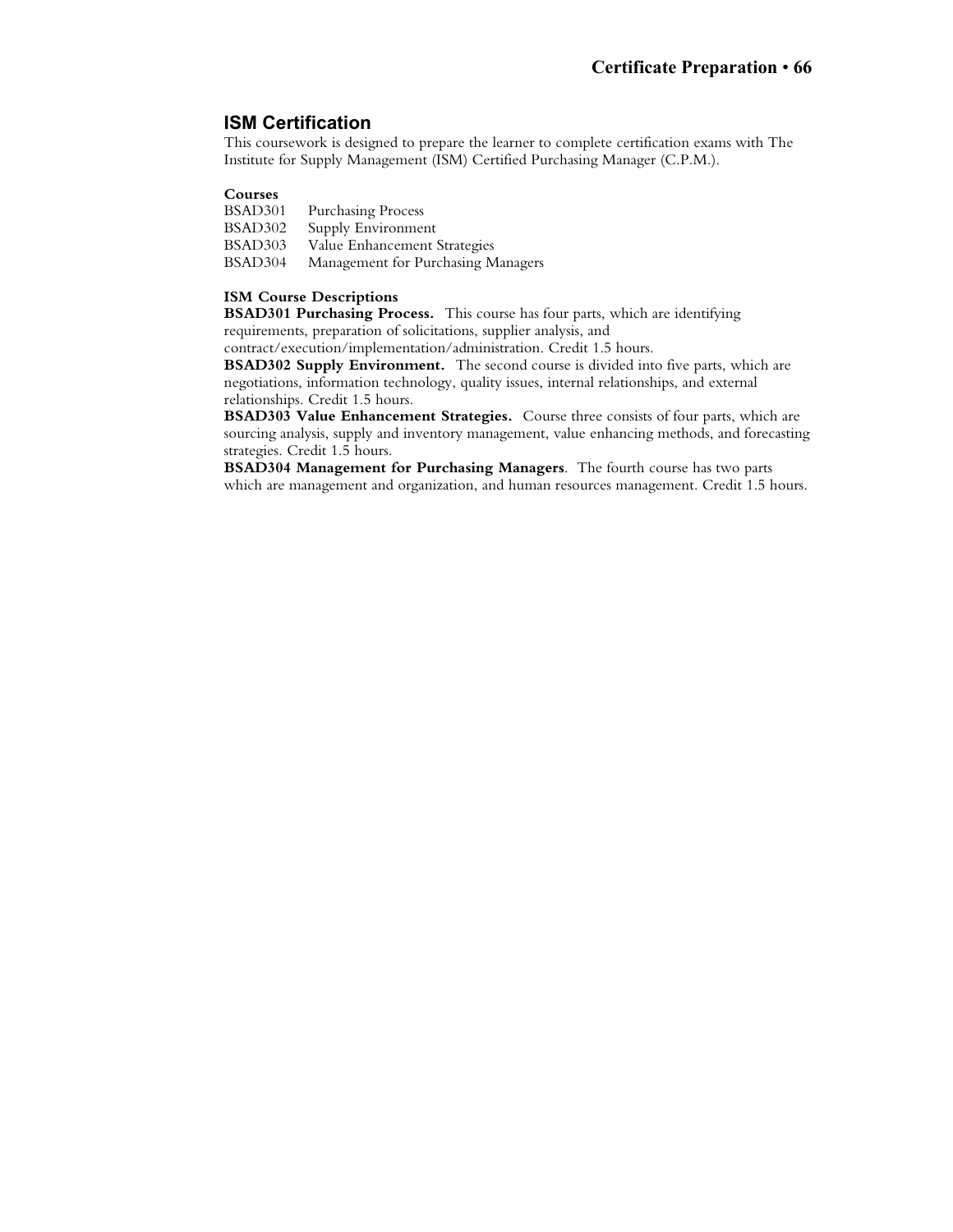## ISM Certification

This coursework is designed to prepare the learner to complete certification exams with The Institute for Supply Management (ISM) Certified Purchasing Manager (C.P.M.).

**Courses**

BSAD301 Purchasing Process
BSAD302 Supply Environment
BSAD303 Value Enhancement Strategies
BSAD304 Management for Purchasing Managers

**ISM Course Descriptions**

**BSAD301 Purchasing Process.** This course has four parts, which are identifying requirements, preparation of solicitations, supplier analysis, and contract/execution/implementation/administration. Credit 1.5 hours.

**BSAD302 Supply Environment.** The second course is divided into five parts, which are negotiations, information technology, quality issues, internal relationships, and external relationships. Credit 1.5 hours.

**BSAD303 Value Enhancement Strategies.** Course three consists of four parts, which are sourcing analysis, supply and inventory management, value enhancing methods, and forecasting strategies. Credit 1.5 hours.

**BSAD304 Management for Purchasing Managers**. The fourth course has two parts which are management and organization, and human resources management. Credit 1.5 hours.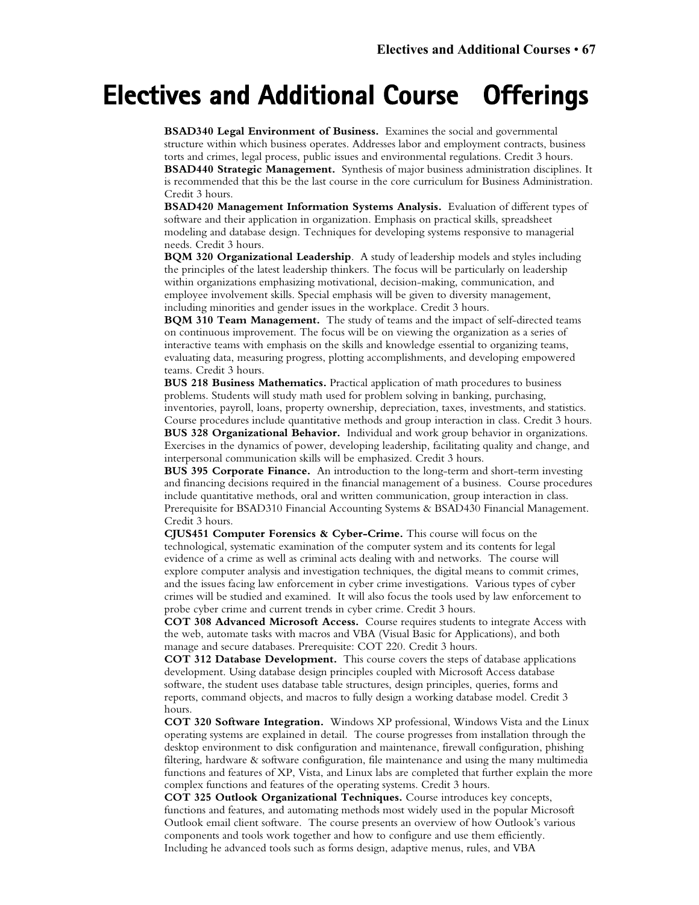# Electives and Additional Course Offerings

**BSAD340 Legal Environment of Business.** Examines the social and governmental structure within which business operates. Addresses labor and employment contracts, business torts and crimes, legal process, public issues and environmental regulations. Credit 3 hours.

**BSAD440 Strategic Management.** Synthesis of major business administration disciplines. It is recommended that this be the last course in the core curriculum for Business Administration. Credit 3 hours.

**BSAD420 Management Information Systems Analysis.** Evaluation of different types of software and their application in organization. Emphasis on practical skills, spreadsheet modeling and database design. Techniques for developing systems responsive to managerial needs. Credit 3 hours.

**BQM 320 Organizational Leadership**. A study of leadership models and styles including the principles of the latest leadership thinkers. The focus will be particularly on leadership within organizations emphasizing motivational, decision-making, communication, and employee involvement skills. Special emphasis will be given to diversity management, including minorities and gender issues in the workplace. Credit 3 hours.

**BQM 310 Team Management.** The study of teams and the impact of self-directed teams on continuous improvement. The focus will be on viewing the organization as a series of interactive teams with emphasis on the skills and knowledge essential to organizing teams, evaluating data, measuring progress, plotting accomplishments, and developing empowered teams. Credit 3 hours.

**BUS 218 Business Mathematics.** Practical application of math procedures to business problems. Students will study math used for problem solving in banking, purchasing, inventories, payroll, loans, property ownership, depreciation, taxes, investments, and statistics. Course procedures include quantitative methods and group interaction in class. Credit 3 hours.

**BUS 328 Organizational Behavior.** Individual and work group behavior in organizations. Exercises in the dynamics of power, developing leadership, facilitating quality and change, and interpersonal communication skills will be emphasized. Credit 3 hours.

**BUS 395 Corporate Finance.** An introduction to the long-term and short-term investing and financing decisions required in the financial management of a business. Course procedures include quantitative methods, oral and written communication, group interaction in class. Prerequisite for BSAD310 Financial Accounting Systems & BSAD430 Financial Management. Credit 3 hours.

**CJUS451 Computer Forensics & Cyber-Crime.** This course will focus on the technological, systematic examination of the computer system and its contents for legal evidence of a crime as well as criminal acts dealing with and networks. The course will explore computer analysis and investigation techniques, the digital means to commit crimes, and the issues facing law enforcement in cyber crime investigations. Various types of cyber crimes will be studied and examined. It will also focus the tools used by law enforcement to probe cyber crime and current trends in cyber crime. Credit 3 hours.

**COT 308 Advanced Microsoft Access.** Course requires students to integrate Access with the web, automate tasks with macros and VBA (Visual Basic for Applications), and both manage and secure databases. Prerequisite: COT 220. Credit 3 hours.

**COT 312 Database Development.** This course covers the steps of database applications development. Using database design principles coupled with Microsoft Access database software, the student uses database table structures, design principles, queries, forms and reports, command objects, and macros to fully design a working database model. Credit 3 hours.

**COT 320 Software Integration.** Windows XP professional, Windows Vista and the Linux operating systems are explained in detail. The course progresses from installation through the desktop environment to disk configuration and maintenance, firewall configuration, phishing filtering, hardware & software configuration, file maintenance and using the many multimedia functions and features of XP, Vista, and Linux labs are completed that further explain the more complex functions and features of the operating systems. Credit 3 hours.

**COT 325 Outlook Organizational Techniques.** Course introduces key concepts, functions and features, and automating methods most widely used in the popular Microsoft Outlook email client software. The course presents an overview of how Outlook's various components and tools work together and how to configure and use them efficiently. Including he advanced tools such as forms design, adaptive menus, rules, and VBA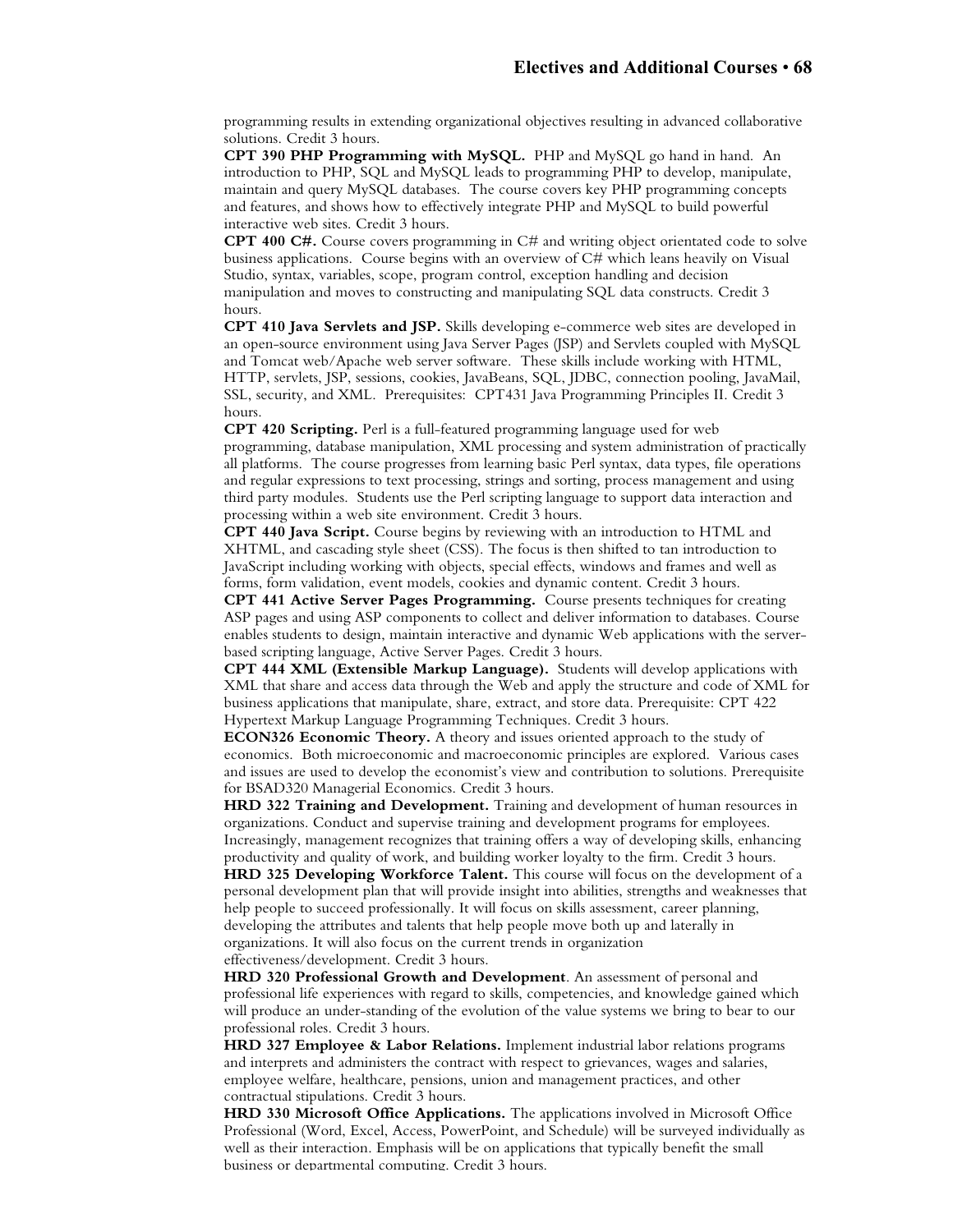programming results in extending organizational objectives resulting in advanced collaborative solutions. Credit 3 hours.

**CPT 390 PHP Programming with MySQL.** PHP and MySQL go hand in hand. An introduction to PHP, SQL and MySQL leads to programming PHP to develop, manipulate, maintain and query MySQL databases. The course covers key PHP programming concepts and features, and shows how to effectively integrate PHP and MySQL to build powerful interactive web sites. Credit 3 hours.

**CPT 400 C#.** Course covers programming in C# and writing object orientated code to solve business applications. Course begins with an overview of C# which leans heavily on Visual Studio, syntax, variables, scope, program control, exception handling and decision manipulation and moves to constructing and manipulating SQL data constructs. Credit 3 hours.

**CPT 410 Java Servlets and JSP.** Skills developing e-commerce web sites are developed in an open-source environment using Java Server Pages (JSP) and Servlets coupled with MySQL and Tomcat web/Apache web server software. These skills include working with HTML, HTTP, servlets, JSP, sessions, cookies, JavaBeans, SQL, JDBC, connection pooling, JavaMail, SSL, security, and XML. Prerequisites: CPT431 Java Programming Principles II. Credit 3 hours.

**CPT 420 Scripting.** Perl is a full-featured programming language used for web programming, database manipulation, XML processing and system administration of practically all platforms. The course progresses from learning basic Perl syntax, data types, file operations and regular expressions to text processing, strings and sorting, process management and using third party modules. Students use the Perl scripting language to support data interaction and processing within a web site environment. Credit 3 hours.

**CPT 440 Java Script.** Course begins by reviewing with an introduction to HTML and XHTML, and cascading style sheet (CSS). The focus is then shifted to tan introduction to JavaScript including working with objects, special effects, windows and frames and well as forms, form validation, event models, cookies and dynamic content. Credit 3 hours.

**CPT 441 Active Server Pages Programming.** Course presents techniques for creating ASP pages and using ASP components to collect and deliver information to databases. Course enables students to design, maintain interactive and dynamic Web applications with the server-based scripting language, Active Server Pages. Credit 3 hours.

**CPT 444 XML (Extensible Markup Language).** Students will develop applications with XML that share and access data through the Web and apply the structure and code of XML for business applications that manipulate, share, extract, and store data. Prerequisite: CPT 422 Hypertext Markup Language Programming Techniques. Credit 3 hours.

**ECON326 Economic Theory.** A theory and issues oriented approach to the study of economics. Both microeconomic and macroeconomic principles are explored. Various cases and issues are used to develop the economist's view and contribution to solutions. Prerequisite for BSAD320 Managerial Economics. Credit 3 hours.

**HRD 322 Training and Development.** Training and development of human resources in organizations. Conduct and supervise training and development programs for employees. Increasingly, management recognizes that training offers a way of developing skills, enhancing productivity and quality of work, and building worker loyalty to the firm. Credit 3 hours.

**HRD 325 Developing Workforce Talent.** This course will focus on the development of a personal development plan that will provide insight into abilities, strengths and weaknesses that help people to succeed professionally. It will focus on skills assessment, career planning, developing the attributes and talents that help people move both up and laterally in organizations. It will also focus on the current trends in organization effectiveness/development. Credit 3 hours.

**HRD 320 Professional Growth and Development**. An assessment of personal and professional life experiences with regard to skills, competencies, and knowledge gained which will produce an under-standing of the evolution of the value systems we bring to bear to our professional roles. Credit 3 hours.

**HRD 327 Employee & Labor Relations.** Implement industrial labor relations programs and interprets and administers the contract with respect to grievances, wages and salaries, employee welfare, healthcare, pensions, union and management practices, and other contractual stipulations. Credit 3 hours.

**HRD 330 Microsoft Office Applications.** The applications involved in Microsoft Office Professional (Word, Excel, Access, PowerPoint, and Schedule) will be surveyed individually as well as their interaction. Emphasis will be on applications that typically benefit the small business or departmental computing. Credit 3 hours.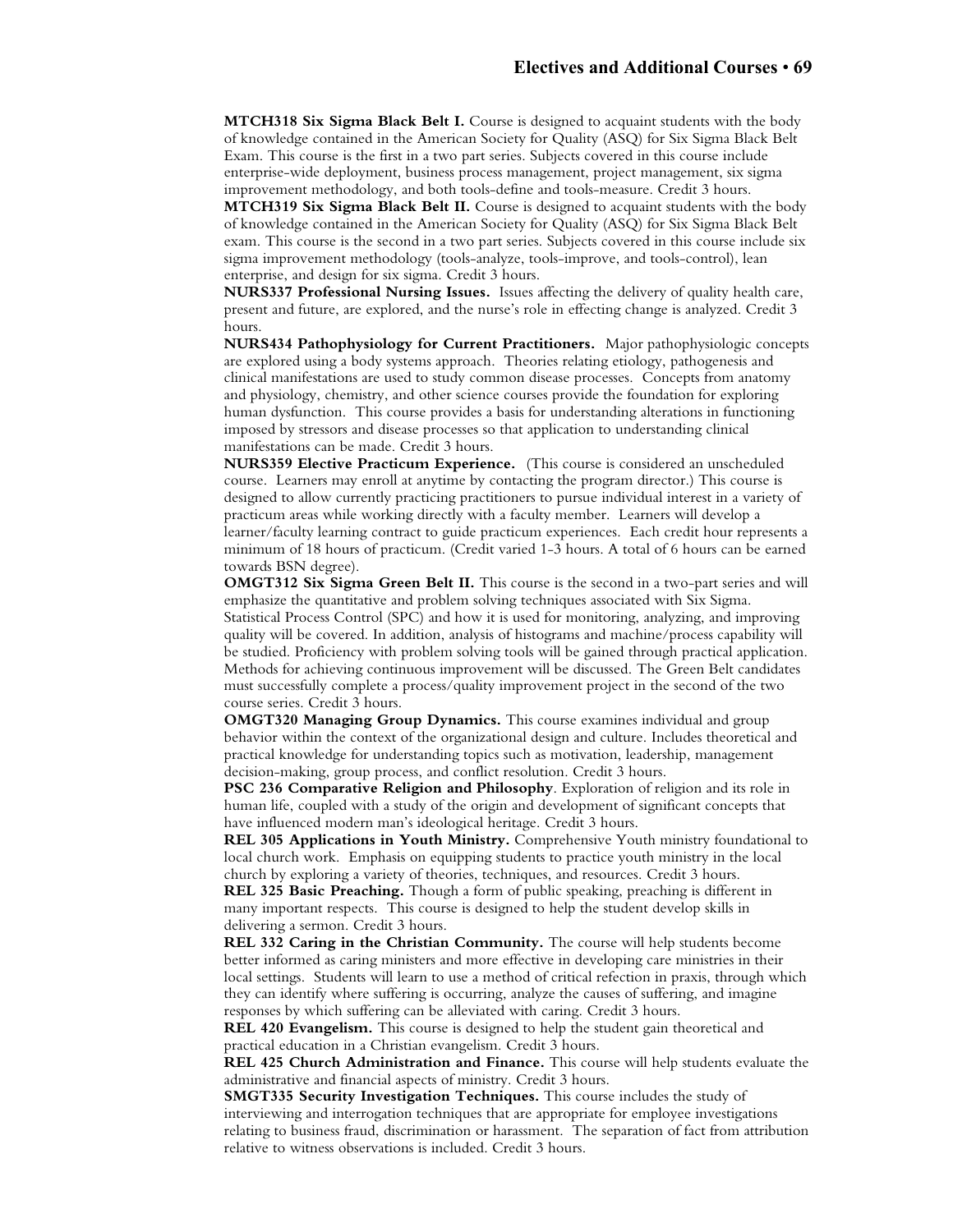**MTCH318 Six Sigma Black Belt I.** Course is designed to acquaint students with the body of knowledge contained in the American Society for Quality (ASQ) for Six Sigma Black Belt Exam. This course is the first in a two part series. Subjects covered in this course include enterprise-wide deployment, business process management, project management, six sigma improvement methodology, and both tools-define and tools-measure. Credit 3 hours.

**MTCH319 Six Sigma Black Belt II.** Course is designed to acquaint students with the body of knowledge contained in the American Society for Quality (ASQ) for Six Sigma Black Belt exam. This course is the second in a two part series. Subjects covered in this course include six sigma improvement methodology (tools-analyze, tools-improve, and tools-control), lean enterprise, and design for six sigma. Credit 3 hours.

**NURS337 Professional Nursing Issues.** Issues affecting the delivery of quality health care, present and future, are explored, and the nurse's role in effecting change is analyzed. Credit 3 hours.

**NURS434 Pathophysiology for Current Practitioners.** Major pathophysiologic concepts are explored using a body systems approach. Theories relating etiology, pathogenesis and clinical manifestations are used to study common disease processes. Concepts from anatomy and physiology, chemistry, and other science courses provide the foundation for exploring human dysfunction. This course provides a basis for understanding alterations in functioning imposed by stressors and disease processes so that application to understanding clinical manifestations can be made. Credit 3 hours.

**NURS359 Elective Practicum Experience.** (This course is considered an unscheduled course. Learners may enroll at anytime by contacting the program director.) This course is designed to allow currently practicing practitioners to pursue individual interest in a variety of practicum areas while working directly with a faculty member. Learners will develop a learner/faculty learning contract to guide practicum experiences. Each credit hour represents a minimum of 18 hours of practicum. (Credit varied 1-3 hours. A total of 6 hours can be earned towards BSN degree).

**OMGT312 Six Sigma Green Belt II.** This course is the second in a two-part series and will emphasize the quantitative and problem solving techniques associated with Six Sigma. Statistical Process Control (SPC) and how it is used for monitoring, analyzing, and improving quality will be covered. In addition, analysis of histograms and machine/process capability will be studied. Proficiency with problem solving tools will be gained through practical application. Methods for achieving continuous improvement will be discussed. The Green Belt candidates must successfully complete a process/quality improvement project in the second of the two course series. Credit 3 hours.

**OMGT320 Managing Group Dynamics.** This course examines individual and group behavior within the context of the organizational design and culture. Includes theoretical and practical knowledge for understanding topics such as motivation, leadership, management decision-making, group process, and conflict resolution. Credit 3 hours.

**PSC 236 Comparative Religion and Philosophy**. Exploration of religion and its role in human life, coupled with a study of the origin and development of significant concepts that have influenced modern man's ideological heritage. Credit 3 hours.

**REL 305 Applications in Youth Ministry.** Comprehensive Youth ministry foundational to local church work. Emphasis on equipping students to practice youth ministry in the local church by exploring a variety of theories, techniques, and resources. Credit 3 hours.

**REL 325 Basic Preaching.** Though a form of public speaking, preaching is different in many important respects. This course is designed to help the student develop skills in delivering a sermon. Credit 3 hours.

**REL 332 Caring in the Christian Community.** The course will help students become better informed as caring ministers and more effective in developing care ministries in their local settings. Students will learn to use a method of critical refection in praxis, through which they can identify where suffering is occurring, analyze the causes of suffering, and imagine responses by which suffering can be alleviated with caring. Credit 3 hours.

**REL 420 Evangelism.** This course is designed to help the student gain theoretical and practical education in a Christian evangelism. Credit 3 hours.

**REL 425 Church Administration and Finance.** This course will help students evaluate the administrative and financial aspects of ministry. Credit 3 hours.

**SMGT335 Security Investigation Techniques.** This course includes the study of interviewing and interrogation techniques that are appropriate for employee investigations relating to business fraud, discrimination or harassment. The separation of fact from attribution relative to witness observations is included. Credit 3 hours.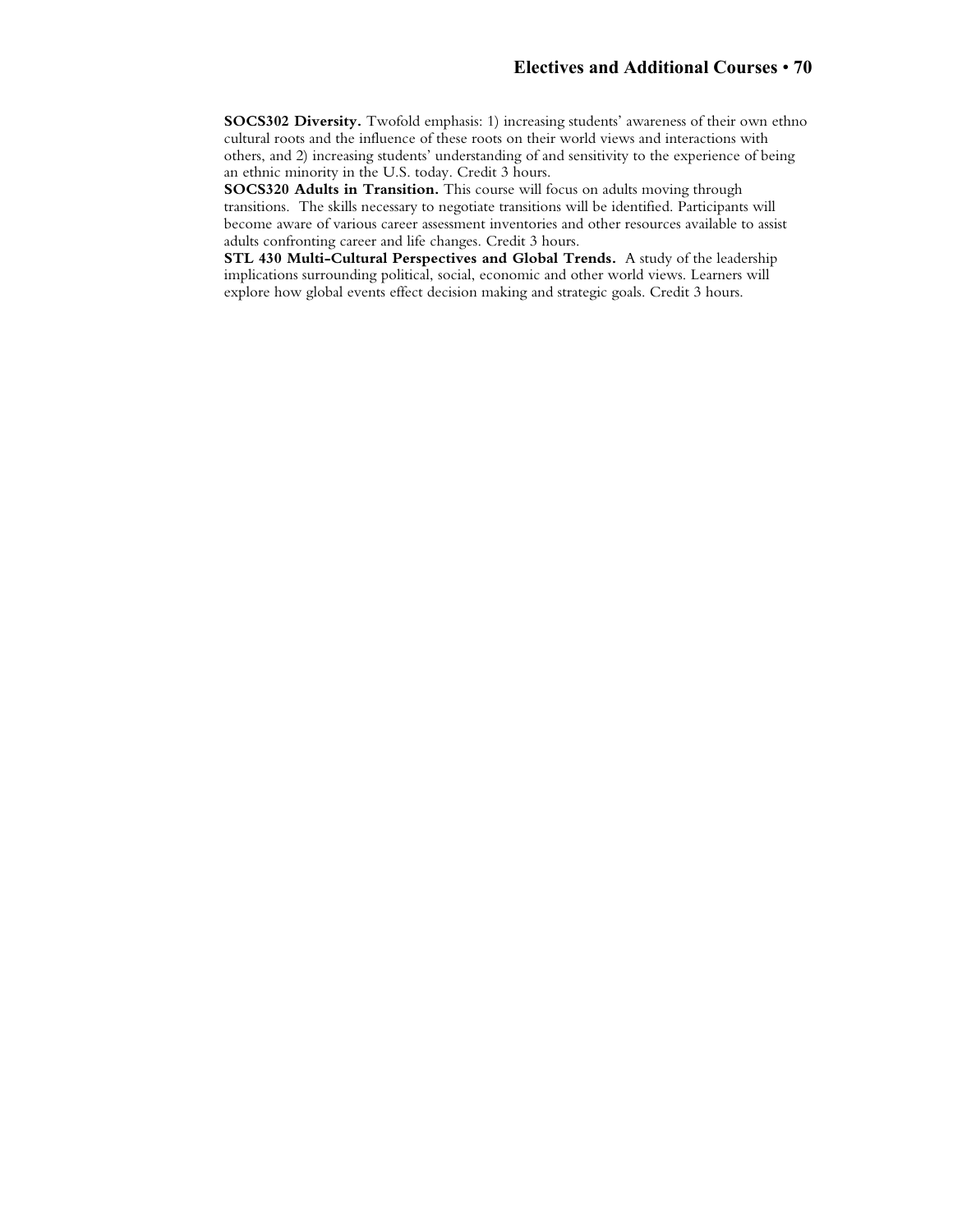**SOCS302 Diversity.** Twofold emphasis: 1) increasing students' awareness of their own ethno cultural roots and the influence of these roots on their world views and interactions with others, and 2) increasing students' understanding of and sensitivity to the experience of being an ethnic minority in the U.S. today. Credit 3 hours.

**SOCS320 Adults in Transition.** This course will focus on adults moving through transitions. The skills necessary to negotiate transitions will be identified. Participants will become aware of various career assessment inventories and other resources available to assist adults confronting career and life changes. Credit 3 hours.

**STL 430 Multi-Cultural Perspectives and Global Trends.** A study of the leadership implications surrounding political, social, economic and other world views. Learners will explore how global events effect decision making and strategic goals. Credit 3 hours.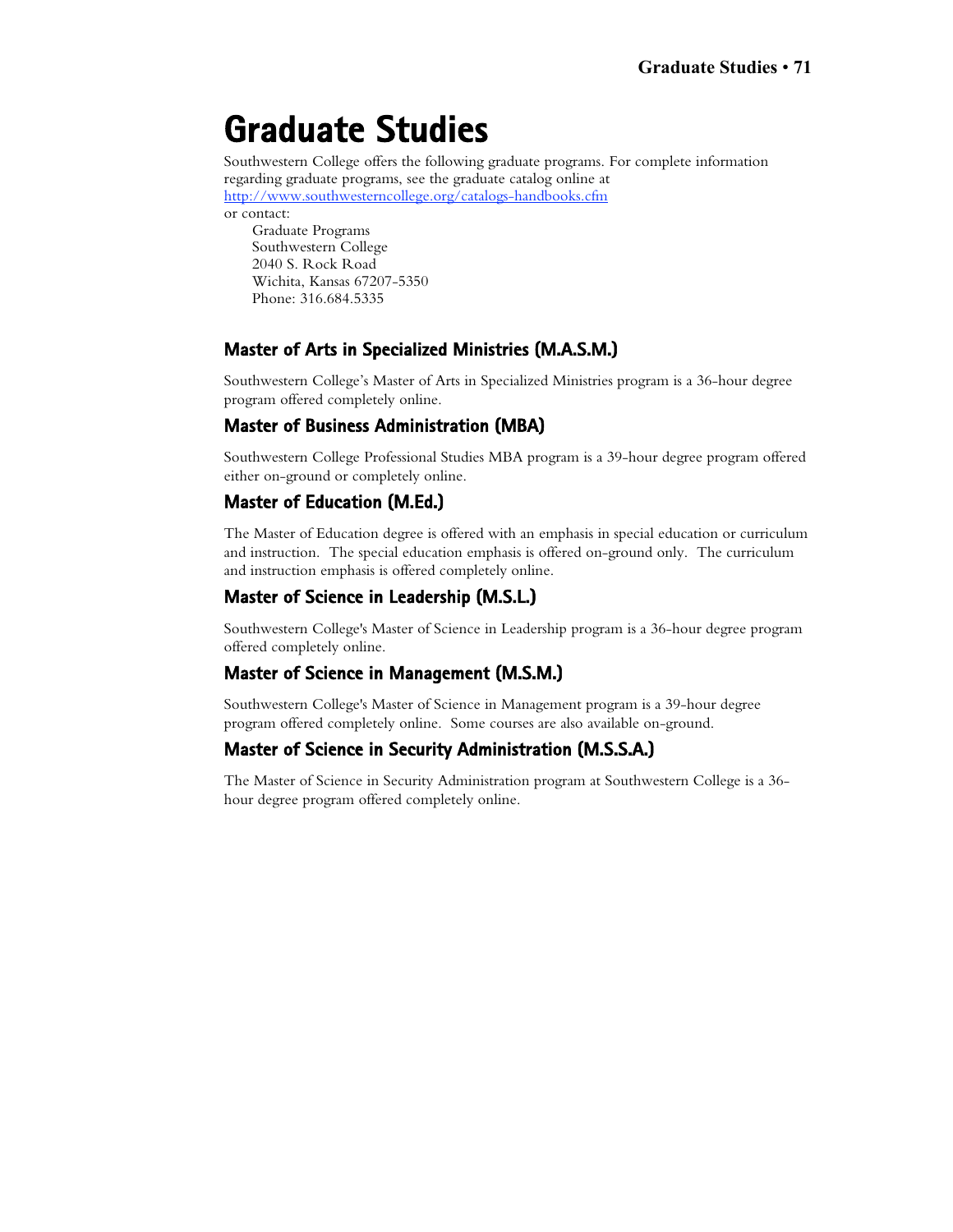# Graduate Studies

Southwestern College offers the following graduate programs. For complete information regarding graduate programs, see the graduate catalog online at [http://www.southwesterncollege.org/catalogs-handbooks.cfm](http://www.southwesterncollege.org/catalogs-handbooks.cfm)
or contact:

Graduate Programs
Southwestern College
2040 S. Rock Road
Wichita, Kansas 67207-5350
Phone: 316.684.5335

## Master of Arts in Specialized Ministries (M.A.S.M.)

Southwestern College's Master of Arts in Specialized Ministries program is a 36-hour degree program offered completely online.

## Master of Business Administration (MBA)

Southwestern College Professional Studies MBA program is a 39-hour degree program offered either on-ground or completely online.

## Master of Education (M.Ed.)

The Master of Education degree is offered with an emphasis in special education or curriculum and instruction. The special education emphasis is offered on-ground only. The curriculum and instruction emphasis is offered completely online.

## Master of Science in Leadership (M.S.L.)

Southwestern College's Master of Science in Leadership program is a 36-hour degree program offered completely online.

## Master of Science in Management (M.S.M.)

Southwestern College's Master of Science in Management program is a 39-hour degree program offered completely online. Some courses are also available on-ground.

## Master of Science in Security Administration (M.S.S.A.)

The Master of Science in Security Administration program at Southwestern College is a 36-hour degree program offered completely online.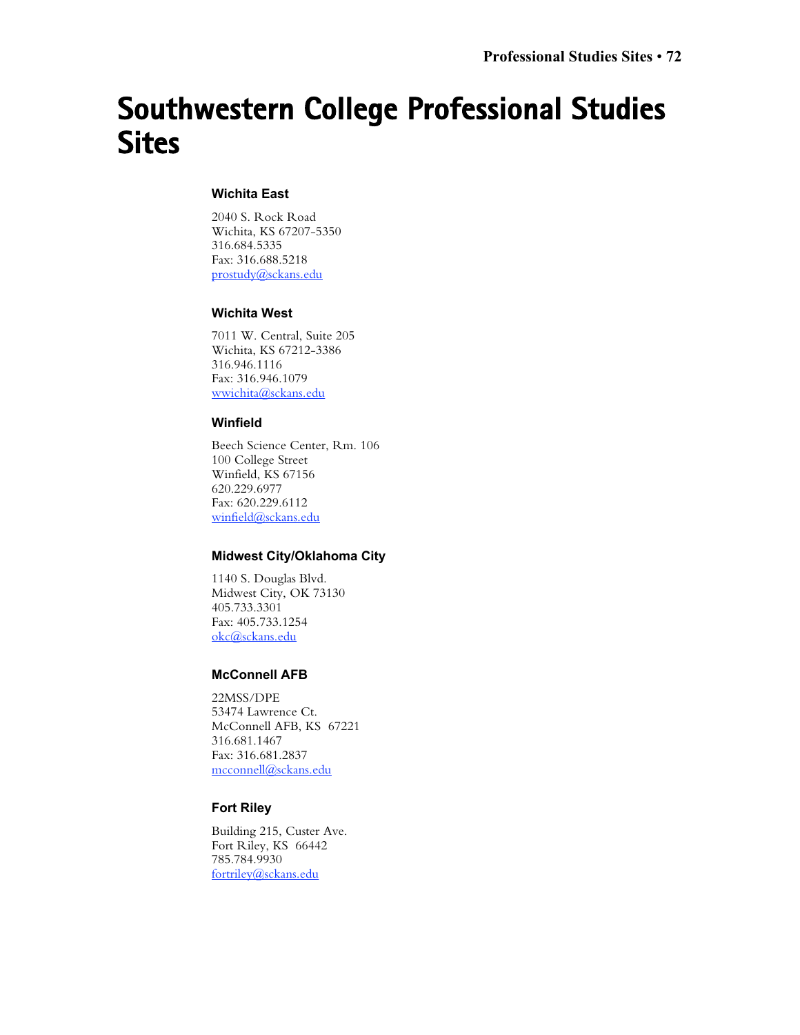# Southwestern College Professional Studies Sites

### Wichita East

2040 S. Rock Road
Wichita, KS 67207-5350
316.684.5335
Fax: 316.688.5218
prostudy@sckans.edu

### Wichita West

7011 W. Central, Suite 205
Wichita, KS 67212-3386
316.946.1116
Fax: 316.946.1079
wwichita@sckans.edu

### Winfield

Beech Science Center, Rm. 106
100 College Street
Winfield, KS 67156
620.229.6977
Fax: 620.229.6112
winfield@sckans.edu

### Midwest City/Oklahoma City

1140 S. Douglas Blvd.
Midwest City, OK 73130
405.733.3301
Fax: 405.733.1254
okc@sckans.edu

### McConnell AFB

22MSS/DPE
53474 Lawrence Ct.
McConnell AFB, KS 67221
316.681.1467
Fax: 316.681.2837
mcconnell@sckans.edu

### Fort Riley

Building 215, Custer Ave.
Fort Riley, KS 66442
785.784.9930
fortriley@sckans.edu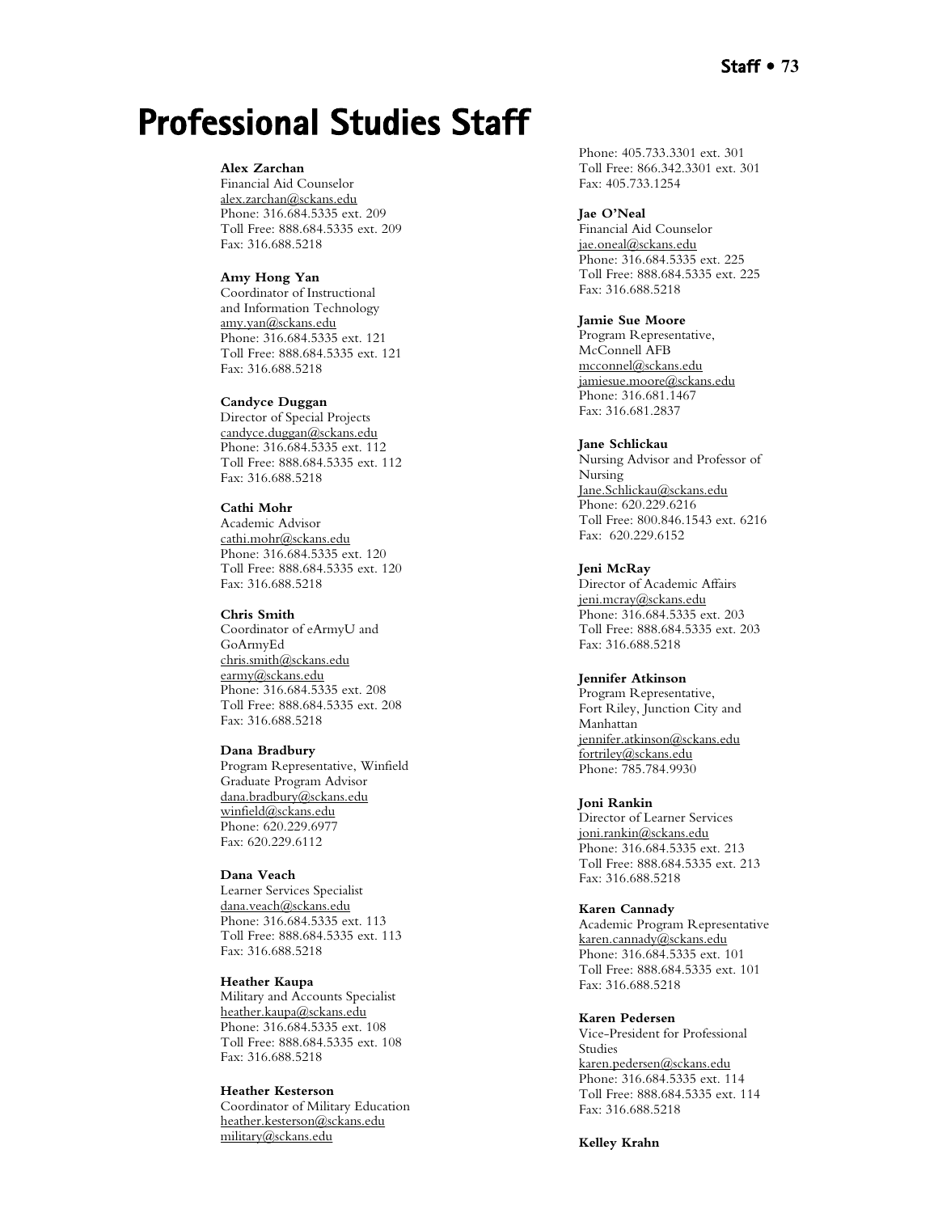# Professional Studies Staff

**Alex Zarchan**
Financial Aid Counselor
alex.zarchan@sckans.edu
Phone: 316.684.5335 ext. 209
Toll Free: 888.684.5335 ext. 209
Fax: 316.688.5218

**Amy Hong Yan**
Coordinator of Instructional and Information Technology
amy.yan@sckans.edu
Phone: 316.684.5335 ext. 121
Toll Free: 888.684.5335 ext. 121
Fax: 316.688.5218

**Candyce Duggan**
Director of Special Projects
candyce.duggan@sckans.edu
Phone: 316.684.5335 ext. 112
Toll Free: 888.684.5335 ext. 112
Fax: 316.688.5218

**Cathi Mohr**
Academic Advisor
cathi.mohr@sckans.edu
Phone: 316.684.5335 ext. 120
Toll Free: 888.684.5335 ext. 120
Fax: 316.688.5218

**Chris Smith**
Coordinator of eArmyU and GoArmyEd
chris.smith@sckans.edu
earmy@sckans.edu
Phone: 316.684.5335 ext. 208
Toll Free: 888.684.5335 ext. 208
Fax: 316.688.5218

**Dana Bradbury**
Program Representative, Winfield Graduate Program Advisor
dana.bradbury@sckans.edu
winfield@sckans.edu
Phone: 620.229.6977
Fax: 620.229.6112

**Dana Veach**
Learner Services Specialist
dana.veach@sckans.edu
Phone: 316.684.5335 ext. 113
Toll Free: 888.684.5335 ext. 113
Fax: 316.688.5218

**Heather Kaupa**
Military and Accounts Specialist
heather.kaupa@sckans.edu
Phone: 316.684.5335 ext. 108
Toll Free: 888.684.5335 ext. 108
Fax: 316.688.5218

**Heather Kesterson**
Coordinator of Military Education
heather.kesterson@sckans.edu
military@sckans.edu
Phone: 405.733.3301 ext. 301
Toll Free: 866.342.3301 ext. 301
Fax: 405.733.1254

**Jae O'Neal**
Financial Aid Counselor
jae.oneal@sckans.edu
Phone: 316.684.5335 ext. 225
Toll Free: 888.684.5335 ext. 225
Fax: 316.688.5218

**Jamie Sue Moore**
Program Representative, McConnell AFB
mcconnel@sckans.edu
jamiesue.moore@sckans.edu
Phone: 316.681.1467
Fax: 316.681.2837

**Jane Schlickau**
Nursing Advisor and Professor of Nursing
Jane.Schlickau@sckans.edu
Phone: 620.229.6216
Toll Free: 800.846.1543 ext. 6216
Fax: 620.229.6152

**Jeni McRay**
Director of Academic Affairs
jeni.mcray@sckans.edu
Phone: 316.684.5335 ext. 203
Toll Free: 888.684.5335 ext. 203
Fax: 316.688.5218

**Jennifer Atkinson**
Program Representative, Fort Riley, Junction City and Manhattan
jennifer.atkinson@sckans.edu
fortriley@sckans.edu
Phone: 785.784.9930

**Joni Rankin**
Director of Learner Services
joni.rankin@sckans.edu
Phone: 316.684.5335 ext. 213
Toll Free: 888.684.5335 ext. 213
Fax: 316.688.5218

**Karen Cannady**
Academic Program Representative
karen.cannady@sckans.edu
Phone: 316.684.5335 ext. 101
Toll Free: 888.684.5335 ext. 101
Fax: 316.688.5218

**Karen Pedersen**
Vice-President for Professional Studies
karen.pedersen@sckans.edu
Phone: 316.684.5335 ext. 114
Toll Free: 888.684.5335 ext. 114
Fax: 316.688.5218

**Kelley Krahn**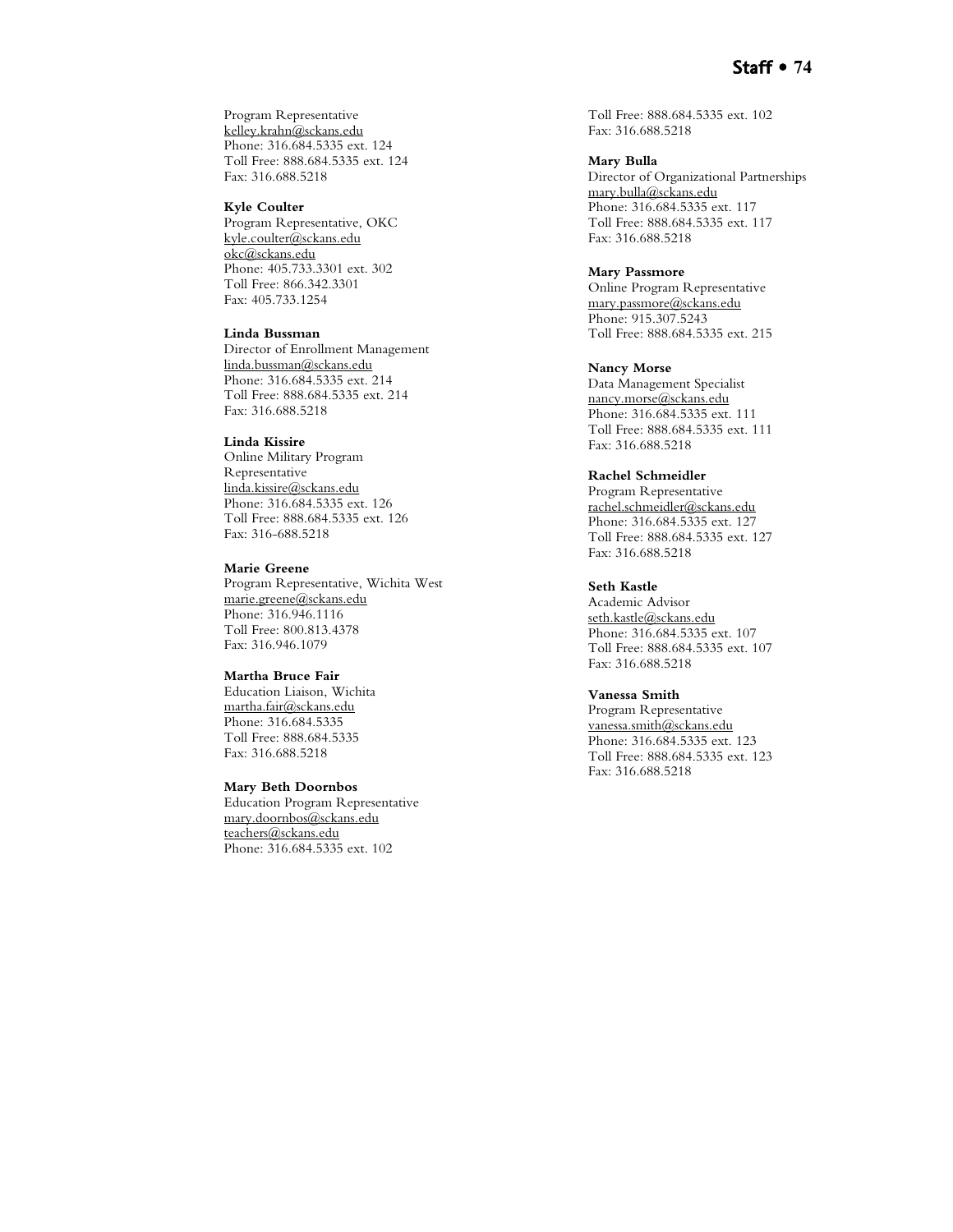Program Representative
kelley.krahn@sckans.edu
Phone: 316.684.5335 ext. 124
Toll Free: 888.684.5335 ext. 124
Fax: 316.688.5218

**Kyle Coulter**
Program Representative, OKC
kyle.coulter@sckans.edu
okc@sckans.edu
Phone: 405.733.3301 ext. 302
Toll Free: 866.342.3301
Fax: 405.733.1254

**Linda Bussman**
Director of Enrollment Management
linda.bussman@sckans.edu
Phone: 316.684.5335 ext. 214
Toll Free: 888.684.5335 ext. 214
Fax: 316.688.5218

**Linda Kissire**
Online Military Program Representative
linda.kissire@sckans.edu
Phone: 316.684.5335 ext. 126
Toll Free: 888.684.5335 ext. 126
Fax: 316-688.5218

**Marie Greene**
Program Representative, Wichita West
marie.greene@sckans.edu
Phone: 316.946.1116
Toll Free: 800.813.4378
Fax: 316.946.1079

**Martha Bruce Fair**
Education Liaison, Wichita
martha.fair@sckans.edu
Phone: 316.684.5335
Toll Free: 888.684.5335
Fax: 316.688.5218

**Mary Beth Doornbos**
Education Program Representative
mary.doornbos@sckans.edu
teachers@sckans.edu
Phone: 316.684.5335 ext. 102
Toll Free: 888.684.5335 ext. 102
Fax: 316.688.5218

**Mary Bulla**
Director of Organizational Partnerships
mary.bulla@sckans.edu
Phone: 316.684.5335 ext. 117
Toll Free: 888.684.5335 ext. 117
Fax: 316.688.5218

**Mary Passmore**
Online Program Representative
mary.passmore@sckans.edu
Phone: 915.307.5243
Toll Free: 888.684.5335 ext. 215

**Nancy Morse**
Data Management Specialist
nancy.morse@sckans.edu
Phone: 316.684.5335 ext. 111
Toll Free: 888.684.5335 ext. 111
Fax: 316.688.5218

**Rachel Schmeidler**
Program Representative
rachel.schmeidler@sckans.edu
Phone: 316.684.5335 ext. 127
Toll Free: 888.684.5335 ext. 127
Fax: 316.688.5218

**Seth Kastle**
Academic Advisor
seth.kastle@sckans.edu
Phone: 316.684.5335 ext. 107
Toll Free: 888.684.5335 ext. 107
Fax: 316.688.5218

**Vanessa Smith**
Program Representative
vanessa.smith@sckans.edu
Phone: 316.684.5335 ext. 123
Toll Free: 888.684.5335 ext. 123
Fax: 316.688.5218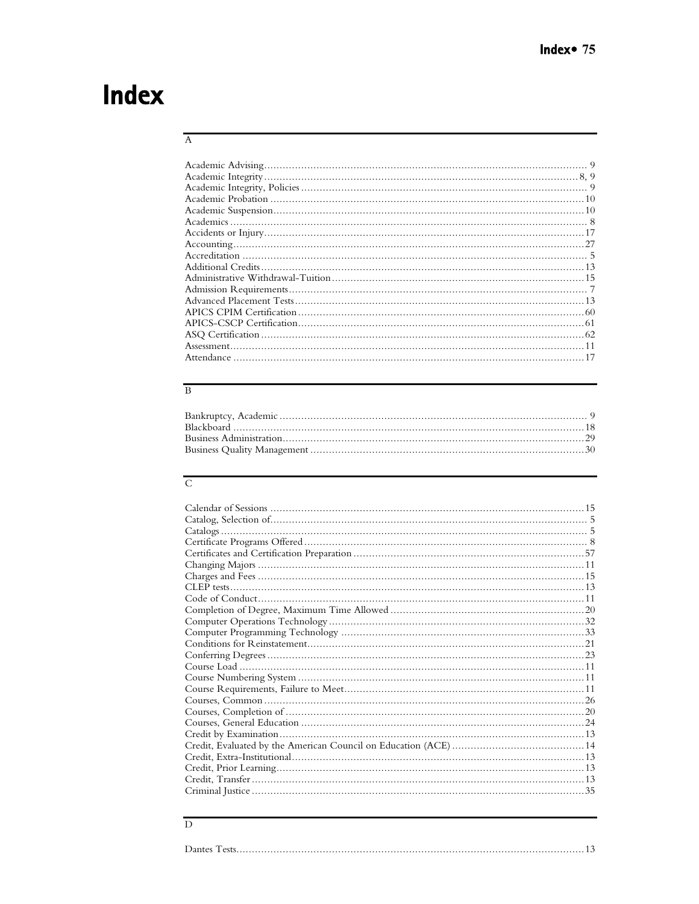# Index

## A

Academic Advising ... 9
Academic Integrity ... 8, 9
Academic Integrity, Policies ... 9
Academic Probation ... 10
Academic Suspension ... 10
Academics ... 8
Accidents or Injury ... 17
Accounting ... 27
Accreditation ... 5
Additional Credits ... 13
Administrative Withdrawal-Tuition ... 15
Admission Requirements ... 7
Advanced Placement Tests ... 13
APICS CPIM Certification ... 60
APICS-CSCP Certification ... 61
ASQ Certification ... 62
Assessment ... 11
Attendance ... 17

## B

Bankruptcy, Academic ... 9
Blackboard ... 18
Business Administration ... 29
Business Quality Management ... 30

## C

Calendar of Sessions ... 15
Catalog, Selection of ... 5
Catalogs ... 5
Certificate Programs Offered ... 8
Certificates and Certification Preparation ... 57
Changing Majors ... 11
Charges and Fees ... 15
CLEP tests ... 13
Code of Conduct ... 11
Completion of Degree, Maximum Time Allowed ... 20
Computer Operations Technology ... 32
Computer Programming Technology ... 33
Conditions for Reinstatement ... 21
Conferring Degrees ... 23
Course Load ... 11
Course Numbering System ... 11
Course Requirements, Failure to Meet ... 11
Courses, Common ... 26
Courses, Completion of ... 20
Courses, General Education ... 24
Credit by Examination ... 13
Credit, Evaluated by the American Council on Education (ACE) ... 14
Credit, Extra-Institutional ... 13
Credit, Prior Learning ... 13
Credit, Transfer ... 13
Criminal Justice ... 35

## D

Dantes Tests ... 13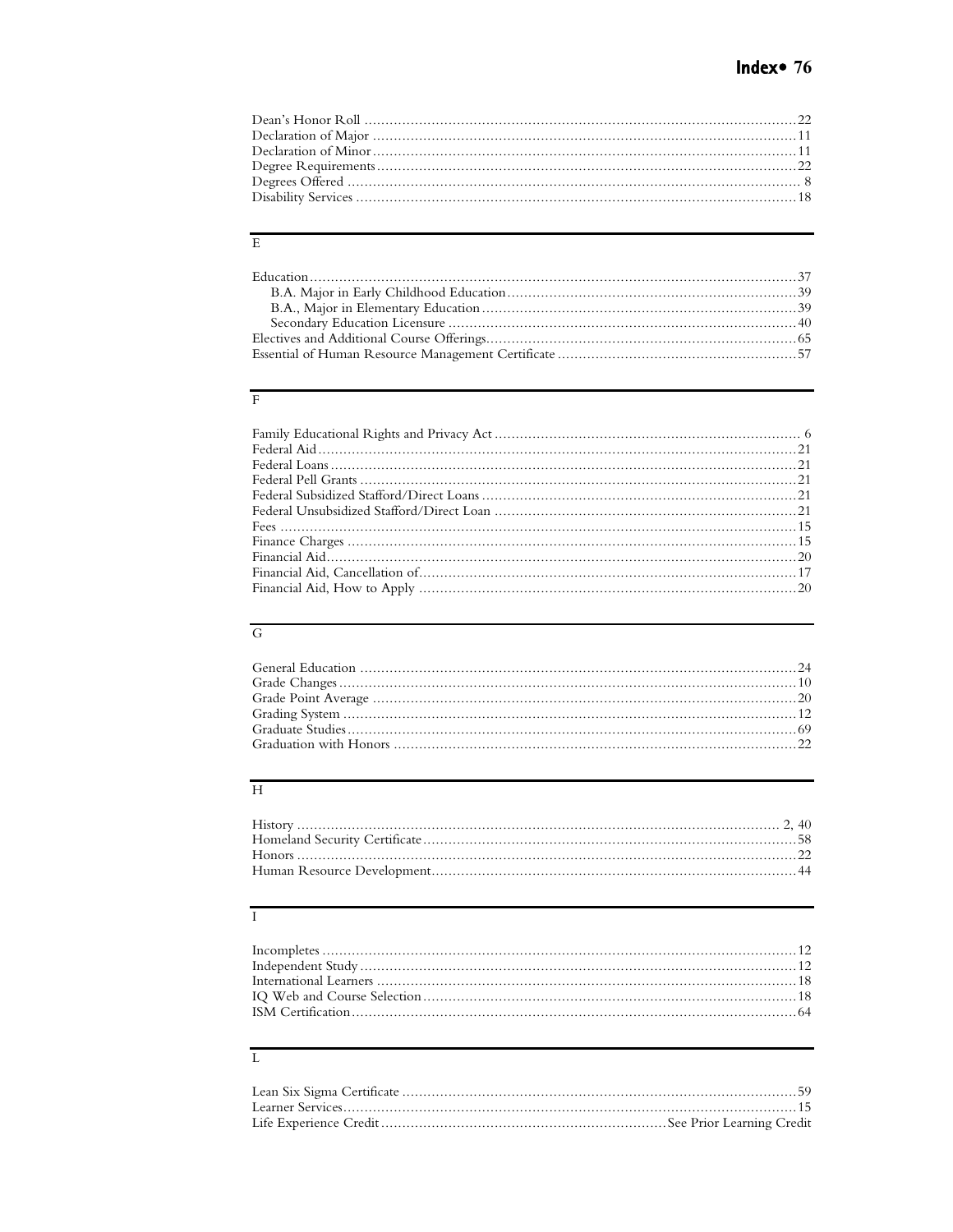Dean's Honor Roll ........ 22
Declaration of Major ........ 11
Declaration of Minor ........ 11
Degree Requirements ........ 22
Degrees Offered ........ 8
Disability Services ........ 18

## E

Education ........ 37
  B.A. Major in Early Childhood Education ........ 39
  B.A., Major in Elementary Education ........ 39
  Secondary Education Licensure ........ 40
Electives and Additional Course Offerings ........ 65
Essential of Human Resource Management Certificate ........ 57

## F

Family Educational Rights and Privacy Act ........ 6
Federal Aid ........ 21
Federal Loans ........ 21
Federal Pell Grants ........ 21
Federal Subsidized Stafford/Direct Loans ........ 21
Federal Unsubsidized Stafford/Direct Loan ........ 21
Fees ........ 15
Finance Charges ........ 15
Financial Aid ........ 20
Financial Aid, Cancellation of ........ 17
Financial Aid, How to Apply ........ 20

## G

General Education ........ 24
Grade Changes ........ 10
Grade Point Average ........ 20
Grading System ........ 12
Graduate Studies ........ 69
Graduation with Honors ........ 22

## H

History ........ 2, 40
Homeland Security Certificate ........ 58
Honors ........ 22
Human Resource Development ........ 44

## I

Incompletes ........ 12
Independent Study ........ 12
International Learners ........ 18
IQ Web and Course Selection ........ 18
ISM Certification ........ 64

## L

Lean Six Sigma Certificate ........ 59
Learner Services ........ 15
Life Experience Credit ........ See Prior Learning Credit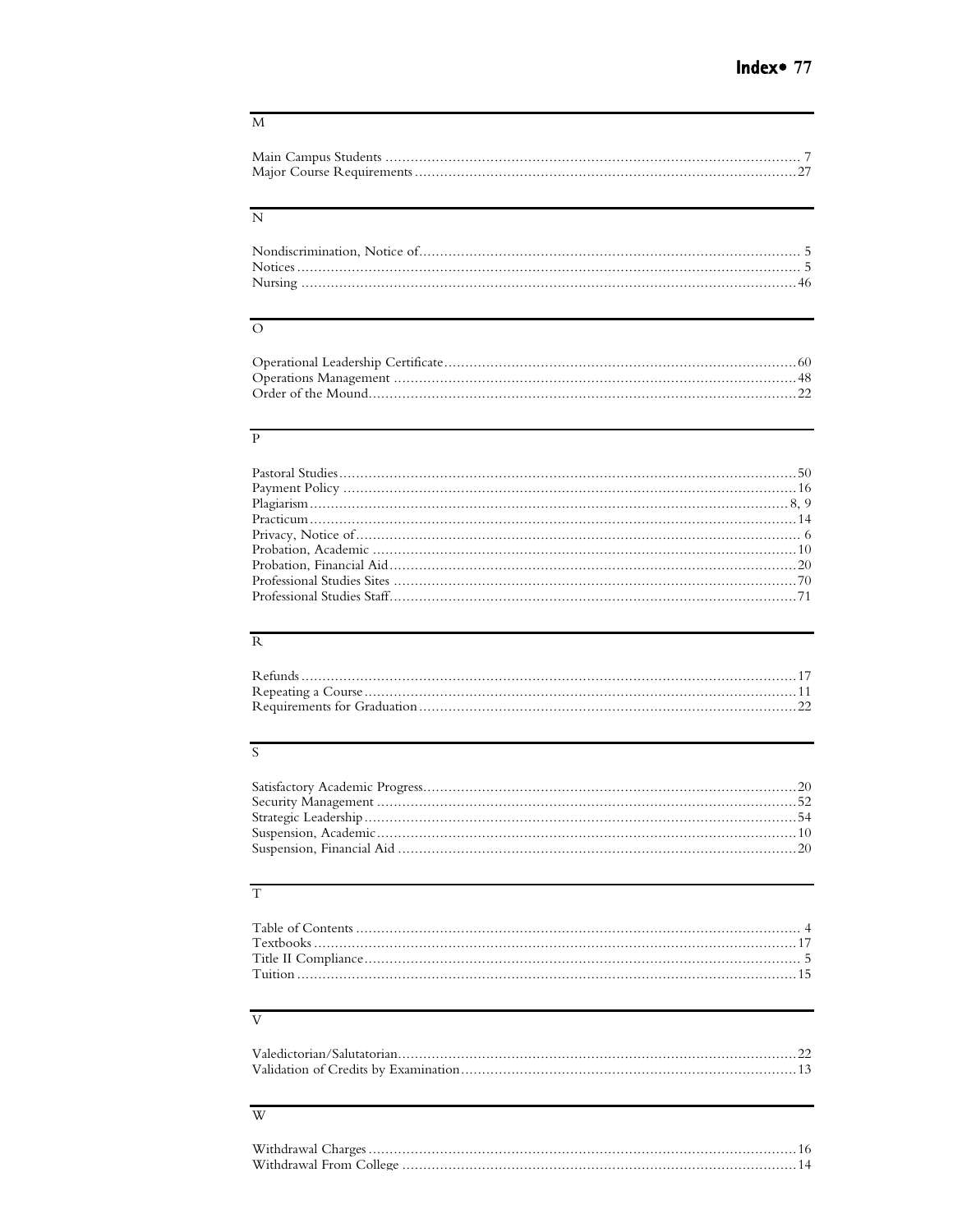## M

Main Campus Students .................................................................................................... 7
Major Course Requirements ..........................................................................................27

## N

Nondiscrimination, Notice of.......................................................................................... 5
Notices ........................................................................................................................... 5
Nursing ..........................................................................................................................46

## O

Operational Leadership Certificate..................................................................................60
Operations Management ................................................................................................48
Order of the Mound.......................................................................................................22

## P

Pastoral Studies..............................................................................................................50
Payment Policy ..............................................................................................................16
Plagiarism.....................................................................................................................8, 9
Practicum.......................................................................................................................14
Privacy, Notice of............................................................................................................ 6
Probation, Academic ......................................................................................................10
Probation, Financial Aid..................................................................................................20
Professional Studies Sites ...............................................................................................70
Professional Studies Staff.................................................................................................71

## R

Refunds ..........................................................................................................................17
Repeating a Course.........................................................................................................11
Requirements for Graduation .........................................................................................22

## S

Satisfactory Academic Progress........................................................................................20
Security Management ....................................................................................................52
Strategic Leadership .......................................................................................................54
Suspension, Academic....................................................................................................10
Suspension, Financial Aid ...............................................................................................20

## T

Table of Contents ............................................................................................................ 4
Textbooks ......................................................................................................................17
Title II Compliance.......................................................................................................... 5
Tuition ...........................................................................................................................15

## V

Valedictorian/Salutatorian...............................................................................................22
Validation of Credits by Examination...............................................................................13

## W

Withdrawal Charges .......................................................................................................16
Withdrawal From College ...............................................................................................14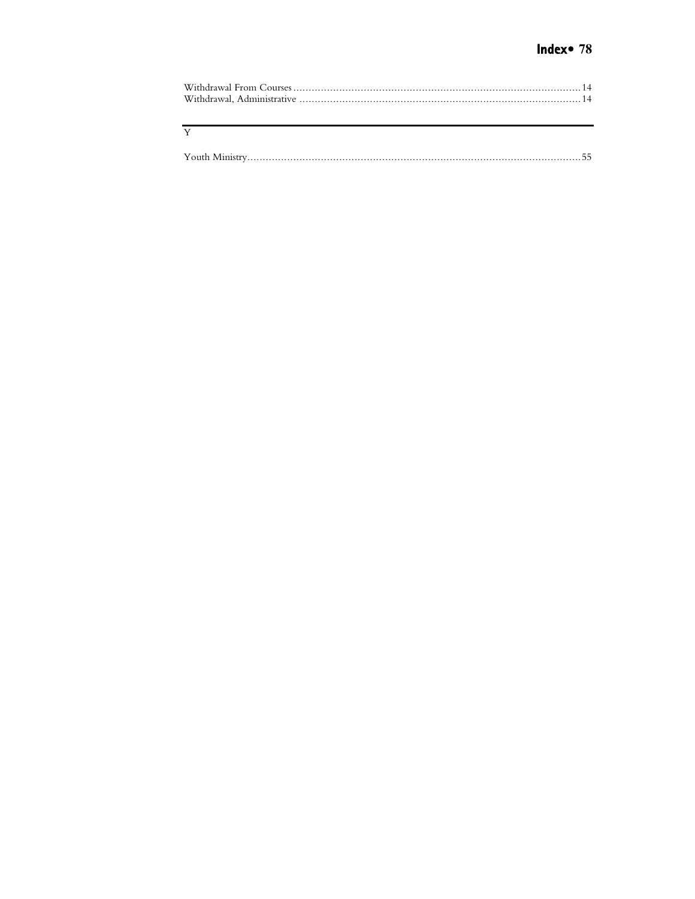Withdrawal From Courses ............................................................................................ 14
Withdrawal, Administrative .......................................................................................... 14

## Y

Youth Ministry............................................................................................................. 55